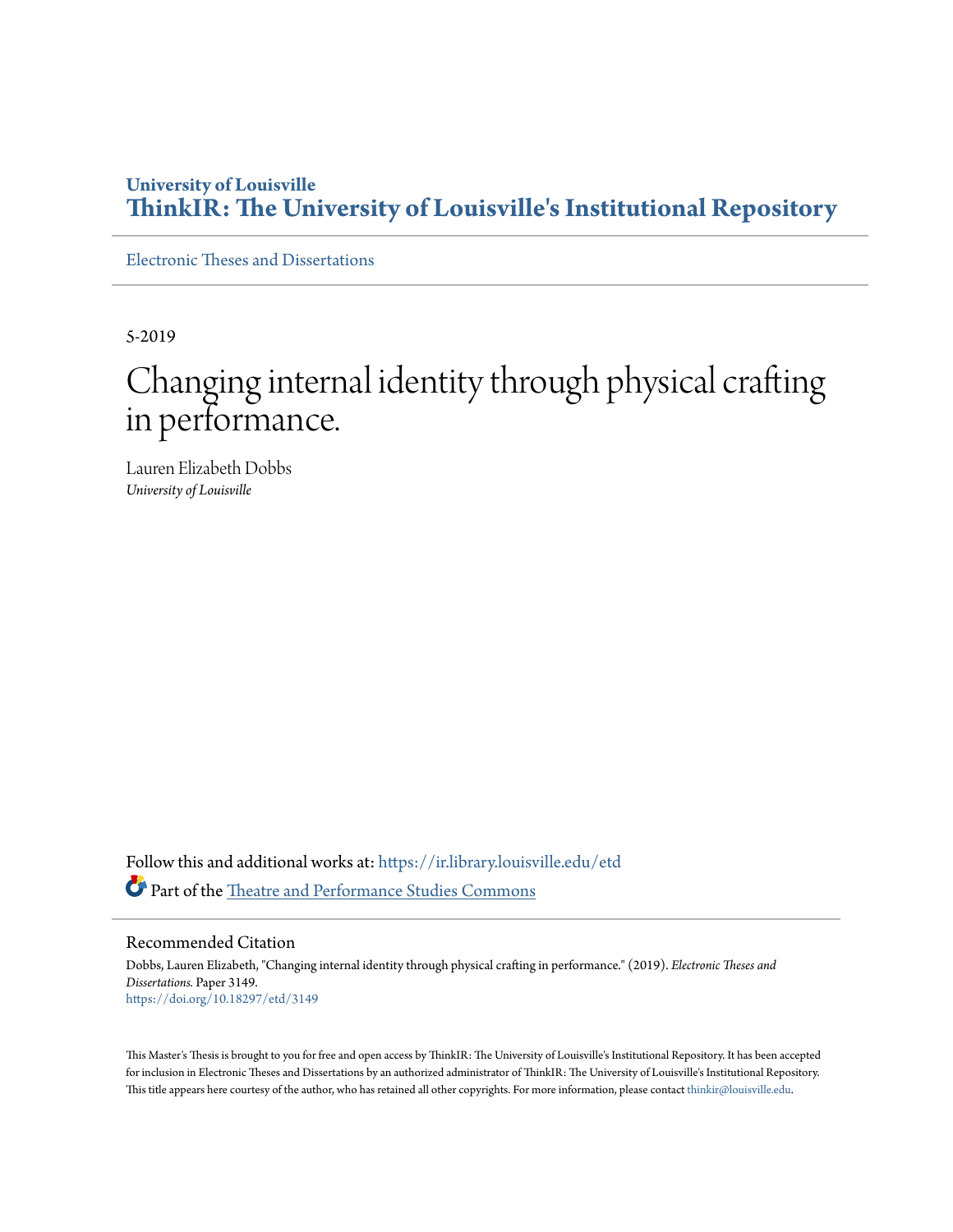**University of Louisville**
**ThinkIR: The University of Louisville's Institutional Repository**

Electronic Theses and Dissertations

5-2019

# Changing internal identity through physical crafting in performance.

Lauren Elizabeth Dobbs
*University of Louisville*

Follow this and additional works at: https://ir.library.louisville.edu/etd

Part of the Theatre and Performance Studies Commons

## Recommended Citation

Dobbs, Lauren Elizabeth, "Changing internal identity through physical crafting in performance." (2019). *Electronic Theses and Dissertations.* Paper 3149.
https://doi.org/10.18297/etd/3149

This Master's Thesis is brought to you for free and open access by ThinkIR: The University of Louisville's Institutional Repository. It has been accepted for inclusion in Electronic Theses and Dissertations by an authorized administrator of ThinkIR: The University of Louisville's Institutional Repository. This title appears here courtesy of the author, who has retained all other copyrights. For more information, please contact thinkir@louisville.edu.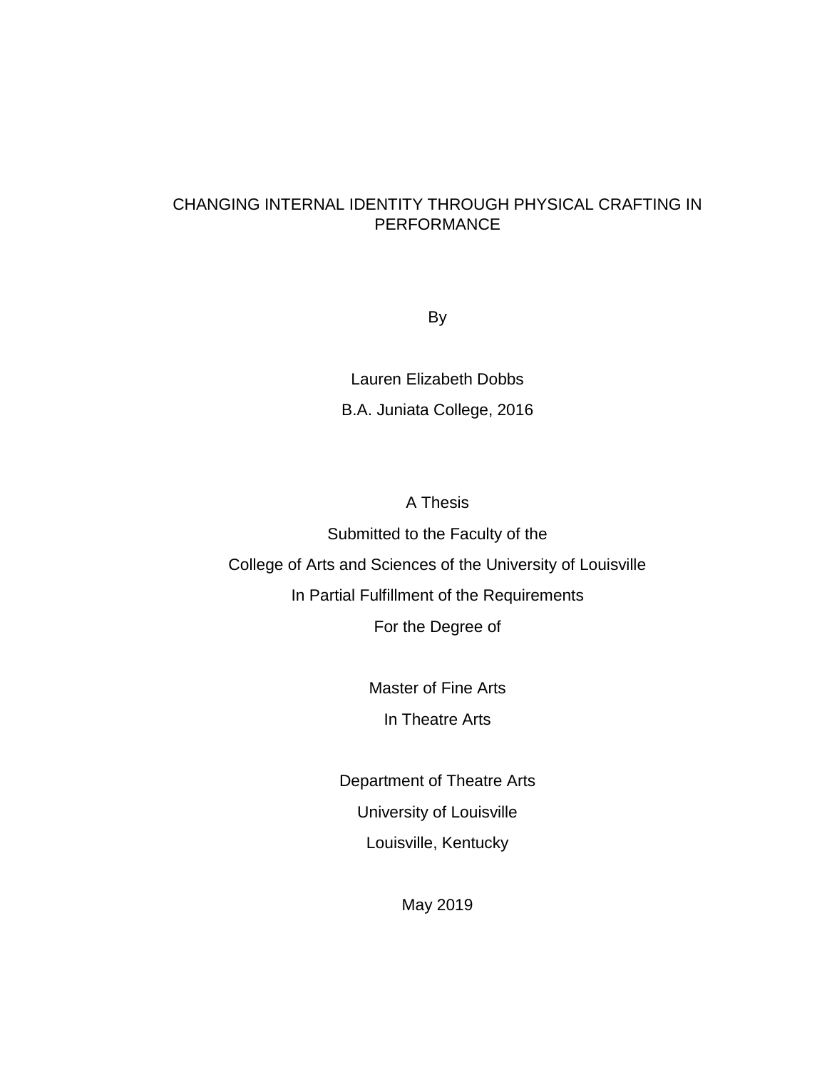# CHANGING INTERNAL IDENTITY THROUGH PHYSICAL CRAFTING IN PERFORMANCE

By

Lauren Elizabeth Dobbs

B.A. Juniata College, 2016

A Thesis

Submitted to the Faculty of the

College of Arts and Sciences of the University of Louisville

In Partial Fulfillment of the Requirements

For the Degree of

Master of Fine Arts

In Theatre Arts

Department of Theatre Arts

University of Louisville

Louisville, Kentucky

May 2019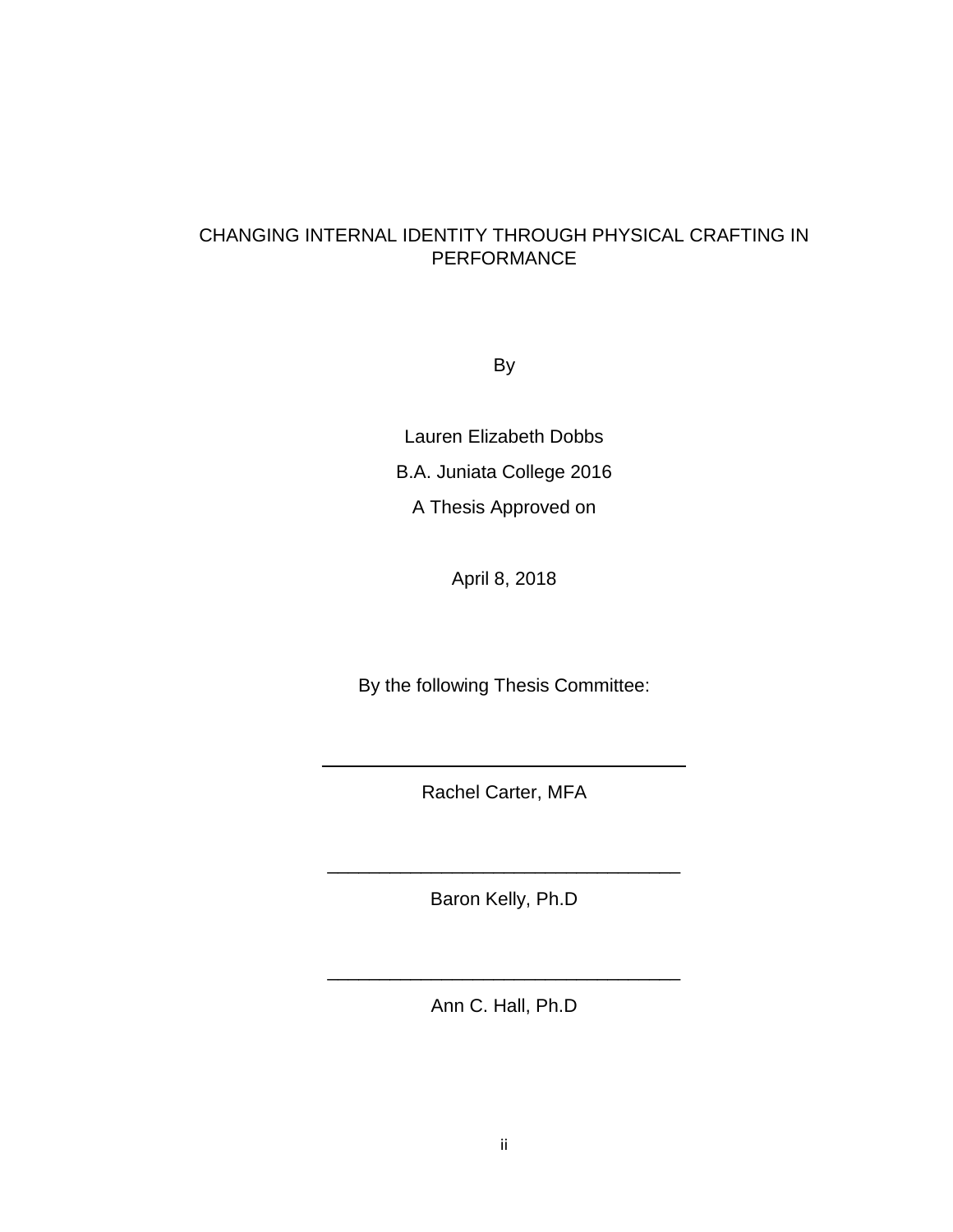CHANGING INTERNAL IDENTITY THROUGH PHYSICAL CRAFTING IN PERFORMANCE

By

Lauren Elizabeth Dobbs

B.A. Juniata College 2016

A Thesis Approved on

April 8, 2018

By the following Thesis Committee:

\_\_\_\_\_\_\_\_\_\_\_\_\_\_\_\_\_\_\_\_\_\_\_\_\_\_\_\_\_\_\_\_\_\_

Rachel Carter, MFA

\_\_\_\_\_\_\_\_\_\_\_\_\_\_\_\_\_\_\_\_\_\_\_\_\_\_\_\_\_\_\_\_\_\_

Baron Kelly, Ph.D

\_\_\_\_\_\_\_\_\_\_\_\_\_\_\_\_\_\_\_\_\_\_\_\_\_\_\_\_\_\_\_\_\_\_

Ann C. Hall, Ph.D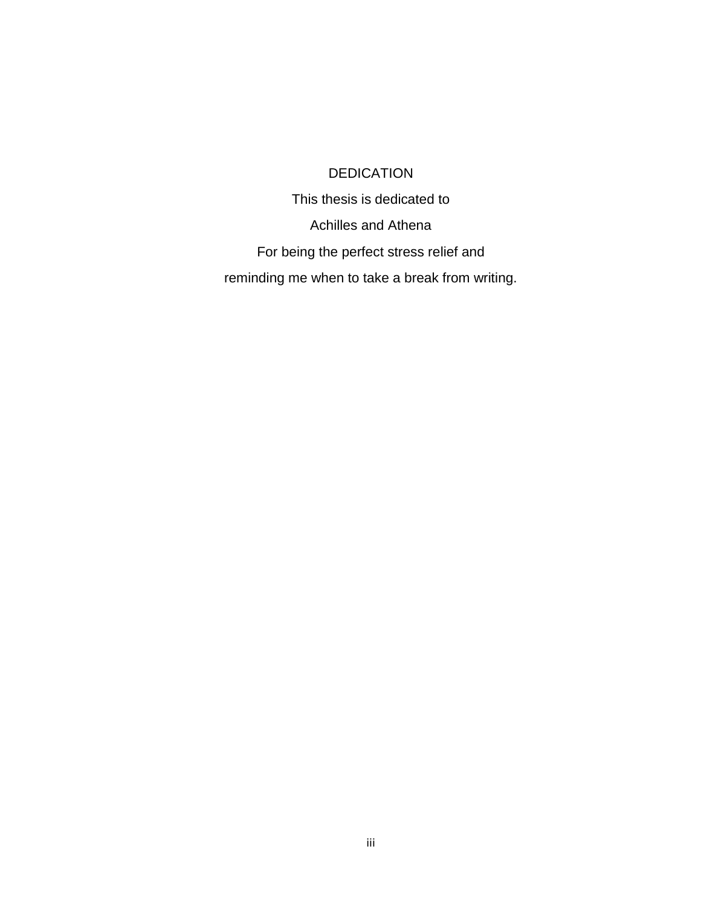# DEDICATION

This thesis is dedicated to

Achilles and Athena

For being the perfect stress relief and

reminding me when to take a break from writing.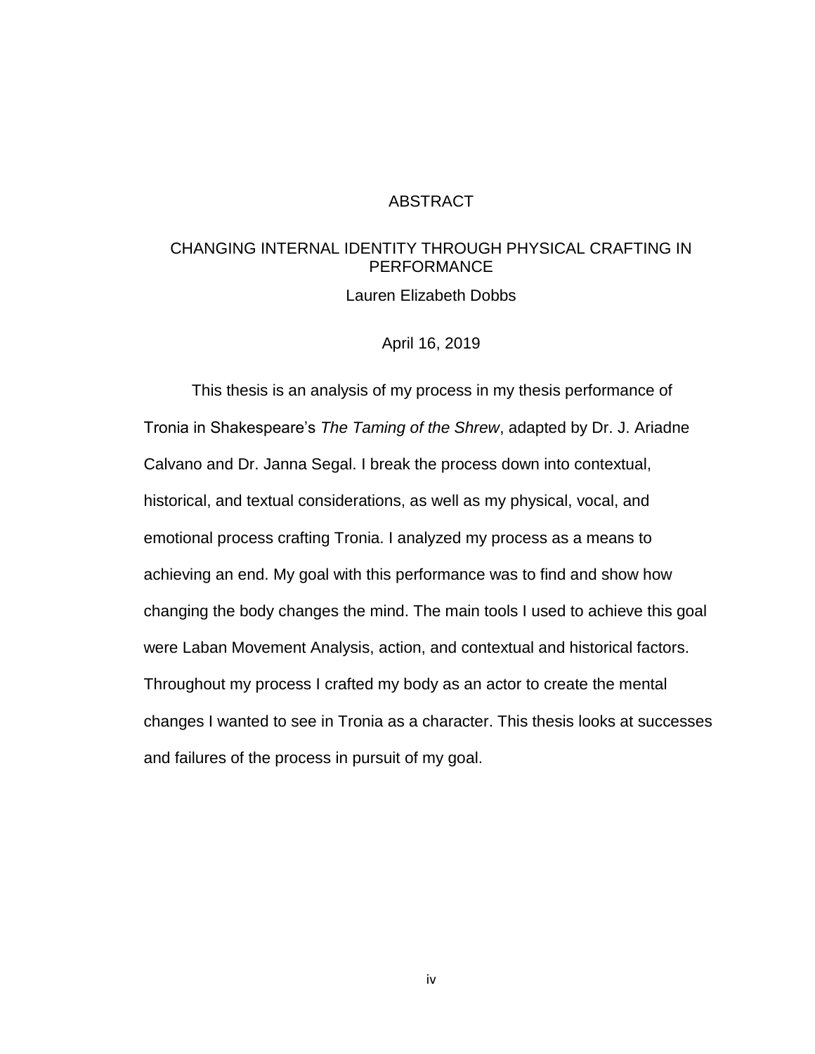# ABSTRACT

## CHANGING INTERNAL IDENTITY THROUGH PHYSICAL CRAFTING IN PERFORMANCE

Lauren Elizabeth Dobbs

April 16, 2019

This thesis is an analysis of my process in my thesis performance of Tronia in Shakespeare's *The Taming of the Shrew*, adapted by Dr. J. Ariadne Calvano and Dr. Janna Segal. I break the process down into contextual, historical, and textual considerations, as well as my physical, vocal, and emotional process crafting Tronia. I analyzed my process as a means to achieving an end. My goal with this performance was to find and show how changing the body changes the mind. The main tools I used to achieve this goal were Laban Movement Analysis, action, and contextual and historical factors. Throughout my process I crafted my body as an actor to create the mental changes I wanted to see in Tronia as a character. This thesis looks at successes and failures of the process in pursuit of my goal.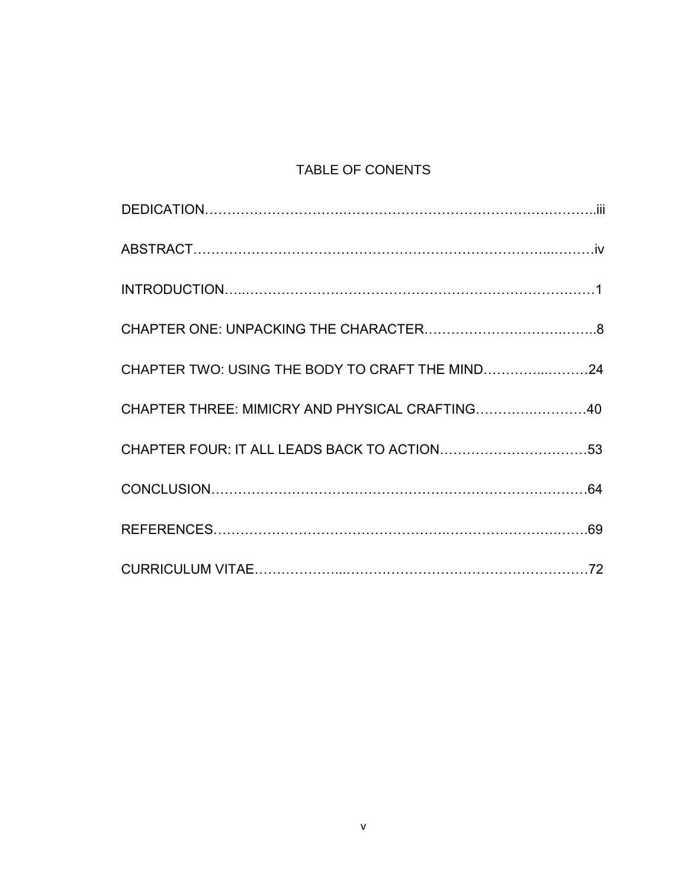# TABLE OF CONENTS

DEDICATION…………………………………………………………………………..iii

ABSTRACT……………………………………………………………………...………iv

INTRODUCTION…..…………………………………………………………………….1

CHAPTER ONE: UNPACKING THE CHARACTER……………………………….…..8

CHAPTER TWO: USING THE BODY TO CRAFT THE MIND………….....………24

CHAPTER THREE: MIMICRY AND PHYSICAL CRAFTING………….…………40

CHAPTER FOUR: IT ALL LEADS BACK TO ACTION……………………………53

CONCLUSION…………………………………………………………………………64

REFERENCES………………………………………………………………………….69

CURRICULUM VITAE…………….....…………………………………………………72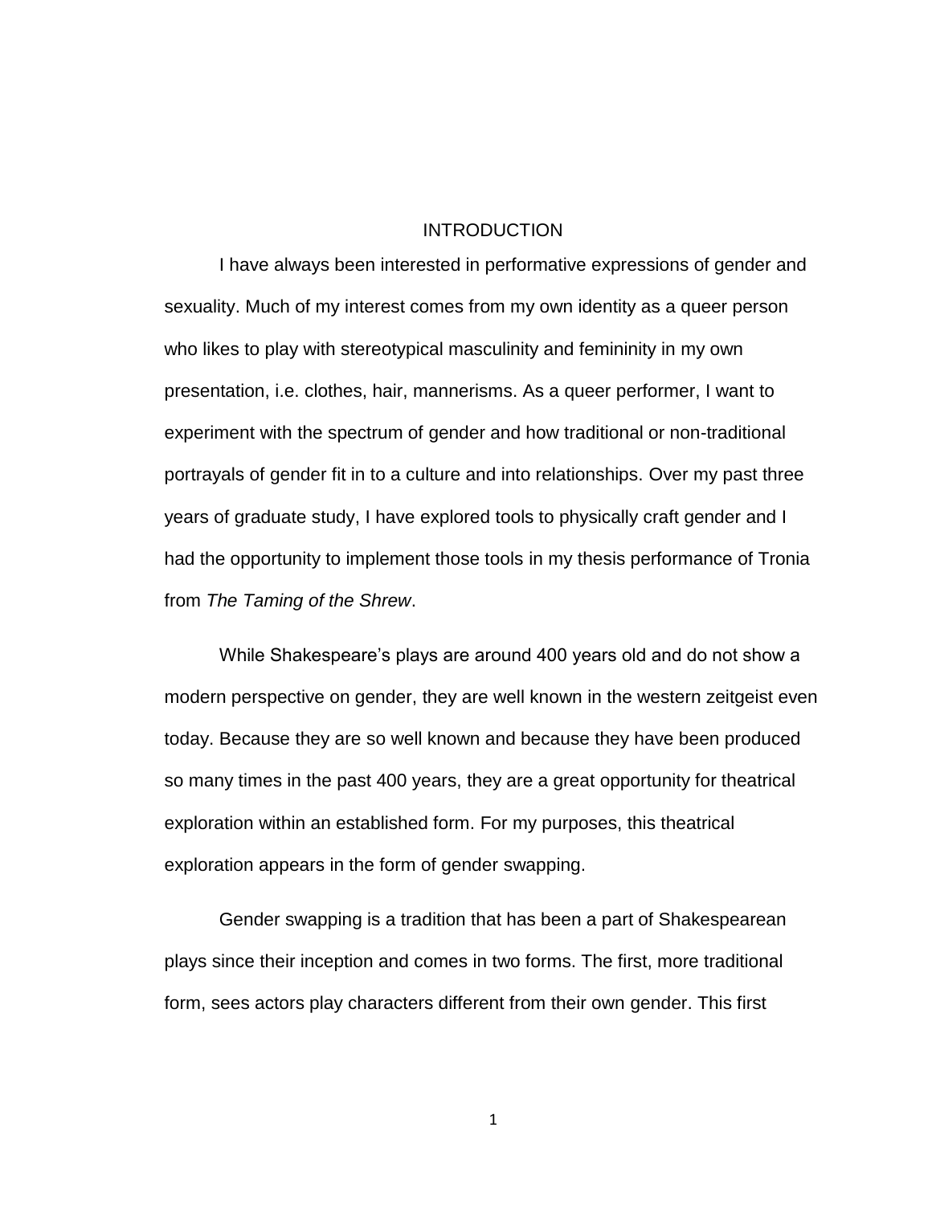# INTRODUCTION

I have always been interested in performative expressions of gender and sexuality. Much of my interest comes from my own identity as a queer person who likes to play with stereotypical masculinity and femininity in my own presentation, i.e. clothes, hair, mannerisms. As a queer performer, I want to experiment with the spectrum of gender and how traditional or non-traditional portrayals of gender fit in to a culture and into relationships. Over my past three years of graduate study, I have explored tools to physically craft gender and I had the opportunity to implement those tools in my thesis performance of Tronia from *The Taming of the Shrew*.

While Shakespeare's plays are around 400 years old and do not show a modern perspective on gender, they are well known in the western zeitgeist even today. Because they are so well known and because they have been produced so many times in the past 400 years, they are a great opportunity for theatrical exploration within an established form. For my purposes, this theatrical exploration appears in the form of gender swapping.

Gender swapping is a tradition that has been a part of Shakespearean plays since their inception and comes in two forms. The first, more traditional form, sees actors play characters different from their own gender. This first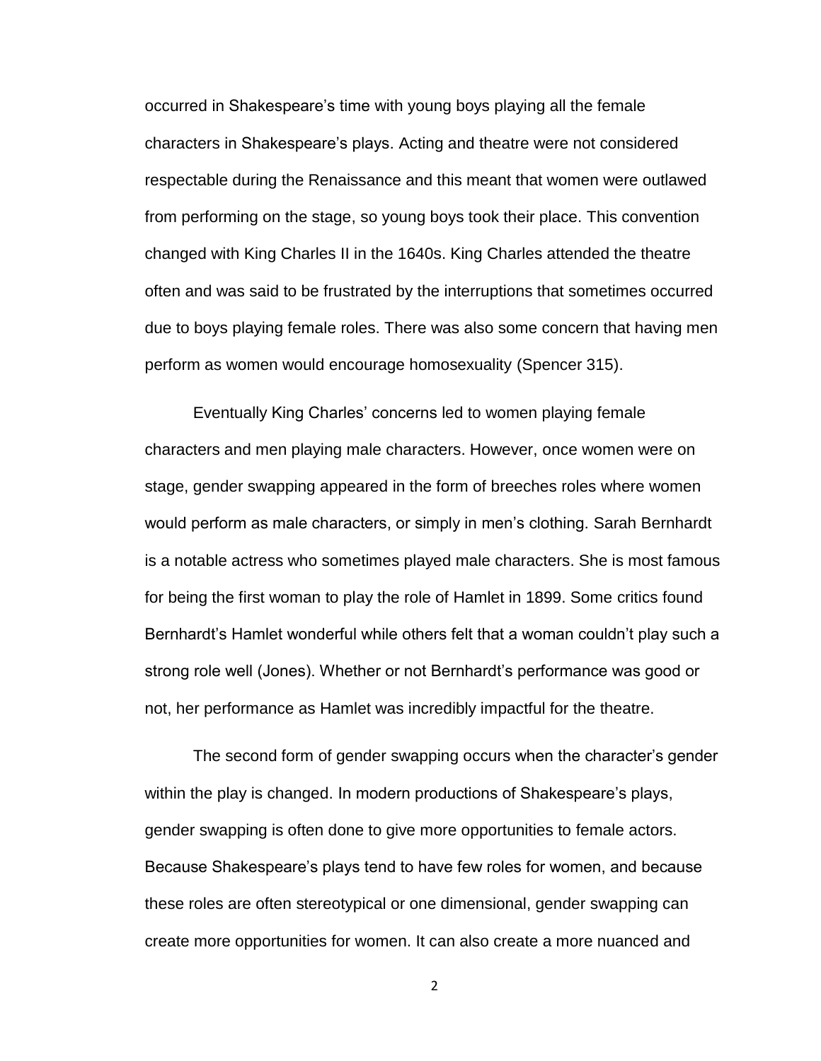occurred in Shakespeare's time with young boys playing all the female characters in Shakespeare's plays. Acting and theatre were not considered respectable during the Renaissance and this meant that women were outlawed from performing on the stage, so young boys took their place. This convention changed with King Charles II in the 1640s. King Charles attended the theatre often and was said to be frustrated by the interruptions that sometimes occurred due to boys playing female roles. There was also some concern that having men perform as women would encourage homosexuality (Spencer 315).

Eventually King Charles' concerns led to women playing female characters and men playing male characters. However, once women were on stage, gender swapping appeared in the form of breeches roles where women would perform as male characters, or simply in men's clothing. Sarah Bernhardt is a notable actress who sometimes played male characters. She is most famous for being the first woman to play the role of Hamlet in 1899. Some critics found Bernhardt's Hamlet wonderful while others felt that a woman couldn't play such a strong role well (Jones). Whether or not Bernhardt's performance was good or not, her performance as Hamlet was incredibly impactful for the theatre.

The second form of gender swapping occurs when the character's gender within the play is changed. In modern productions of Shakespeare's plays, gender swapping is often done to give more opportunities to female actors. Because Shakespeare's plays tend to have few roles for women, and because these roles are often stereotypical or one dimensional, gender swapping can create more opportunities for women. It can also create a more nuanced and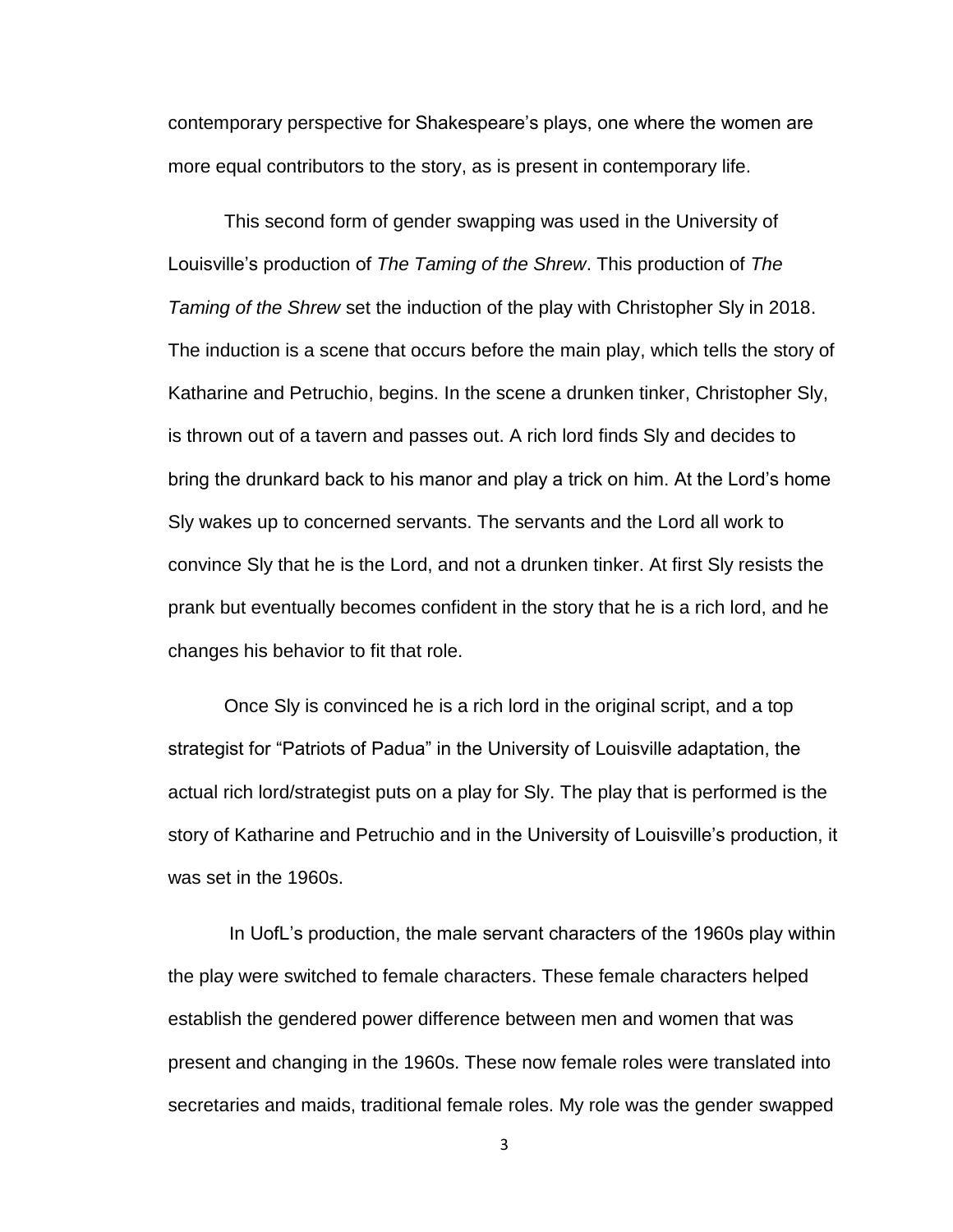contemporary perspective for Shakespeare's plays, one where the women are more equal contributors to the story, as is present in contemporary life.

This second form of gender swapping was used in the University of Louisville's production of *The Taming of the Shrew*. This production of *The Taming of the Shrew* set the induction of the play with Christopher Sly in 2018. The induction is a scene that occurs before the main play, which tells the story of Katharine and Petruchio, begins. In the scene a drunken tinker, Christopher Sly, is thrown out of a tavern and passes out. A rich lord finds Sly and decides to bring the drunkard back to his manor and play a trick on him. At the Lord's home Sly wakes up to concerned servants. The servants and the Lord all work to convince Sly that he is the Lord, and not a drunken tinker. At first Sly resists the prank but eventually becomes confident in the story that he is a rich lord, and he changes his behavior to fit that role.

Once Sly is convinced he is a rich lord in the original script, and a top strategist for "Patriots of Padua" in the University of Louisville adaptation, the actual rich lord/strategist puts on a play for Sly. The play that is performed is the story of Katharine and Petruchio and in the University of Louisville's production, it was set in the 1960s.

In UofL's production, the male servant characters of the 1960s play within the play were switched to female characters. These female characters helped establish the gendered power difference between men and women that was present and changing in the 1960s. These now female roles were translated into secretaries and maids, traditional female roles. My role was the gender swapped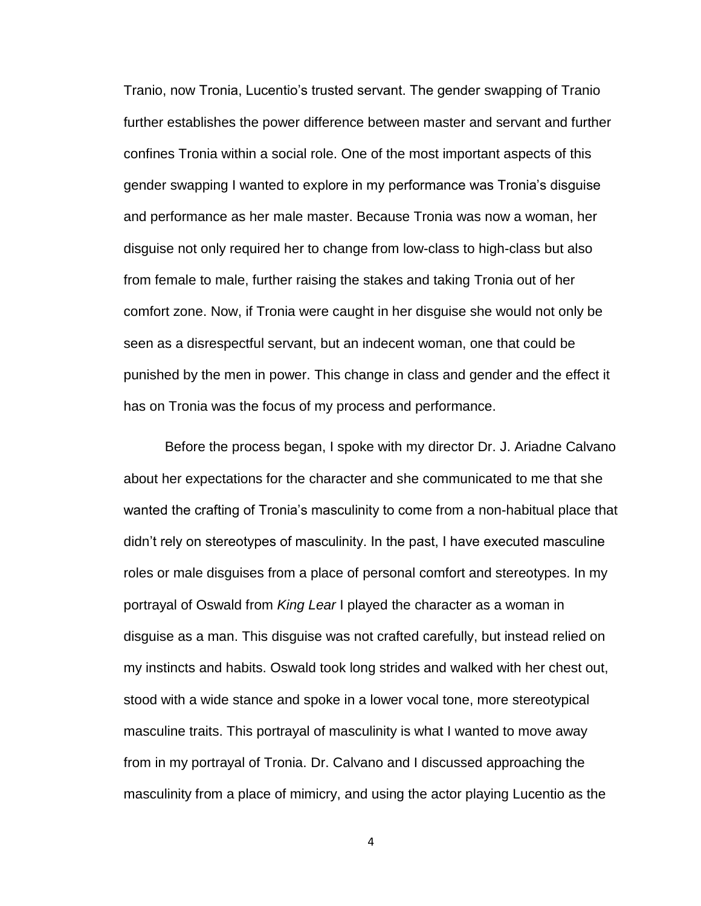Tranio, now Tronia, Lucentio's trusted servant. The gender swapping of Tranio further establishes the power difference between master and servant and further confines Tronia within a social role. One of the most important aspects of this gender swapping I wanted to explore in my performance was Tronia's disguise and performance as her male master. Because Tronia was now a woman, her disguise not only required her to change from low-class to high-class but also from female to male, further raising the stakes and taking Tronia out of her comfort zone. Now, if Tronia were caught in her disguise she would not only be seen as a disrespectful servant, but an indecent woman, one that could be punished by the men in power. This change in class and gender and the effect it has on Tronia was the focus of my process and performance.

Before the process began, I spoke with my director Dr. J. Ariadne Calvano about her expectations for the character and she communicated to me that she wanted the crafting of Tronia's masculinity to come from a non-habitual place that didn't rely on stereotypes of masculinity. In the past, I have executed masculine roles or male disguises from a place of personal comfort and stereotypes. In my portrayal of Oswald from *King Lear* I played the character as a woman in disguise as a man. This disguise was not crafted carefully, but instead relied on my instincts and habits. Oswald took long strides and walked with her chest out, stood with a wide stance and spoke in a lower vocal tone, more stereotypical masculine traits. This portrayal of masculinity is what I wanted to move away from in my portrayal of Tronia. Dr. Calvano and I discussed approaching the masculinity from a place of mimicry, and using the actor playing Lucentio as the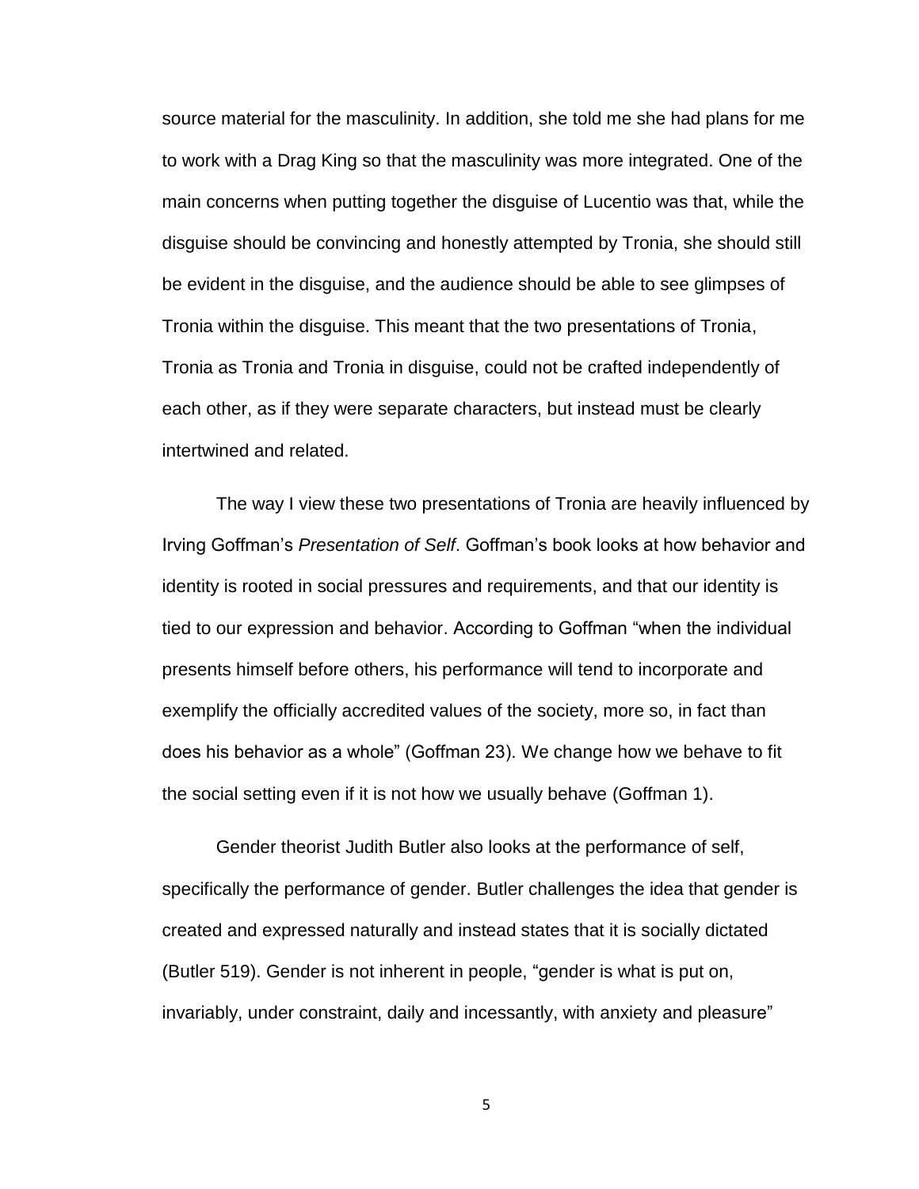source material for the masculinity. In addition, she told me she had plans for me to work with a Drag King so that the masculinity was more integrated. One of the main concerns when putting together the disguise of Lucentio was that, while the disguise should be convincing and honestly attempted by Tronia, she should still be evident in the disguise, and the audience should be able to see glimpses of Tronia within the disguise. This meant that the two presentations of Tronia, Tronia as Tronia and Tronia in disguise, could not be crafted independently of each other, as if they were separate characters, but instead must be clearly intertwined and related.

The way I view these two presentations of Tronia are heavily influenced by Irving Goffman's *Presentation of Self*. Goffman's book looks at how behavior and identity is rooted in social pressures and requirements, and that our identity is tied to our expression and behavior. According to Goffman "when the individual presents himself before others, his performance will tend to incorporate and exemplify the officially accredited values of the society, more so, in fact than does his behavior as a whole" (Goffman 23). We change how we behave to fit the social setting even if it is not how we usually behave (Goffman 1).

Gender theorist Judith Butler also looks at the performance of self, specifically the performance of gender. Butler challenges the idea that gender is created and expressed naturally and instead states that it is socially dictated (Butler 519). Gender is not inherent in people, "gender is what is put on, invariably, under constraint, daily and incessantly, with anxiety and pleasure"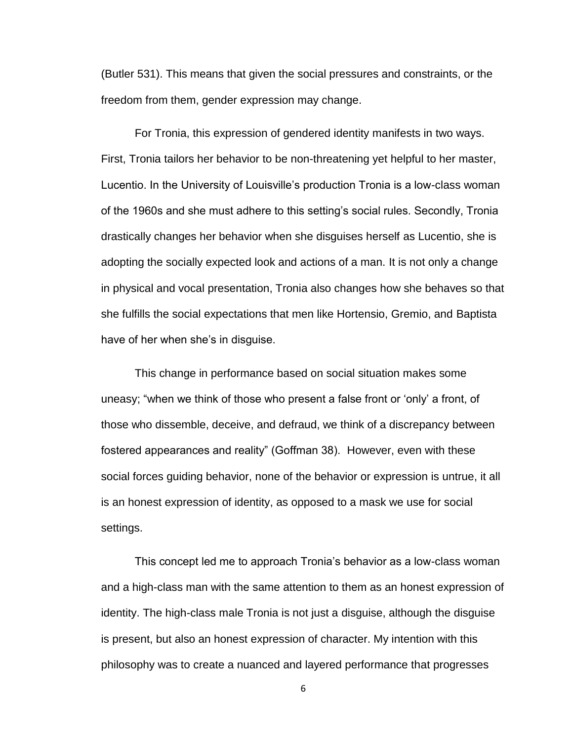(Butler 531). This means that given the social pressures and constraints, or the freedom from them, gender expression may change.

For Tronia, this expression of gendered identity manifests in two ways. First, Tronia tailors her behavior to be non-threatening yet helpful to her master, Lucentio. In the University of Louisville's production Tronia is a low-class woman of the 1960s and she must adhere to this setting's social rules. Secondly, Tronia drastically changes her behavior when she disguises herself as Lucentio, she is adopting the socially expected look and actions of a man. It is not only a change in physical and vocal presentation, Tronia also changes how she behaves so that she fulfills the social expectations that men like Hortensio, Gremio, and Baptista have of her when she's in disguise.

This change in performance based on social situation makes some uneasy; "when we think of those who present a false front or 'only' a front, of those who dissemble, deceive, and defraud, we think of a discrepancy between fostered appearances and reality" (Goffman 38). However, even with these social forces guiding behavior, none of the behavior or expression is untrue, it all is an honest expression of identity, as opposed to a mask we use for social settings.

This concept led me to approach Tronia's behavior as a low-class woman and a high-class man with the same attention to them as an honest expression of identity. The high-class male Tronia is not just a disguise, although the disguise is present, but also an honest expression of character. My intention with this philosophy was to create a nuanced and layered performance that progresses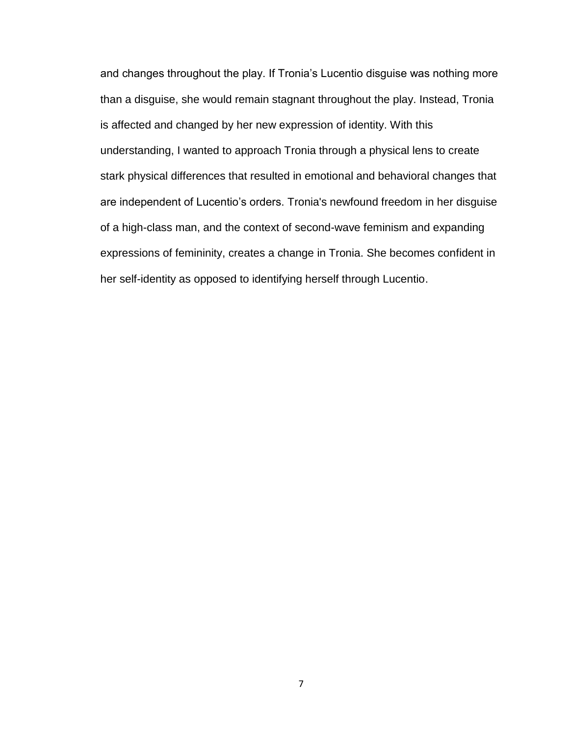and changes throughout the play. If Tronia's Lucentio disguise was nothing more than a disguise, she would remain stagnant throughout the play. Instead, Tronia is affected and changed by her new expression of identity. With this understanding, I wanted to approach Tronia through a physical lens to create stark physical differences that resulted in emotional and behavioral changes that are independent of Lucentio's orders. Tronia's newfound freedom in her disguise of a high-class man, and the context of second-wave feminism and expanding expressions of femininity, creates a change in Tronia. She becomes confident in her self-identity as opposed to identifying herself through Lucentio.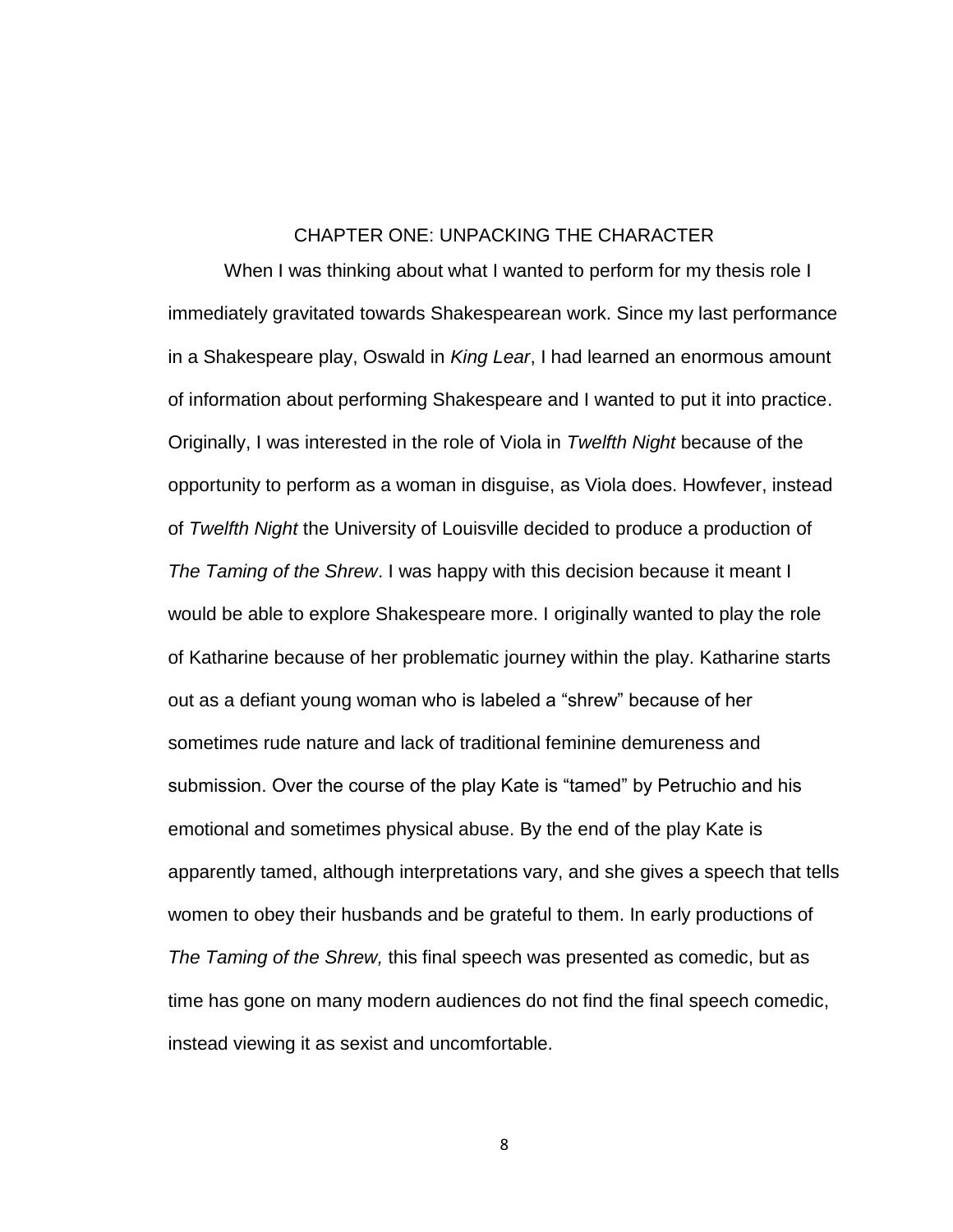# CHAPTER ONE: UNPACKING THE CHARACTER

When I was thinking about what I wanted to perform for my thesis role I immediately gravitated towards Shakespearean work. Since my last performance in a Shakespeare play, Oswald in *King Lear*, I had learned an enormous amount of information about performing Shakespeare and I wanted to put it into practice. Originally, I was interested in the role of Viola in *Twelfth Night* because of the opportunity to perform as a woman in disguise, as Viola does. Howfever, instead of *Twelfth Night* the University of Louisville decided to produce a production of *The Taming of the Shrew*. I was happy with this decision because it meant I would be able to explore Shakespeare more. I originally wanted to play the role of Katharine because of her problematic journey within the play. Katharine starts out as a defiant young woman who is labeled a "shrew" because of her sometimes rude nature and lack of traditional feminine demureness and submission. Over the course of the play Kate is "tamed" by Petruchio and his emotional and sometimes physical abuse. By the end of the play Kate is apparently tamed, although interpretations vary, and she gives a speech that tells women to obey their husbands and be grateful to them. In early productions of *The Taming of the Shrew,* this final speech was presented as comedic, but as time has gone on many modern audiences do not find the final speech comedic, instead viewing it as sexist and uncomfortable.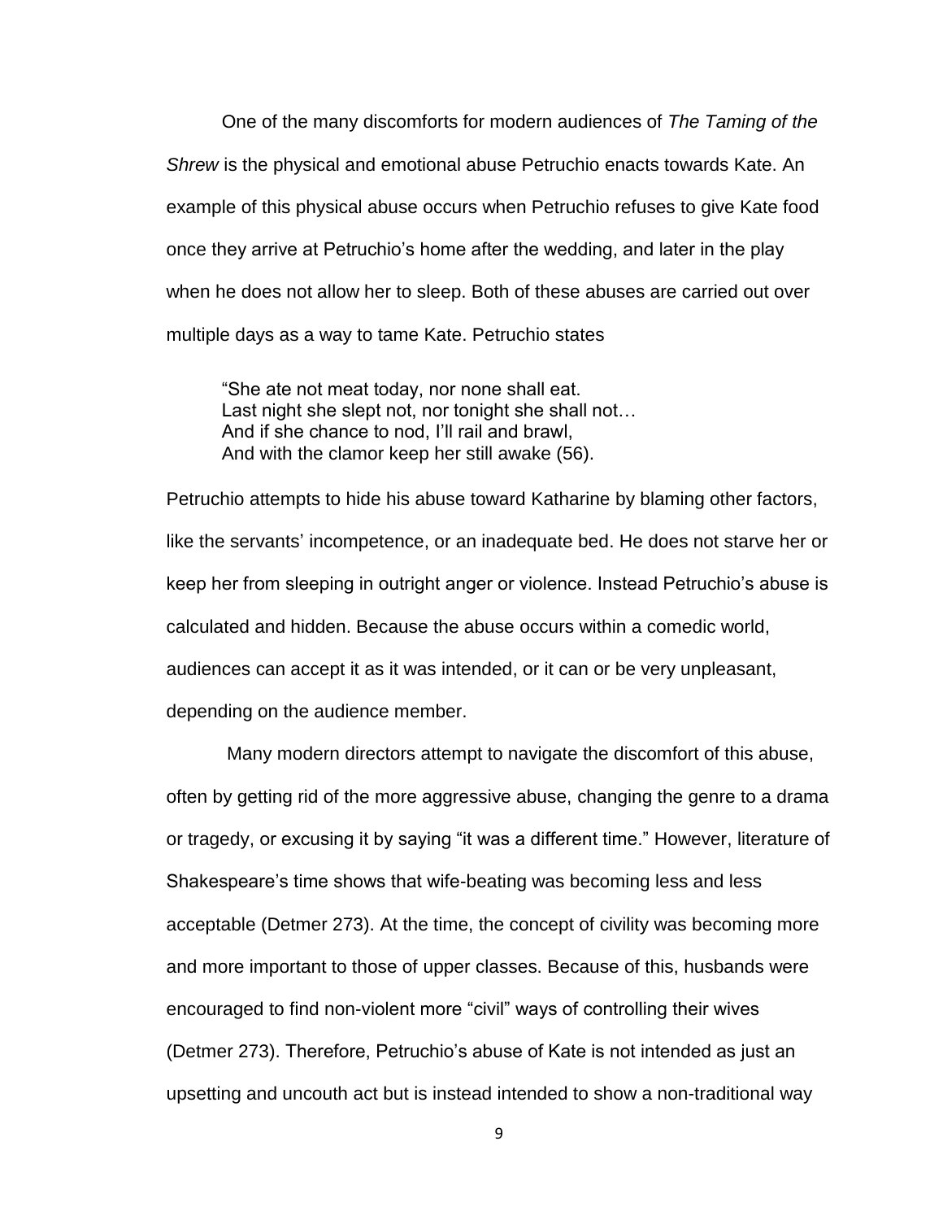One of the many discomforts for modern audiences of *The Taming of the Shrew* is the physical and emotional abuse Petruchio enacts towards Kate. An example of this physical abuse occurs when Petruchio refuses to give Kate food once they arrive at Petruchio's home after the wedding, and later in the play when he does not allow her to sleep. Both of these abuses are carried out over multiple days as a way to tame Kate. Petruchio states

> "She ate not meat today, nor none shall eat.
> Last night she slept not, nor tonight she shall not…
> And if she chance to nod, I'll rail and brawl,
> And with the clamor keep her still awake (56).

Petruchio attempts to hide his abuse toward Katharine by blaming other factors, like the servants' incompetence, or an inadequate bed. He does not starve her or keep her from sleeping in outright anger or violence. Instead Petruchio's abuse is calculated and hidden. Because the abuse occurs within a comedic world, audiences can accept it as it was intended, or it can or be very unpleasant, depending on the audience member.

Many modern directors attempt to navigate the discomfort of this abuse, often by getting rid of the more aggressive abuse, changing the genre to a drama or tragedy, or excusing it by saying "it was a different time." However, literature of Shakespeare's time shows that wife-beating was becoming less and less acceptable (Detmer 273). At the time, the concept of civility was becoming more and more important to those of upper classes. Because of this, husbands were encouraged to find non-violent more "civil" ways of controlling their wives (Detmer 273). Therefore, Petruchio's abuse of Kate is not intended as just an upsetting and uncouth act but is instead intended to show a non-traditional way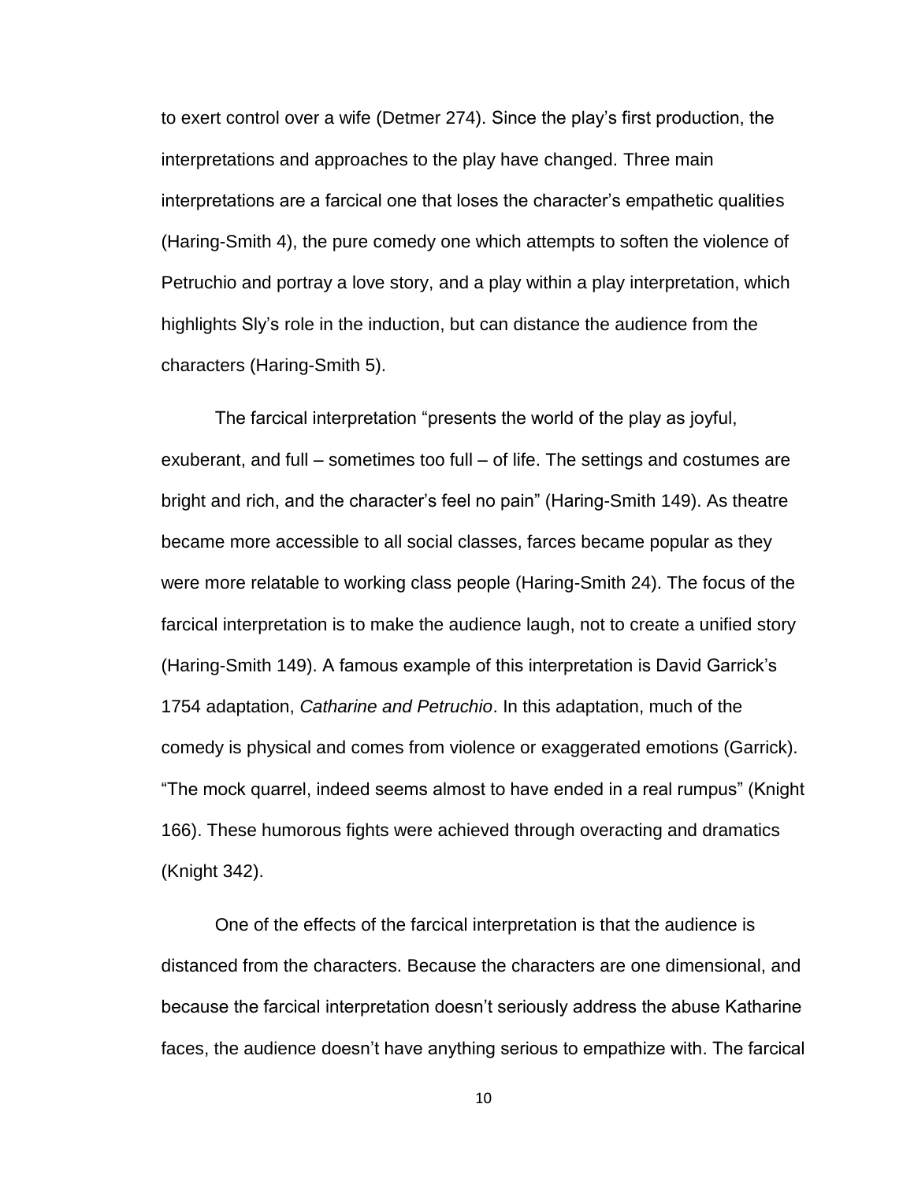to exert control over a wife (Detmer 274). Since the play's first production, the interpretations and approaches to the play have changed. Three main interpretations are a farcical one that loses the character's empathetic qualities (Haring-Smith 4), the pure comedy one which attempts to soften the violence of Petruchio and portray a love story, and a play within a play interpretation, which highlights Sly's role in the induction, but can distance the audience from the characters (Haring-Smith 5).

The farcical interpretation "presents the world of the play as joyful, exuberant, and full – sometimes too full – of life. The settings and costumes are bright and rich, and the character's feel no pain" (Haring-Smith 149). As theatre became more accessible to all social classes, farces became popular as they were more relatable to working class people (Haring-Smith 24). The focus of the farcical interpretation is to make the audience laugh, not to create a unified story (Haring-Smith 149). A famous example of this interpretation is David Garrick's 1754 adaptation, *Catharine and Petruchio*. In this adaptation, much of the comedy is physical and comes from violence or exaggerated emotions (Garrick). "The mock quarrel, indeed seems almost to have ended in a real rumpus" (Knight 166). These humorous fights were achieved through overacting and dramatics (Knight 342).

One of the effects of the farcical interpretation is that the audience is distanced from the characters. Because the characters are one dimensional, and because the farcical interpretation doesn't seriously address the abuse Katharine faces, the audience doesn't have anything serious to empathize with. The farcical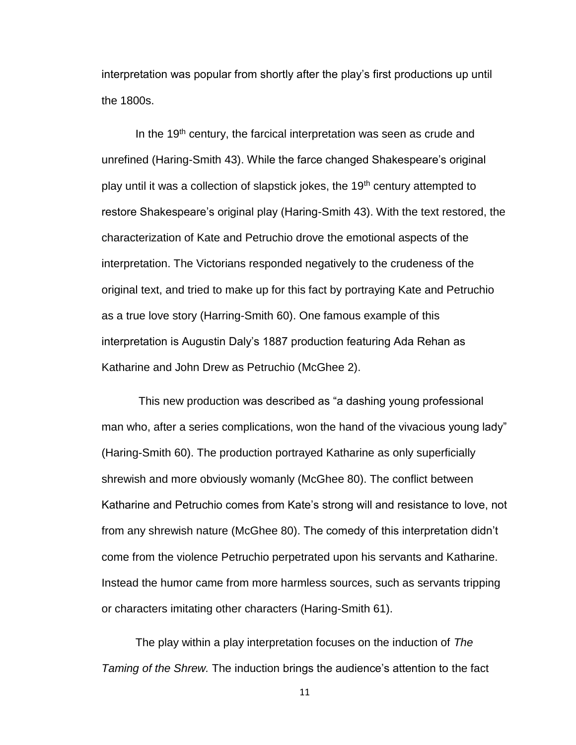interpretation was popular from shortly after the play's first productions up until the 1800s.

In the 19th century, the farcical interpretation was seen as crude and unrefined (Haring-Smith 43). While the farce changed Shakespeare's original play until it was a collection of slapstick jokes, the 19th century attempted to restore Shakespeare's original play (Haring-Smith 43). With the text restored, the characterization of Kate and Petruchio drove the emotional aspects of the interpretation. The Victorians responded negatively to the crudeness of the original text, and tried to make up for this fact by portraying Kate and Petruchio as a true love story (Harring-Smith 60). One famous example of this interpretation is Augustin Daly's 1887 production featuring Ada Rehan as Katharine and John Drew as Petruchio (McGhee 2).

This new production was described as "a dashing young professional man who, after a series complications, won the hand of the vivacious young lady" (Haring-Smith 60). The production portrayed Katharine as only superficially shrewish and more obviously womanly (McGhee 80). The conflict between Katharine and Petruchio comes from Kate's strong will and resistance to love, not from any shrewish nature (McGhee 80). The comedy of this interpretation didn't come from the violence Petruchio perpetrated upon his servants and Katharine. Instead the humor came from more harmless sources, such as servants tripping or characters imitating other characters (Haring-Smith 61).

The play within a play interpretation focuses on the induction of *The Taming of the Shrew.* The induction brings the audience's attention to the fact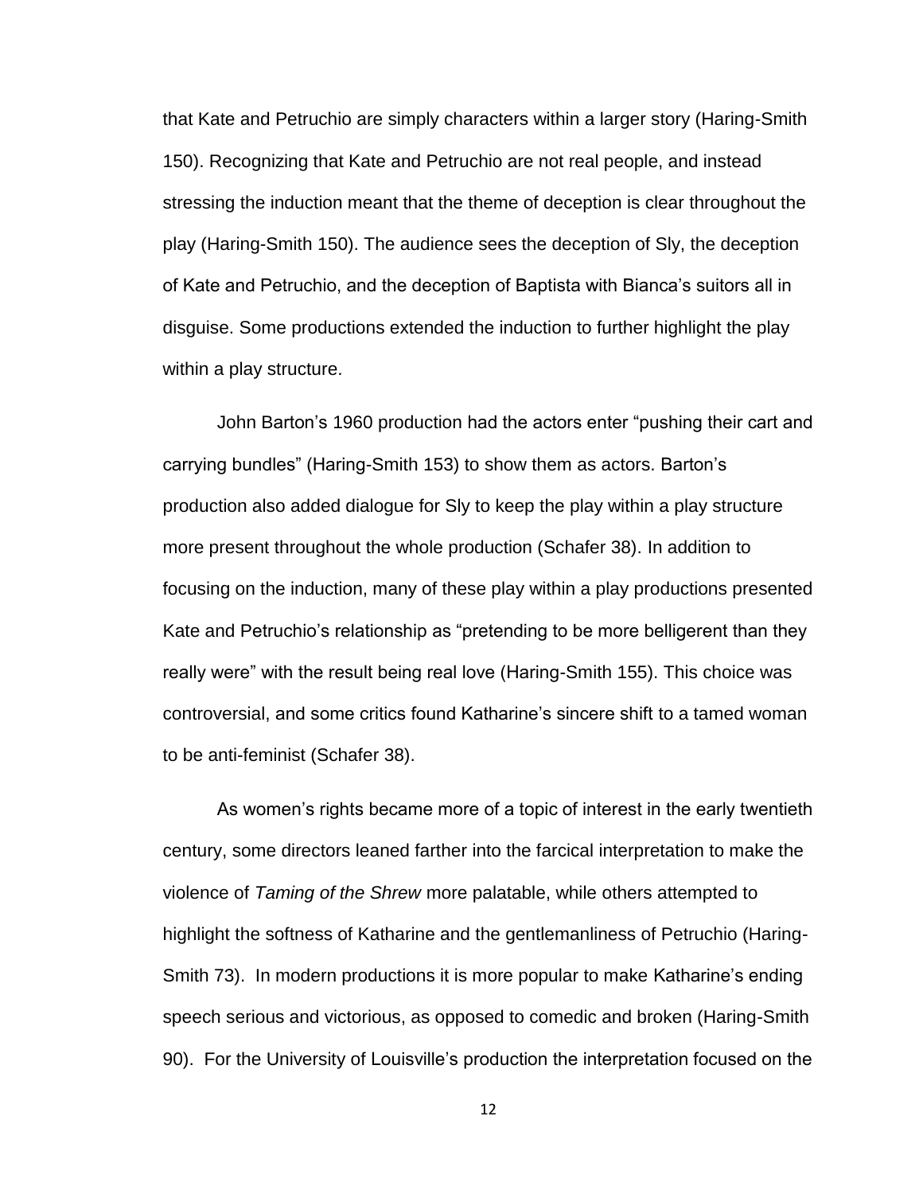that Kate and Petruchio are simply characters within a larger story (Haring-Smith 150). Recognizing that Kate and Petruchio are not real people, and instead stressing the induction meant that the theme of deception is clear throughout the play (Haring-Smith 150). The audience sees the deception of Sly, the deception of Kate and Petruchio, and the deception of Baptista with Bianca's suitors all in disguise. Some productions extended the induction to further highlight the play within a play structure.

John Barton's 1960 production had the actors enter "pushing their cart and carrying bundles" (Haring-Smith 153) to show them as actors. Barton's production also added dialogue for Sly to keep the play within a play structure more present throughout the whole production (Schafer 38). In addition to focusing on the induction, many of these play within a play productions presented Kate and Petruchio's relationship as "pretending to be more belligerent than they really were" with the result being real love (Haring-Smith 155). This choice was controversial, and some critics found Katharine's sincere shift to a tamed woman to be anti-feminist (Schafer 38).

As women's rights became more of a topic of interest in the early twentieth century, some directors leaned farther into the farcical interpretation to make the violence of *Taming of the Shrew* more palatable, while others attempted to highlight the softness of Katharine and the gentlemanliness of Petruchio (Haring-Smith 73). In modern productions it is more popular to make Katharine's ending speech serious and victorious, as opposed to comedic and broken (Haring-Smith 90). For the University of Louisville's production the interpretation focused on the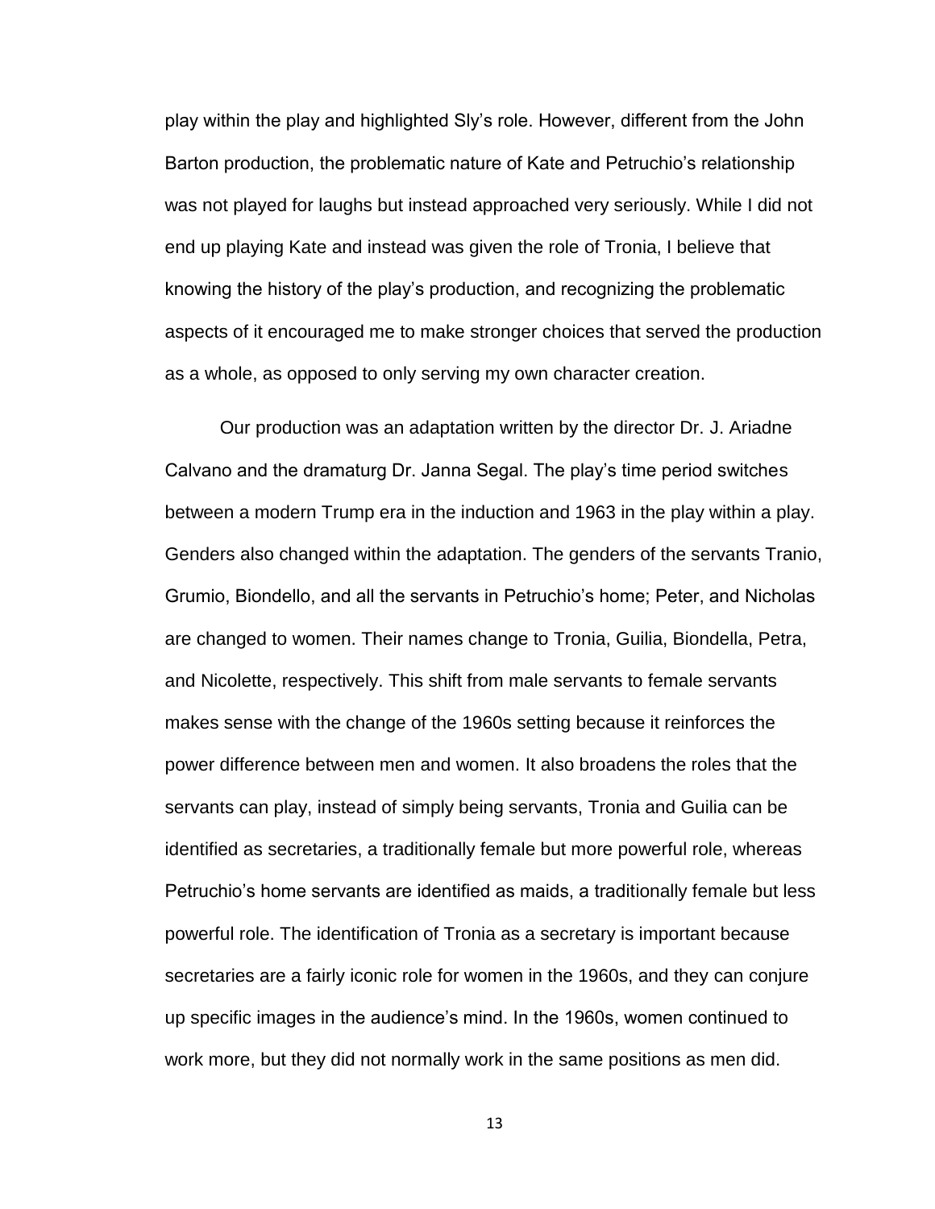play within the play and highlighted Sly's role. However, different from the John Barton production, the problematic nature of Kate and Petruchio's relationship was not played for laughs but instead approached very seriously. While I did not end up playing Kate and instead was given the role of Tronia, I believe that knowing the history of the play's production, and recognizing the problematic aspects of it encouraged me to make stronger choices that served the production as a whole, as opposed to only serving my own character creation.

Our production was an adaptation written by the director Dr. J. Ariadne Calvano and the dramaturg Dr. Janna Segal. The play's time period switches between a modern Trump era in the induction and 1963 in the play within a play. Genders also changed within the adaptation. The genders of the servants Tranio, Grumio, Biondello, and all the servants in Petruchio's home; Peter, and Nicholas are changed to women. Their names change to Tronia, Guilia, Biondella, Petra, and Nicolette, respectively. This shift from male servants to female servants makes sense with the change of the 1960s setting because it reinforces the power difference between men and women. It also broadens the roles that the servants can play, instead of simply being servants, Tronia and Guilia can be identified as secretaries, a traditionally female but more powerful role, whereas Petruchio's home servants are identified as maids, a traditionally female but less powerful role. The identification of Tronia as a secretary is important because secretaries are a fairly iconic role for women in the 1960s, and they can conjure up specific images in the audience's mind. In the 1960s, women continued to work more, but they did not normally work in the same positions as men did.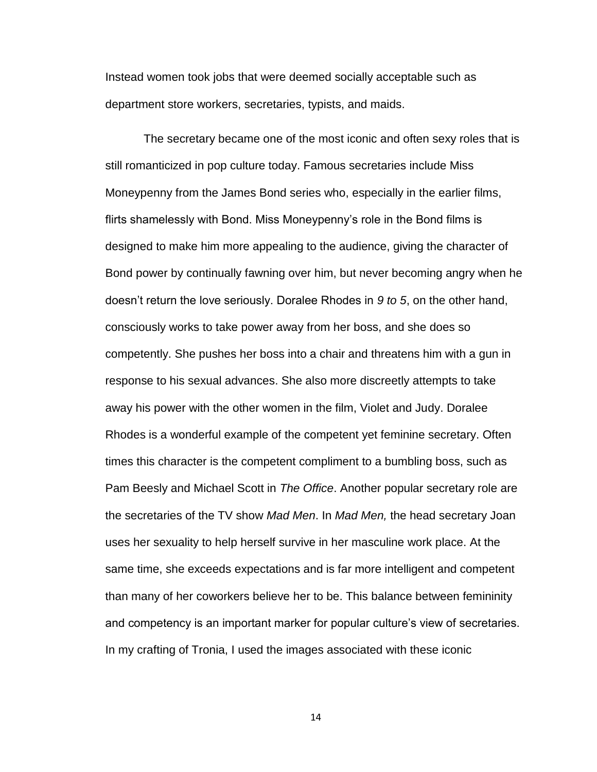Instead women took jobs that were deemed socially acceptable such as department store workers, secretaries, typists, and maids.

The secretary became one of the most iconic and often sexy roles that is still romanticized in pop culture today. Famous secretaries include Miss Moneypenny from the James Bond series who, especially in the earlier films, flirts shamelessly with Bond. Miss Moneypenny's role in the Bond films is designed to make him more appealing to the audience, giving the character of Bond power by continually fawning over him, but never becoming angry when he doesn't return the love seriously. Doralee Rhodes in *9 to 5*, on the other hand, consciously works to take power away from her boss, and she does so competently. She pushes her boss into a chair and threatens him with a gun in response to his sexual advances. She also more discreetly attempts to take away his power with the other women in the film, Violet and Judy. Doralee Rhodes is a wonderful example of the competent yet feminine secretary. Often times this character is the competent compliment to a bumbling boss, such as Pam Beesly and Michael Scott in *The Office*. Another popular secretary role are the secretaries of the TV show *Mad Men*. In *Mad Men,* the head secretary Joan uses her sexuality to help herself survive in her masculine work place. At the same time, she exceeds expectations and is far more intelligent and competent than many of her coworkers believe her to be. This balance between femininity and competency is an important marker for popular culture's view of secretaries. In my crafting of Tronia, I used the images associated with these iconic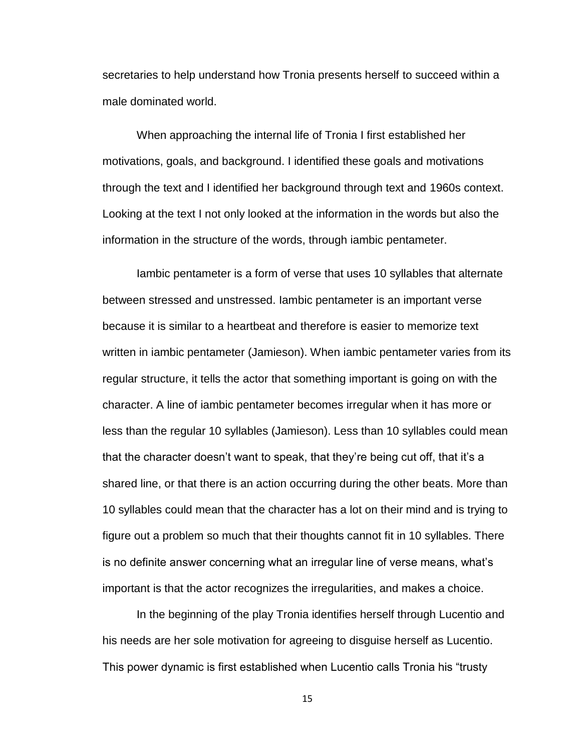secretaries to help understand how Tronia presents herself to succeed within a male dominated world.

When approaching the internal life of Tronia I first established her motivations, goals, and background. I identified these goals and motivations through the text and I identified her background through text and 1960s context. Looking at the text I not only looked at the information in the words but also the information in the structure of the words, through iambic pentameter.

Iambic pentameter is a form of verse that uses 10 syllables that alternate between stressed and unstressed. Iambic pentameter is an important verse because it is similar to a heartbeat and therefore is easier to memorize text written in iambic pentameter (Jamieson). When iambic pentameter varies from its regular structure, it tells the actor that something important is going on with the character. A line of iambic pentameter becomes irregular when it has more or less than the regular 10 syllables (Jamieson). Less than 10 syllables could mean that the character doesn't want to speak, that they're being cut off, that it's a shared line, or that there is an action occurring during the other beats. More than 10 syllables could mean that the character has a lot on their mind and is trying to figure out a problem so much that their thoughts cannot fit in 10 syllables. There is no definite answer concerning what an irregular line of verse means, what's important is that the actor recognizes the irregularities, and makes a choice.

In the beginning of the play Tronia identifies herself through Lucentio and his needs are her sole motivation for agreeing to disguise herself as Lucentio. This power dynamic is first established when Lucentio calls Tronia his "trusty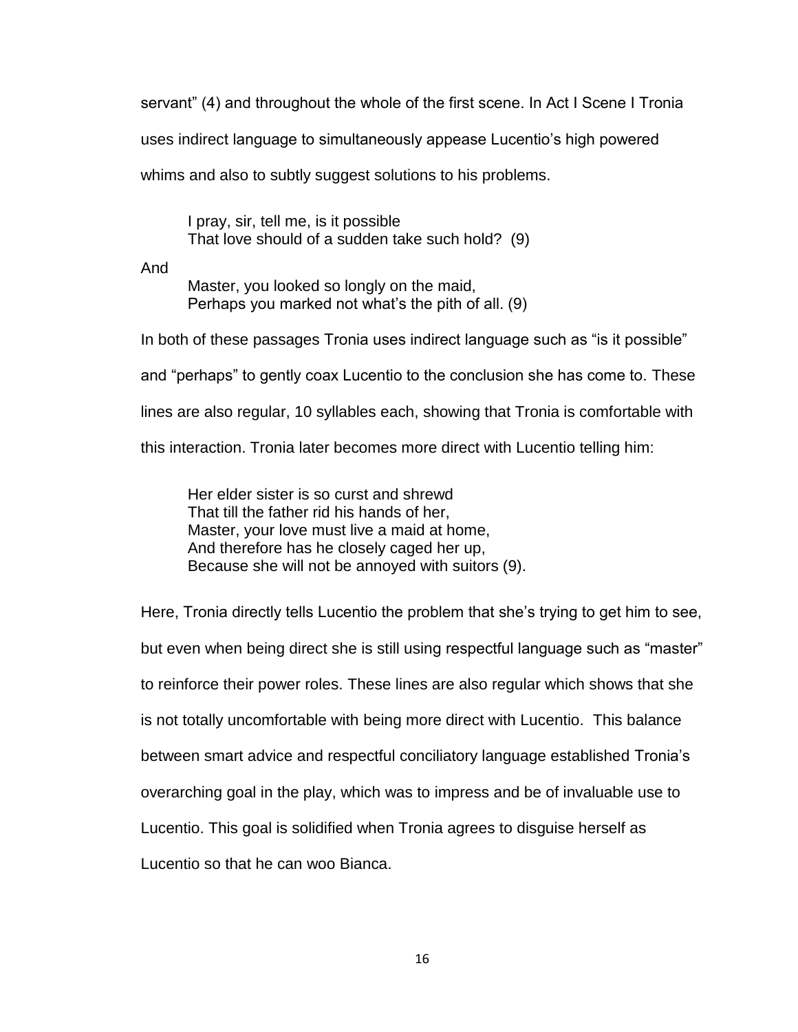servant" (4) and throughout the whole of the first scene. In Act I Scene I Tronia uses indirect language to simultaneously appease Lucentio's high powered whims and also to subtly suggest solutions to his problems.

> I pray, sir, tell me, is it possible
> That love should of a sudden take such hold? (9)

And

> Master, you looked so longly on the maid,
> Perhaps you marked not what's the pith of all. (9)

In both of these passages Tronia uses indirect language such as "is it possible" and "perhaps" to gently coax Lucentio to the conclusion she has come to. These lines are also regular, 10 syllables each, showing that Tronia is comfortable with this interaction. Tronia later becomes more direct with Lucentio telling him:

> Her elder sister is so curst and shrewd
> That till the father rid his hands of her,
> Master, your love must live a maid at home,
> And therefore has he closely caged her up,
> Because she will not be annoyed with suitors (9).

Here, Tronia directly tells Lucentio the problem that she's trying to get him to see, but even when being direct she is still using respectful language such as "master" to reinforce their power roles. These lines are also regular which shows that she is not totally uncomfortable with being more direct with Lucentio. This balance between smart advice and respectful conciliatory language established Tronia's overarching goal in the play, which was to impress and be of invaluable use to Lucentio. This goal is solidified when Tronia agrees to disguise herself as Lucentio so that he can woo Bianca.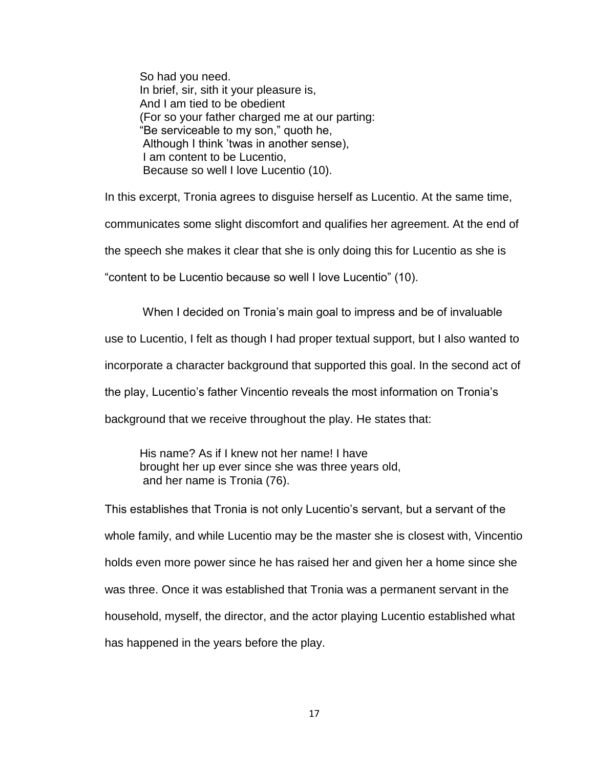> So had you need.
> In brief, sir, sith it your pleasure is,
> And I am tied to be obedient
> (For so your father charged me at our parting:
> "Be serviceable to my son," quoth he,
> Although I think 'twas in another sense),
> I am content to be Lucentio,
> Because so well I love Lucentio (10).

In this excerpt, Tronia agrees to disguise herself as Lucentio. At the same time, communicates some slight discomfort and qualifies her agreement. At the end of the speech she makes it clear that she is only doing this for Lucentio as she is "content to be Lucentio because so well I love Lucentio" (10).

When I decided on Tronia's main goal to impress and be of invaluable use to Lucentio, I felt as though I had proper textual support, but I also wanted to incorporate a character background that supported this goal. In the second act of the play, Lucentio's father Vincentio reveals the most information on Tronia's background that we receive throughout the play. He states that:

> His name? As if I knew not her name! I have
> brought her up ever since she was three years old,
> and her name is Tronia (76).

This establishes that Tronia is not only Lucentio's servant, but a servant of the whole family, and while Lucentio may be the master she is closest with, Vincentio holds even more power since he has raised her and given her a home since she was three. Once it was established that Tronia was a permanent servant in the household, myself, the director, and the actor playing Lucentio established what has happened in the years before the play.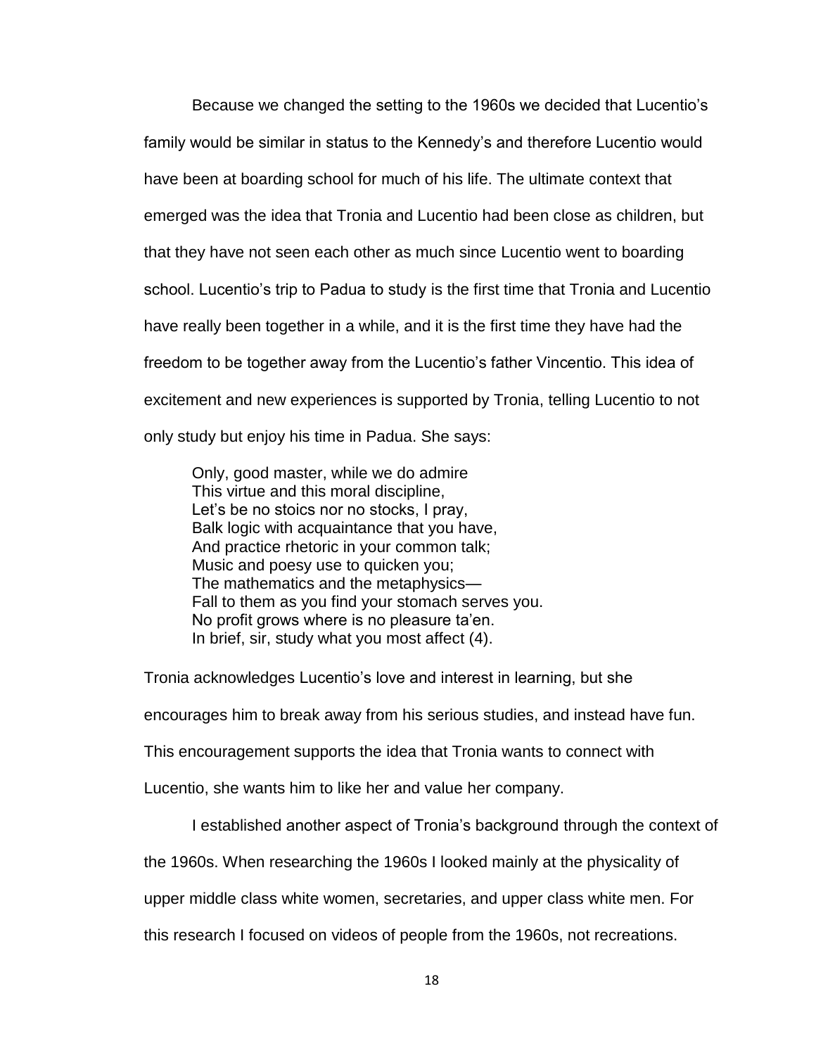Because we changed the setting to the 1960s we decided that Lucentio's family would be similar in status to the Kennedy's and therefore Lucentio would have been at boarding school for much of his life. The ultimate context that emerged was the idea that Tronia and Lucentio had been close as children, but that they have not seen each other as much since Lucentio went to boarding school. Lucentio's trip to Padua to study is the first time that Tronia and Lucentio have really been together in a while, and it is the first time they have had the freedom to be together away from the Lucentio's father Vincentio. This idea of excitement and new experiences is supported by Tronia, telling Lucentio to not only study but enjoy his time in Padua. She says:

> Only, good master, while we do admire
> This virtue and this moral discipline,
> Let's be no stoics nor no stocks, I pray,
> Balk logic with acquaintance that you have,
> And practice rhetoric in your common talk;
> Music and poesy use to quicken you;
> The mathematics and the metaphysics—
> Fall to them as you find your stomach serves you.
> No profit grows where is no pleasure ta'en.
> In brief, sir, study what you most affect (4).

Tronia acknowledges Lucentio's love and interest in learning, but she encourages him to break away from his serious studies, and instead have fun. This encouragement supports the idea that Tronia wants to connect with Lucentio, she wants him to like her and value her company.

I established another aspect of Tronia's background through the context of the 1960s. When researching the 1960s I looked mainly at the physicality of upper middle class white women, secretaries, and upper class white men. For this research I focused on videos of people from the 1960s, not recreations.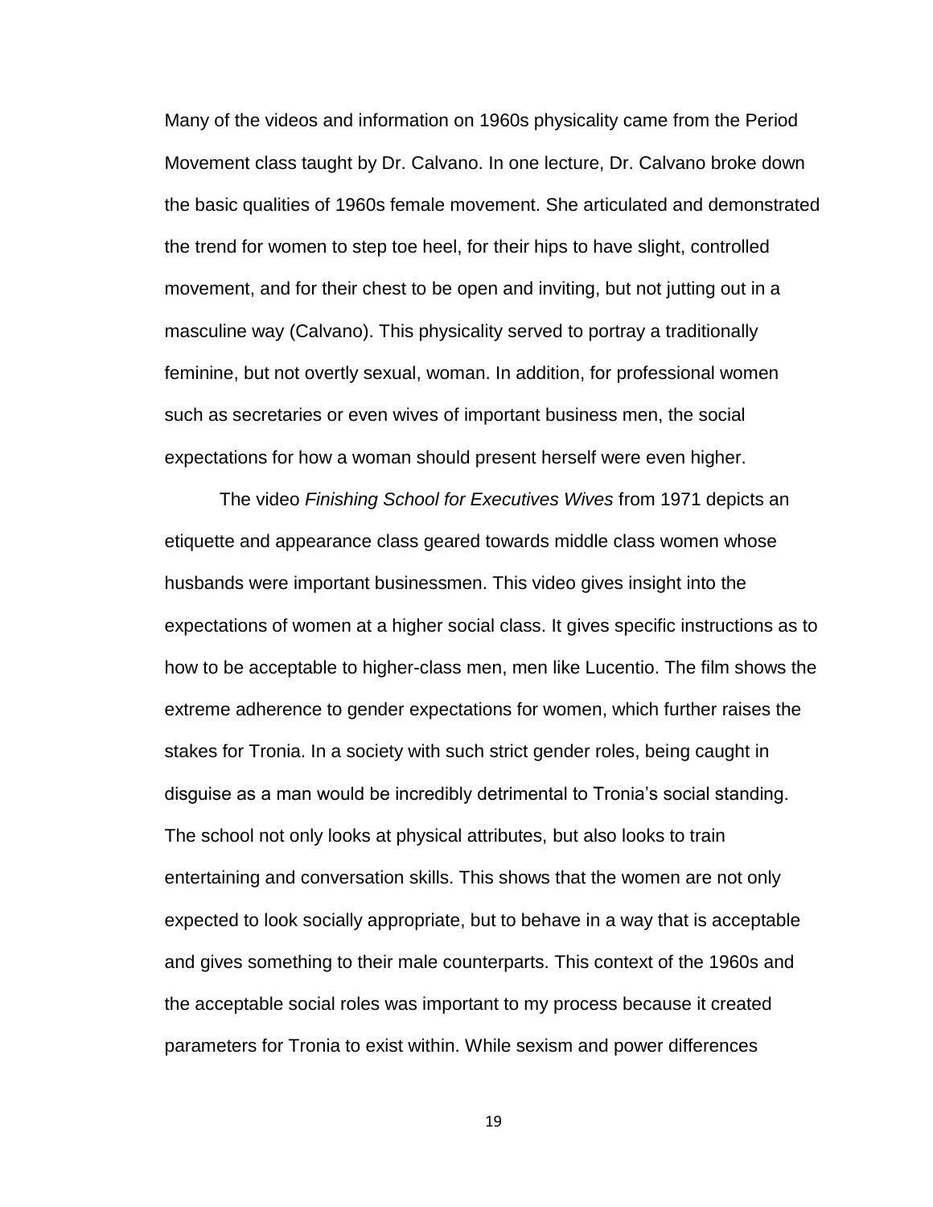Many of the videos and information on 1960s physicality came from the Period Movement class taught by Dr. Calvano. In one lecture, Dr. Calvano broke down the basic qualities of 1960s female movement. She articulated and demonstrated the trend for women to step toe heel, for their hips to have slight, controlled movement, and for their chest to be open and inviting, but not jutting out in a masculine way (Calvano). This physicality served to portray a traditionally feminine, but not overtly sexual, woman. In addition, for professional women such as secretaries or even wives of important business men, the social expectations for how a woman should present herself were even higher.

The video *Finishing School for Executives Wives* from 1971 depicts an etiquette and appearance class geared towards middle class women whose husbands were important businessmen. This video gives insight into the expectations of women at a higher social class. It gives specific instructions as to how to be acceptable to higher-class men, men like Lucentio. The film shows the extreme adherence to gender expectations for women, which further raises the stakes for Tronia. In a society with such strict gender roles, being caught in disguise as a man would be incredibly detrimental to Tronia's social standing. The school not only looks at physical attributes, but also looks to train entertaining and conversation skills. This shows that the women are not only expected to look socially appropriate, but to behave in a way that is acceptable and gives something to their male counterparts. This context of the 1960s and the acceptable social roles was important to my process because it created parameters for Tronia to exist within. While sexism and power differences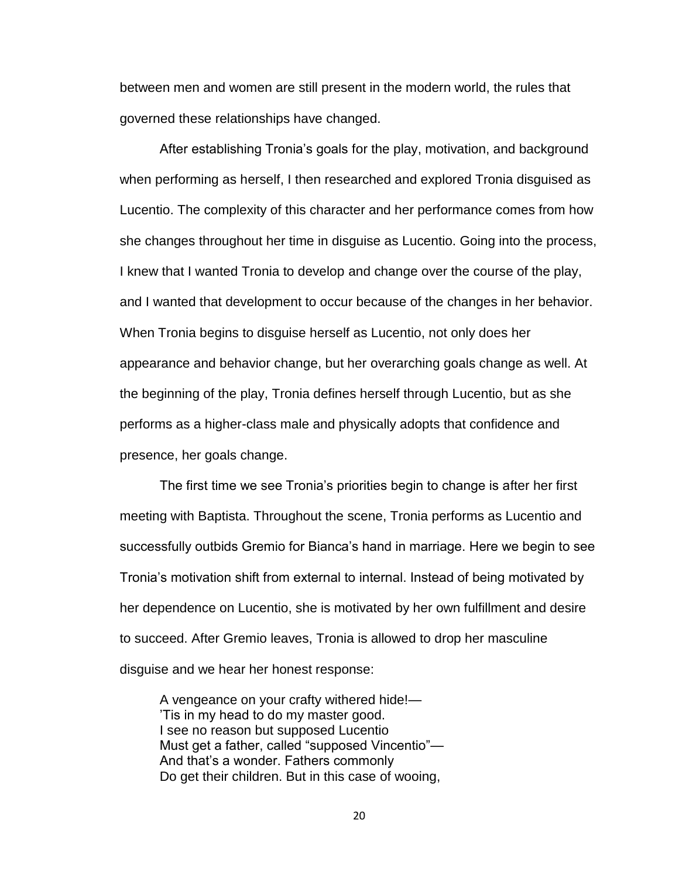between men and women are still present in the modern world, the rules that governed these relationships have changed.

After establishing Tronia's goals for the play, motivation, and background when performing as herself, I then researched and explored Tronia disguised as Lucentio. The complexity of this character and her performance comes from how she changes throughout her time in disguise as Lucentio. Going into the process, I knew that I wanted Tronia to develop and change over the course of the play, and I wanted that development to occur because of the changes in her behavior. When Tronia begins to disguise herself as Lucentio, not only does her appearance and behavior change, but her overarching goals change as well. At the beginning of the play, Tronia defines herself through Lucentio, but as she performs as a higher-class male and physically adopts that confidence and presence, her goals change.

The first time we see Tronia's priorities begin to change is after her first meeting with Baptista. Throughout the scene, Tronia performs as Lucentio and successfully outbids Gremio for Bianca's hand in marriage. Here we begin to see Tronia's motivation shift from external to internal. Instead of being motivated by her dependence on Lucentio, she is motivated by her own fulfillment and desire to succeed. After Gremio leaves, Tronia is allowed to drop her masculine disguise and we hear her honest response:

> A vengeance on your crafty withered hide!—
> 'Tis in my head to do my master good.
> I see no reason but supposed Lucentio
> Must get a father, called "supposed Vincentio"—
> And that's a wonder. Fathers commonly
> Do get their children. But in this case of wooing,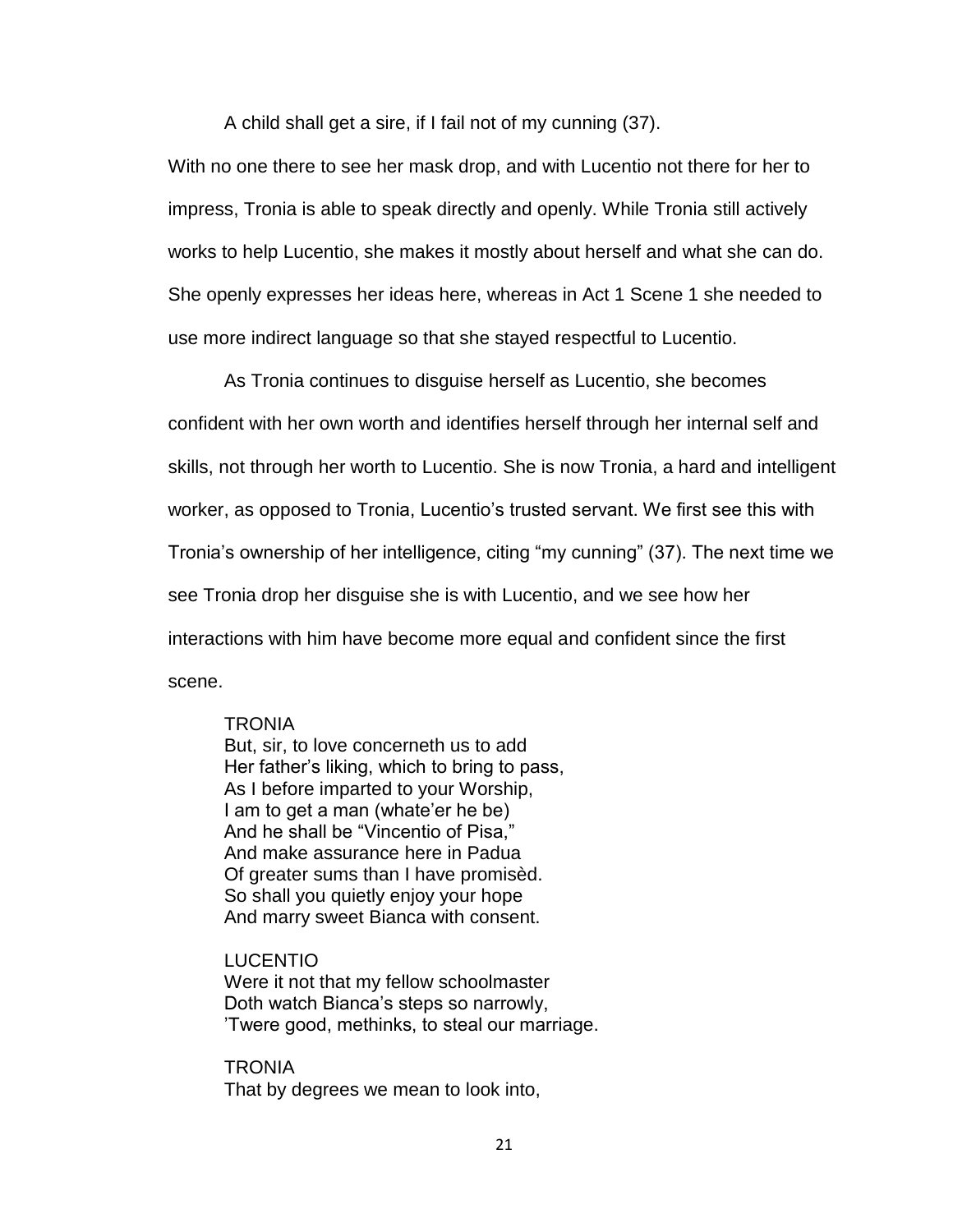A child shall get a sire, if I fail not of my cunning (37).

With no one there to see her mask drop, and with Lucentio not there for her to impress, Tronia is able to speak directly and openly. While Tronia still actively works to help Lucentio, she makes it mostly about herself and what she can do. She openly expresses her ideas here, whereas in Act 1 Scene 1 she needed to use more indirect language so that she stayed respectful to Lucentio.

As Tronia continues to disguise herself as Lucentio, she becomes confident with her own worth and identifies herself through her internal self and skills, not through her worth to Lucentio. She is now Tronia, a hard and intelligent worker, as opposed to Tronia, Lucentio's trusted servant. We first see this with Tronia's ownership of her intelligence, citing "my cunning" (37). The next time we see Tronia drop her disguise she is with Lucentio, and we see how her interactions with him have become more equal and confident since the first scene.

> TRONIA
> But, sir, to love concerneth us to add
> Her father's liking, which to bring to pass,
> As I before imparted to your Worship,
> I am to get a man (whate'er he be)
> And he shall be "Vincentio of Pisa,"
> And make assurance here in Padua
> Of greater sums than I have promisèd.
> So shall you quietly enjoy your hope
> And marry sweet Bianca with consent.
>
> LUCENTIO
> Were it not that my fellow schoolmaster
> Doth watch Bianca's steps so narrowly,
> 'Twere good, methinks, to steal our marriage.
>
> TRONIA
> That by degrees we mean to look into,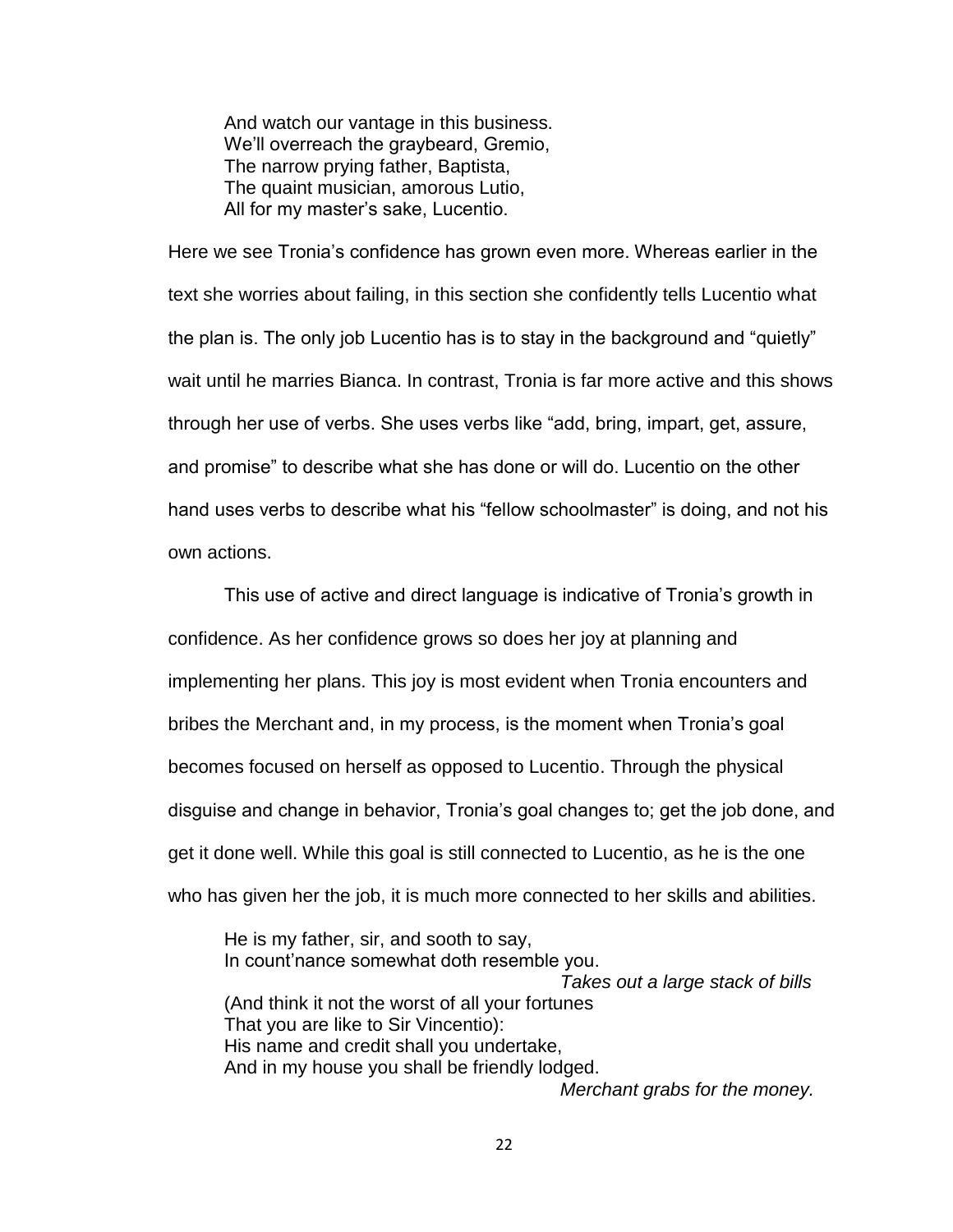> And watch our vantage in this business.
> We'll overreach the graybeard, Gremio,
> The narrow prying father, Baptista,
> The quaint musician, amorous Lutio,
> All for my master's sake, Lucentio.

Here we see Tronia's confidence has grown even more. Whereas earlier in the text she worries about failing, in this section she confidently tells Lucentio what the plan is. The only job Lucentio has is to stay in the background and "quietly" wait until he marries Bianca. In contrast, Tronia is far more active and this shows through her use of verbs. She uses verbs like "add, bring, impart, get, assure, and promise" to describe what she has done or will do. Lucentio on the other hand uses verbs to describe what his "fellow schoolmaster" is doing, and not his own actions.

This use of active and direct language is indicative of Tronia's growth in confidence. As her confidence grows so does her joy at planning and implementing her plans. This joy is most evident when Tronia encounters and bribes the Merchant and, in my process, is the moment when Tronia's goal becomes focused on herself as opposed to Lucentio. Through the physical disguise and change in behavior, Tronia's goal changes to; get the job done, and get it done well. While this goal is still connected to Lucentio, as he is the one who has given her the job, it is much more connected to her skills and abilities.

> He is my father, sir, and sooth to say,
> In count'nance somewhat doth resemble you.
> *Takes out a large stack of bills*
> (And think it not the worst of all your fortunes
> That you are like to Sir Vincentio):
> His name and credit shall you undertake,
> And in my house you shall be friendly lodged.
> *Merchant grabs for the money.*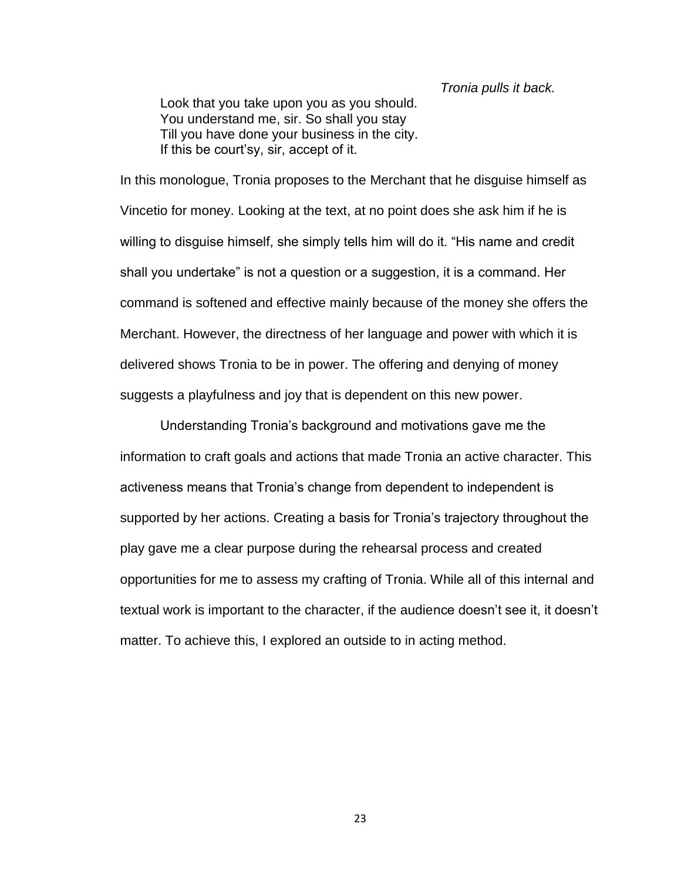*Tronia pulls it back.*

> Look that you take upon you as you should.
> You understand me, sir. So shall you stay
> Till you have done your business in the city.
> If this be court'sy, sir, accept of it.

In this monologue, Tronia proposes to the Merchant that he disguise himself as Vincetio for money. Looking at the text, at no point does she ask him if he is willing to disguise himself, she simply tells him will do it. "His name and credit shall you undertake" is not a question or a suggestion, it is a command. Her command is softened and effective mainly because of the money she offers the Merchant. However, the directness of her language and power with which it is delivered shows Tronia to be in power. The offering and denying of money suggests a playfulness and joy that is dependent on this new power.

Understanding Tronia's background and motivations gave me the information to craft goals and actions that made Tronia an active character. This activeness means that Tronia's change from dependent to independent is supported by her actions. Creating a basis for Tronia's trajectory throughout the play gave me a clear purpose during the rehearsal process and created opportunities for me to assess my crafting of Tronia. While all of this internal and textual work is important to the character, if the audience doesn't see it, it doesn't matter. To achieve this, I explored an outside to in acting method.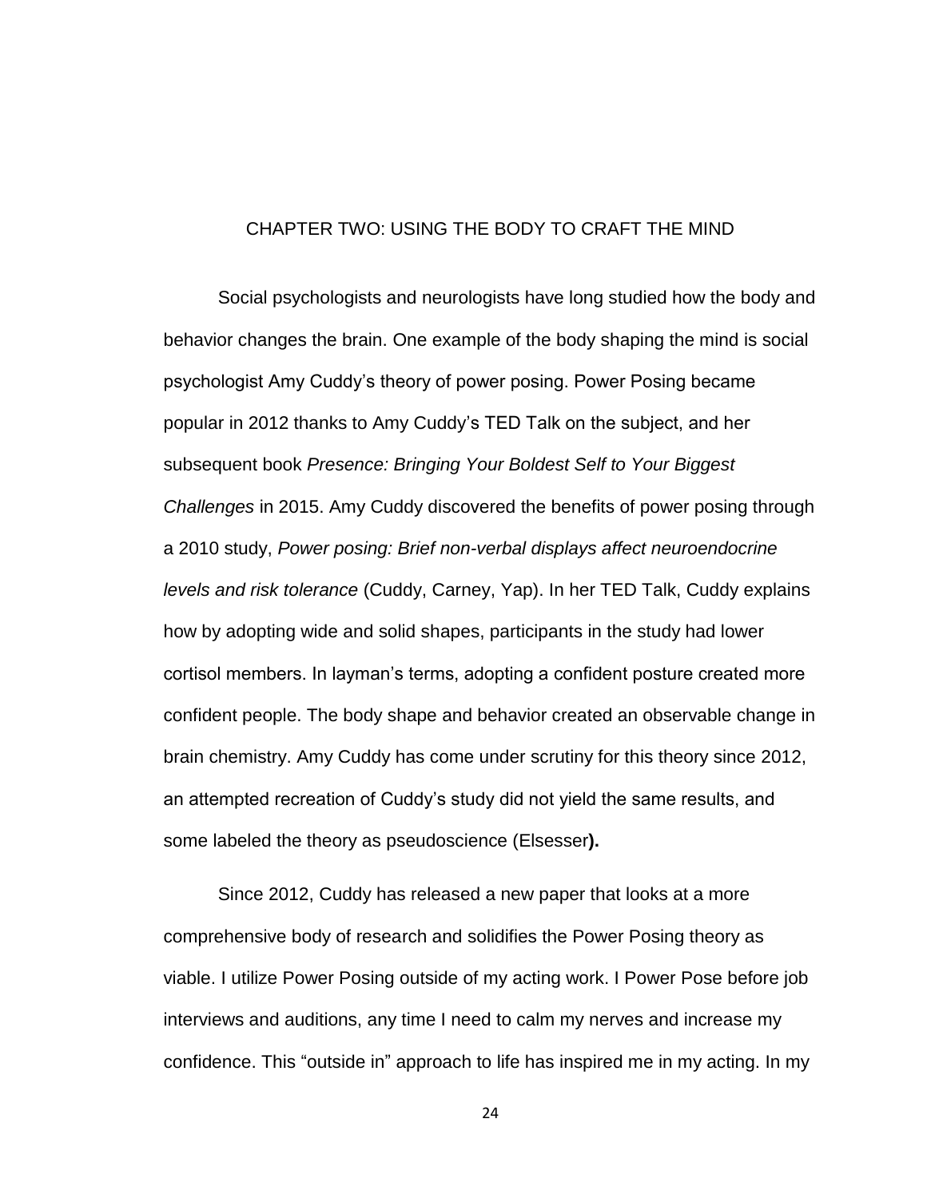# CHAPTER TWO: USING THE BODY TO CRAFT THE MIND

Social psychologists and neurologists have long studied how the body and behavior changes the brain. One example of the body shaping the mind is social psychologist Amy Cuddy's theory of power posing. Power Posing became popular in 2012 thanks to Amy Cuddy's TED Talk on the subject, and her subsequent book *Presence: Bringing Your Boldest Self to Your Biggest Challenges* in 2015. Amy Cuddy discovered the benefits of power posing through a 2010 study, *Power posing: Brief non-verbal displays affect neuroendocrine levels and risk tolerance* (Cuddy, Carney, Yap). In her TED Talk, Cuddy explains how by adopting wide and solid shapes, participants in the study had lower cortisol members. In layman's terms, adopting a confident posture created more confident people. The body shape and behavior created an observable change in brain chemistry. Amy Cuddy has come under scrutiny for this theory since 2012, an attempted recreation of Cuddy's study did not yield the same results, and some labeled the theory as pseudoscience (Elsesser**).**

Since 2012, Cuddy has released a new paper that looks at a more comprehensive body of research and solidifies the Power Posing theory as viable. I utilize Power Posing outside of my acting work. I Power Pose before job interviews and auditions, any time I need to calm my nerves and increase my confidence. This "outside in" approach to life has inspired me in my acting. In my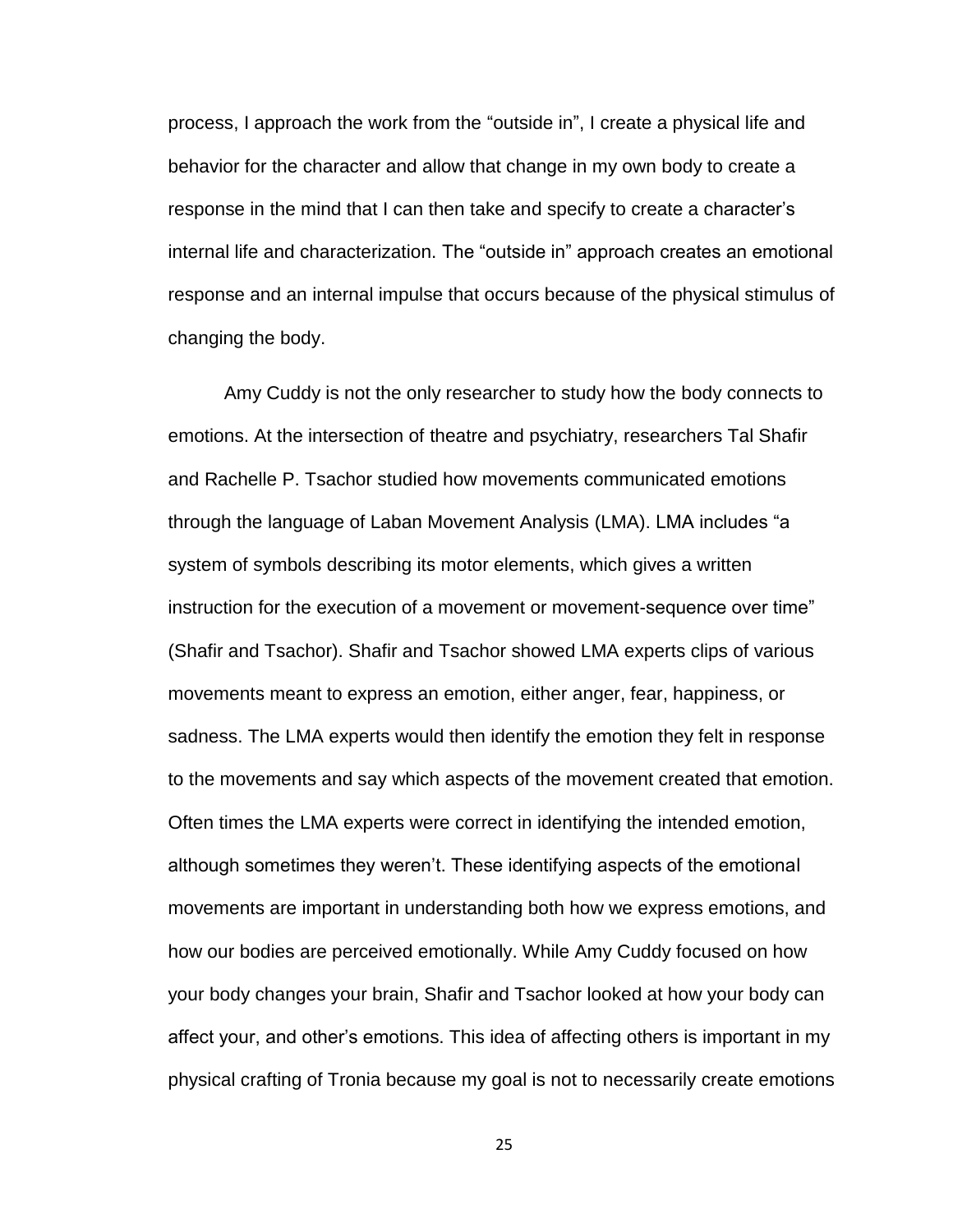process, I approach the work from the "outside in", I create a physical life and behavior for the character and allow that change in my own body to create a response in the mind that I can then take and specify to create a character's internal life and characterization. The "outside in" approach creates an emotional response and an internal impulse that occurs because of the physical stimulus of changing the body.

Amy Cuddy is not the only researcher to study how the body connects to emotions. At the intersection of theatre and psychiatry, researchers Tal Shafir and Rachelle P. Tsachor studied how movements communicated emotions through the language of Laban Movement Analysis (LMA). LMA includes "a system of symbols describing its motor elements, which gives a written instruction for the execution of a movement or movement-sequence over time" (Shafir and Tsachor). Shafir and Tsachor showed LMA experts clips of various movements meant to express an emotion, either anger, fear, happiness, or sadness. The LMA experts would then identify the emotion they felt in response to the movements and say which aspects of the movement created that emotion. Often times the LMA experts were correct in identifying the intended emotion, although sometimes they weren't. These identifying aspects of the emotional movements are important in understanding both how we express emotions, and how our bodies are perceived emotionally. While Amy Cuddy focused on how your body changes your brain, Shafir and Tsachor looked at how your body can affect your, and other's emotions. This idea of affecting others is important in my physical crafting of Tronia because my goal is not to necessarily create emotions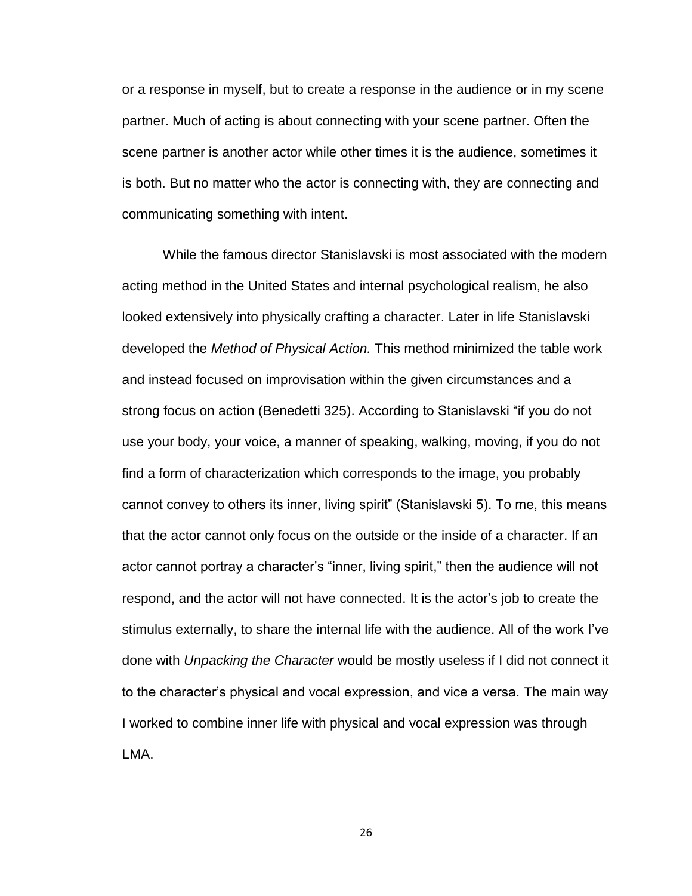or a response in myself, but to create a response in the audience or in my scene partner. Much of acting is about connecting with your scene partner. Often the scene partner is another actor while other times it is the audience, sometimes it is both. But no matter who the actor is connecting with, they are connecting and communicating something with intent.

While the famous director Stanislavski is most associated with the modern acting method in the United States and internal psychological realism, he also looked extensively into physically crafting a character. Later in life Stanislavski developed the *Method of Physical Action.* This method minimized the table work and instead focused on improvisation within the given circumstances and a strong focus on action (Benedetti 325). According to Stanislavski "if you do not use your body, your voice, a manner of speaking, walking, moving, if you do not find a form of characterization which corresponds to the image, you probably cannot convey to others its inner, living spirit" (Stanislavski 5). To me, this means that the actor cannot only focus on the outside or the inside of a character. If an actor cannot portray a character's "inner, living spirit," then the audience will not respond, and the actor will not have connected. It is the actor's job to create the stimulus externally, to share the internal life with the audience. All of the work I've done with *Unpacking the Character* would be mostly useless if I did not connect it to the character's physical and vocal expression, and vice a versa. The main way I worked to combine inner life with physical and vocal expression was through LMA.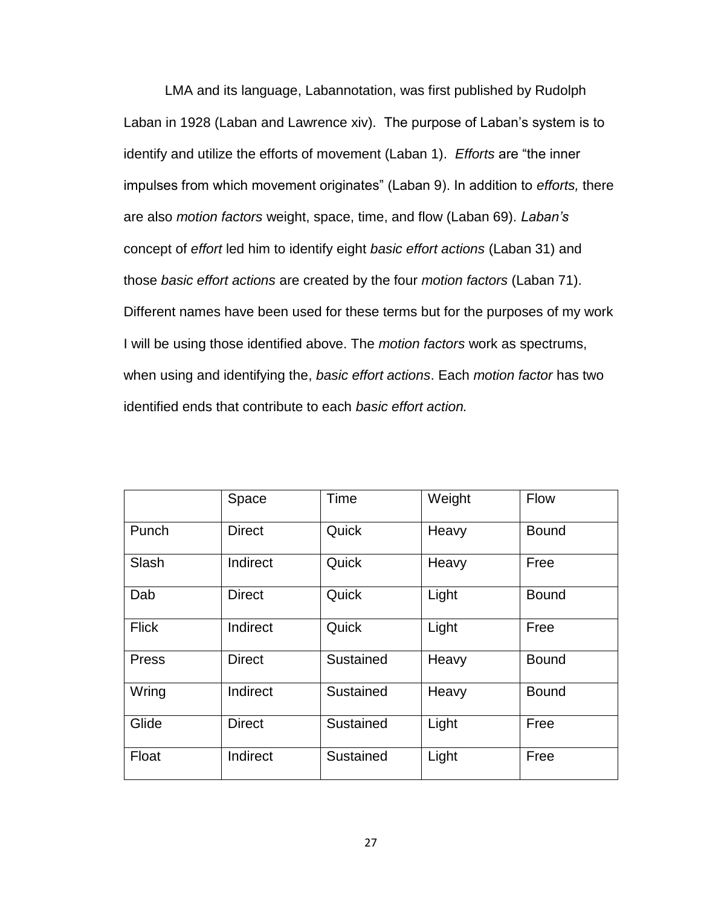LMA and its language, Labannotation, was first published by Rudolph Laban in 1928 (Laban and Lawrence xiv). The purpose of Laban's system is to identify and utilize the efforts of movement (Laban 1). *Efforts* are "the inner impulses from which movement originates" (Laban 9). In addition to *efforts,* there are also *motion factors* weight, space, time, and flow (Laban 69). *Laban's* concept of *effort* led him to identify eight *basic effort actions* (Laban 31) and those *basic effort actions* are created by the four *motion factors* (Laban 71). Different names have been used for these terms but for the purposes of my work I will be using those identified above. The *motion factors* work as spectrums, when using and identifying the, *basic effort actions*. Each *motion factor* has two identified ends that contribute to each *basic effort action.*

| | Space | Time | Weight | Flow |
|---|---|---|---|---|
| Punch | Direct | Quick | Heavy | Bound |
| Slash | Indirect | Quick | Heavy | Free |
| Dab | Direct | Quick | Light | Bound |
| Flick | Indirect | Quick | Light | Free |
| Press | Direct | Sustained | Heavy | Bound |
| Wring | Indirect | Sustained | Heavy | Bound |
| Glide | Direct | Sustained | Light | Free |
| Float | Indirect | Sustained | Light | Free |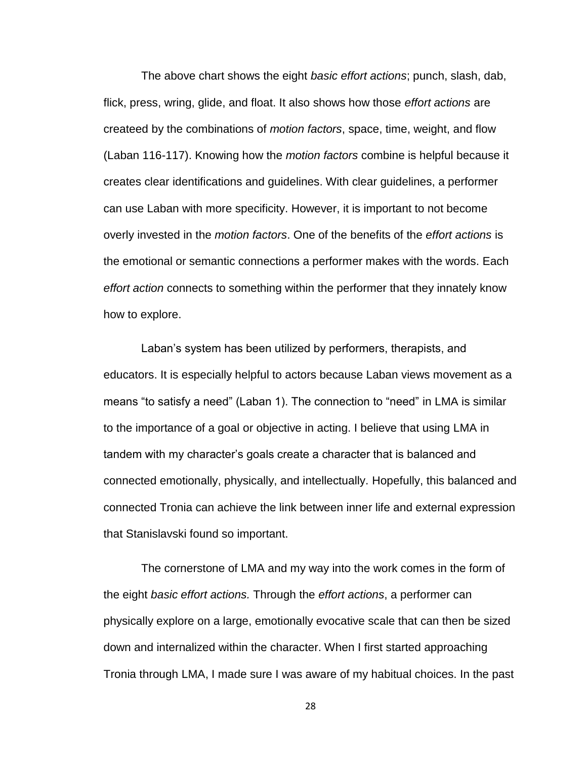The above chart shows the eight *basic effort actions*; punch, slash, dab, flick, press, wring, glide, and float. It also shows how those *effort actions* are createed by the combinations of *motion factors*, space, time, weight, and flow (Laban 116-117). Knowing how the *motion factors* combine is helpful because it creates clear identifications and guidelines. With clear guidelines, a performer can use Laban with more specificity. However, it is important to not become overly invested in the *motion factors*. One of the benefits of the *effort actions* is the emotional or semantic connections a performer makes with the words. Each *effort action* connects to something within the performer that they innately know how to explore.

Laban's system has been utilized by performers, therapists, and educators. It is especially helpful to actors because Laban views movement as a means "to satisfy a need" (Laban 1). The connection to "need" in LMA is similar to the importance of a goal or objective in acting. I believe that using LMA in tandem with my character's goals create a character that is balanced and connected emotionally, physically, and intellectually. Hopefully, this balanced and connected Tronia can achieve the link between inner life and external expression that Stanislavski found so important.

The cornerstone of LMA and my way into the work comes in the form of the eight *basic effort actions.* Through the *effort actions*, a performer can physically explore on a large, emotionally evocative scale that can then be sized down and internalized within the character. When I first started approaching Tronia through LMA, I made sure I was aware of my habitual choices. In the past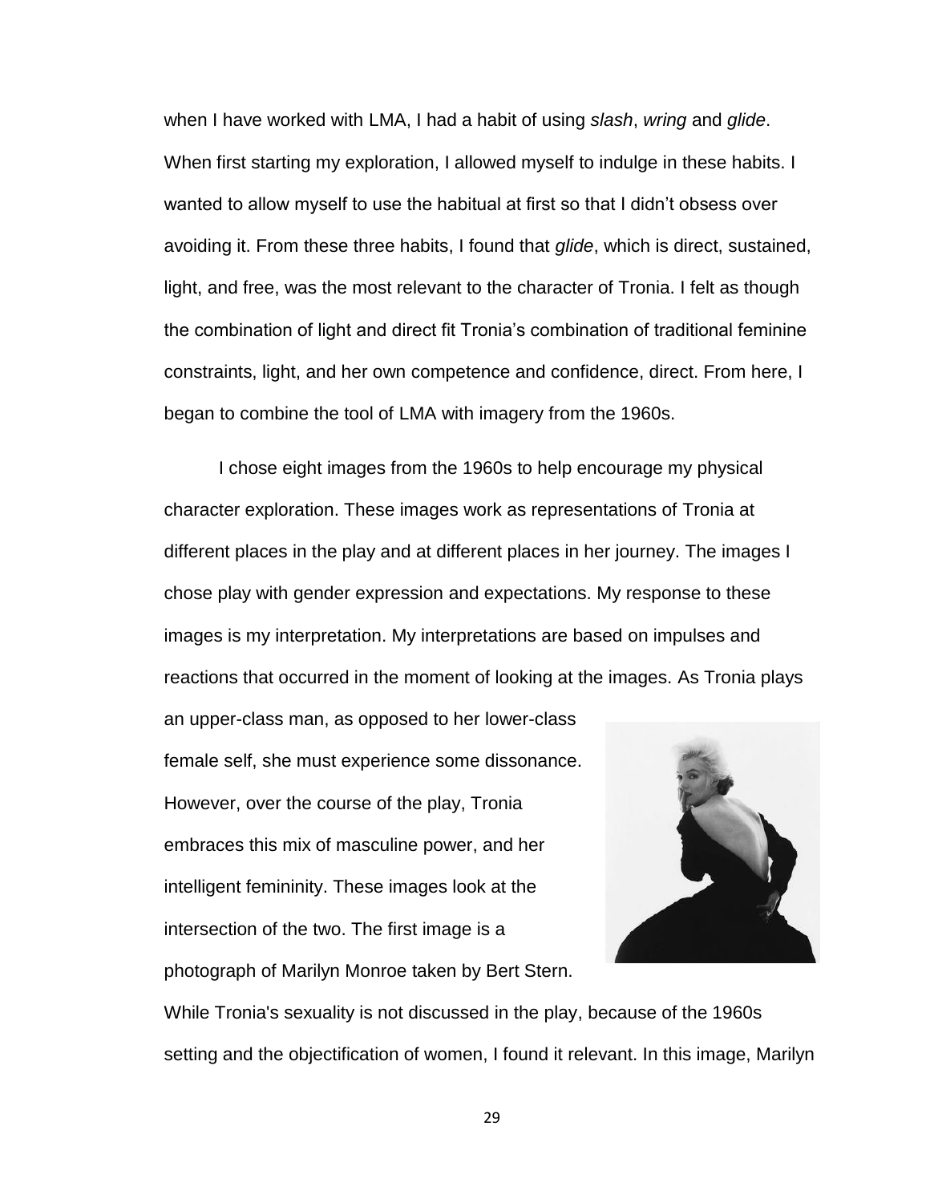when I have worked with LMA, I had a habit of using *slash*, *wring* and *glide*. When first starting my exploration, I allowed myself to indulge in these habits. I wanted to allow myself to use the habitual at first so that I didn't obsess over avoiding it. From these three habits, I found that *glide*, which is direct, sustained, light, and free, was the most relevant to the character of Tronia. I felt as though the combination of light and direct fit Tronia's combination of traditional feminine constraints, light, and her own competence and confidence, direct. From here, I began to combine the tool of LMA with imagery from the 1960s.

I chose eight images from the 1960s to help encourage my physical character exploration. These images work as representations of Tronia at different places in the play and at different places in her journey. The images I chose play with gender expression and expectations. My response to these images is my interpretation. My interpretations are based on impulses and reactions that occurred in the moment of looking at the images. As Tronia plays an upper-class man, as opposed to her lower-class female self, she must experience some dissonance. However, over the course of the play, Tronia embraces this mix of masculine power, and her intelligent femininity. These images look at the intersection of the two. The first image is a photograph of Marilyn Monroe taken by Bert Stern. While Tronia's sexuality is not discussed in the play, because of the 1960s setting and the objectification of women, I found it relevant. In this image, Marilyn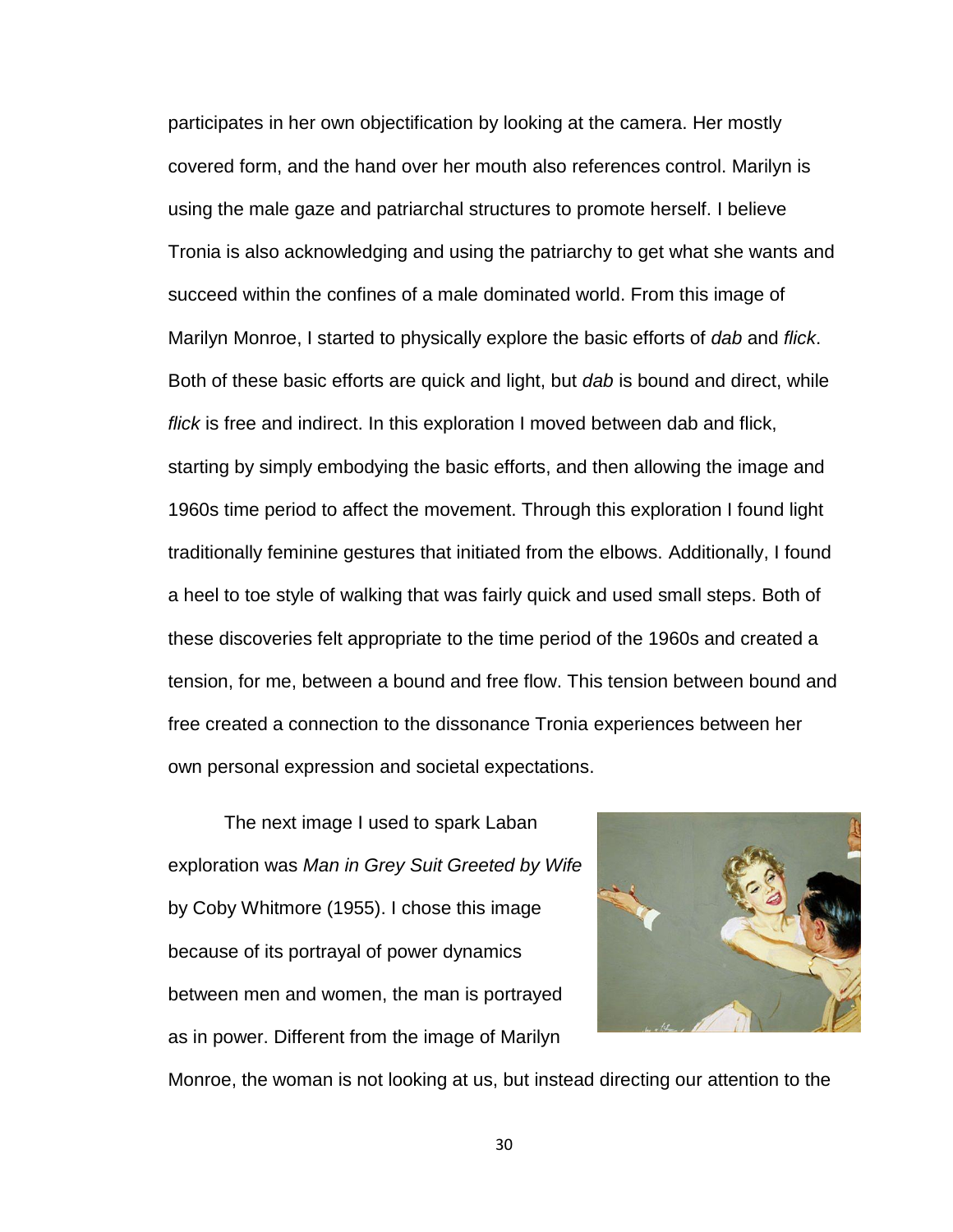participates in her own objectification by looking at the camera. Her mostly covered form, and the hand over her mouth also references control. Marilyn is using the male gaze and patriarchal structures to promote herself. I believe Tronia is also acknowledging and using the patriarchy to get what she wants and succeed within the confines of a male dominated world. From this image of Marilyn Monroe, I started to physically explore the basic efforts of *dab* and *flick*. Both of these basic efforts are quick and light, but *dab* is bound and direct, while *flick* is free and indirect. In this exploration I moved between dab and flick, starting by simply embodying the basic efforts, and then allowing the image and 1960s time period to affect the movement. Through this exploration I found light traditionally feminine gestures that initiated from the elbows. Additionally, I found a heel to toe style of walking that was fairly quick and used small steps. Both of these discoveries felt appropriate to the time period of the 1960s and created a tension, for me, between a bound and free flow. This tension between bound and free created a connection to the dissonance Tronia experiences between her own personal expression and societal expectations.

The next image I used to spark Laban exploration was *Man in Grey Suit Greeted by Wife* by Coby Whitmore (1955). I chose this image because of its portrayal of power dynamics between men and women, the man is portrayed as in power. Different from the image of Marilyn Monroe, the woman is not looking at us, but instead directing our attention to the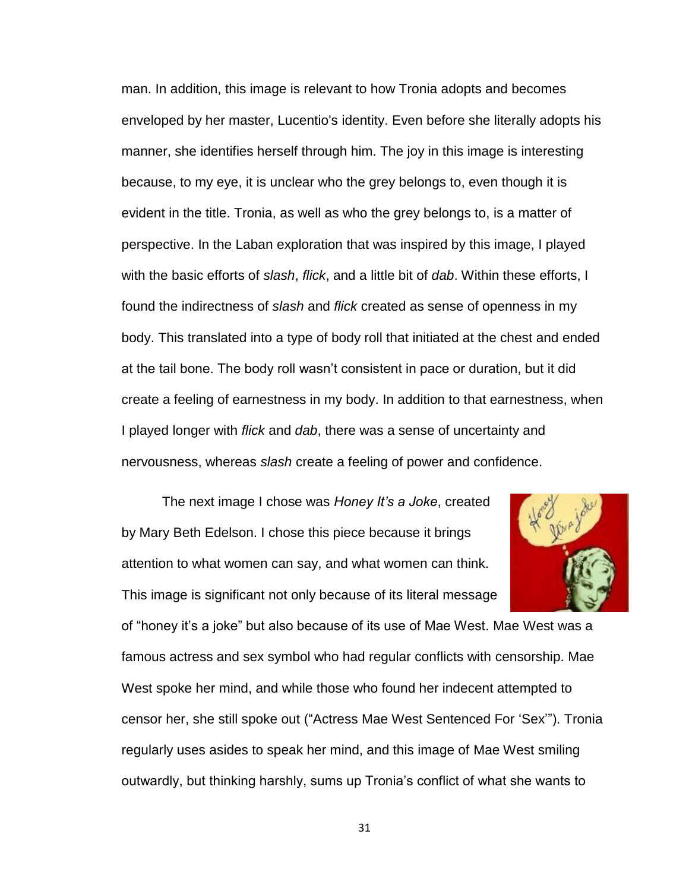man. In addition, this image is relevant to how Tronia adopts and becomes enveloped by her master, Lucentio's identity. Even before she literally adopts his manner, she identifies herself through him. The joy in this image is interesting because, to my eye, it is unclear who the grey belongs to, even though it is evident in the title. Tronia, as well as who the grey belongs to, is a matter of perspective. In the Laban exploration that was inspired by this image, I played with the basic efforts of *slash*, *flick*, and a little bit of *dab*. Within these efforts, I found the indirectness of *slash* and *flick* created as sense of openness in my body. This translated into a type of body roll that initiated at the chest and ended at the tail bone. The body roll wasn't consistent in pace or duration, but it did create a feeling of earnestness in my body. In addition to that earnestness, when I played longer with *flick* and *dab*, there was a sense of uncertainty and nervousness, whereas *slash* create a feeling of power and confidence.

The next image I chose was *Honey It's a Joke*, created by Mary Beth Edelson. I chose this piece because it brings attention to what women can say, and what women can think. This image is significant not only because of its literal message of "honey it's a joke" but also because of its use of Mae West. Mae West was a famous actress and sex symbol who had regular conflicts with censorship. Mae West spoke her mind, and while those who found her indecent attempted to censor her, she still spoke out ("Actress Mae West Sentenced For 'Sex'"). Tronia regularly uses asides to speak her mind, and this image of Mae West smiling outwardly, but thinking harshly, sums up Tronia's conflict of what she wants to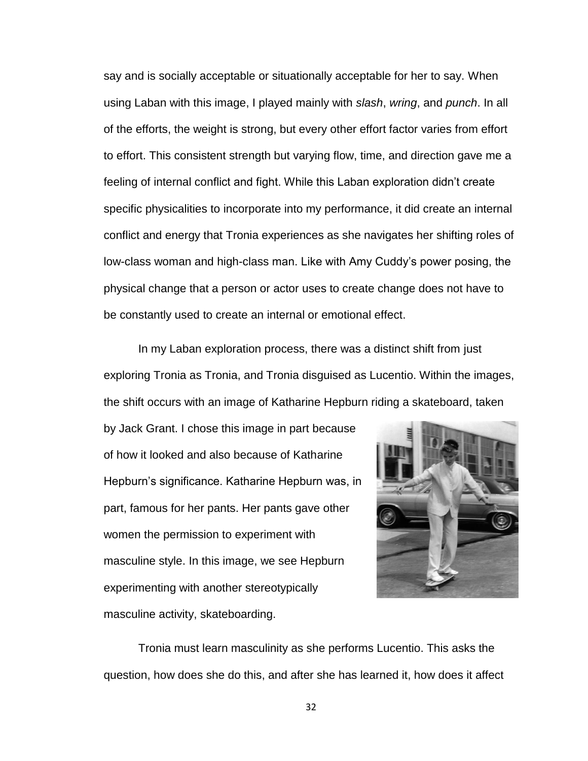say and is socially acceptable or situationally acceptable for her to say. When using Laban with this image, I played mainly with *slash*, *wring*, and *punch*. In all of the efforts, the weight is strong, but every other effort factor varies from effort to effort. This consistent strength but varying flow, time, and direction gave me a feeling of internal conflict and fight. While this Laban exploration didn't create specific physicalities to incorporate into my performance, it did create an internal conflict and energy that Tronia experiences as she navigates her shifting roles of low-class woman and high-class man. Like with Amy Cuddy's power posing, the physical change that a person or actor uses to create change does not have to be constantly used to create an internal or emotional effect.

In my Laban exploration process, there was a distinct shift from just exploring Tronia as Tronia, and Tronia disguised as Lucentio. Within the images, the shift occurs with an image of Katharine Hepburn riding a skateboard, taken by Jack Grant. I chose this image in part because of how it looked and also because of Katharine Hepburn's significance. Katharine Hepburn was, in part, famous for her pants. Her pants gave other women the permission to experiment with masculine style. In this image, we see Hepburn experimenting with another stereotypically masculine activity, skateboarding.

Tronia must learn masculinity as she performs Lucentio. This asks the question, how does she do this, and after she has learned it, how does it affect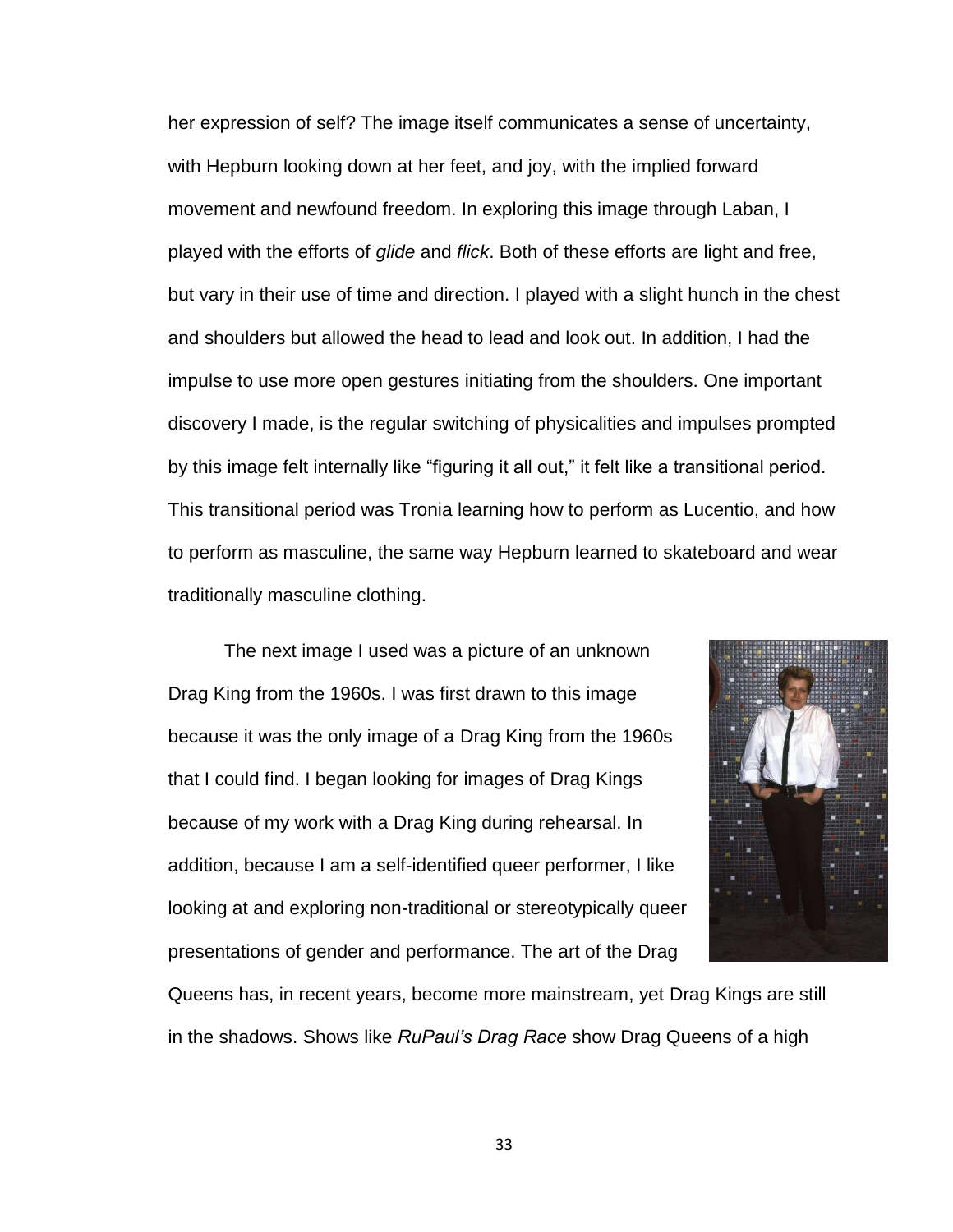her expression of self? The image itself communicates a sense of uncertainty, with Hepburn looking down at her feet, and joy, with the implied forward movement and newfound freedom. In exploring this image through Laban, I played with the efforts of *glide* and *flick*. Both of these efforts are light and free, but vary in their use of time and direction. I played with a slight hunch in the chest and shoulders but allowed the head to lead and look out. In addition, I had the impulse to use more open gestures initiating from the shoulders. One important discovery I made, is the regular switching of physicalities and impulses prompted by this image felt internally like "figuring it all out," it felt like a transitional period. This transitional period was Tronia learning how to perform as Lucentio, and how to perform as masculine, the same way Hepburn learned to skateboard and wear traditionally masculine clothing.

The next image I used was a picture of an unknown Drag King from the 1960s. I was first drawn to this image because it was the only image of a Drag King from the 1960s that I could find. I began looking for images of Drag Kings because of my work with a Drag King during rehearsal. In addition, because I am a self-identified queer performer, I like looking at and exploring non-traditional or stereotypically queer presentations of gender and performance. The art of the Drag Queens has, in recent years, become more mainstream, yet Drag Kings are still in the shadows. Shows like *RuPaul's Drag Race* show Drag Queens of a high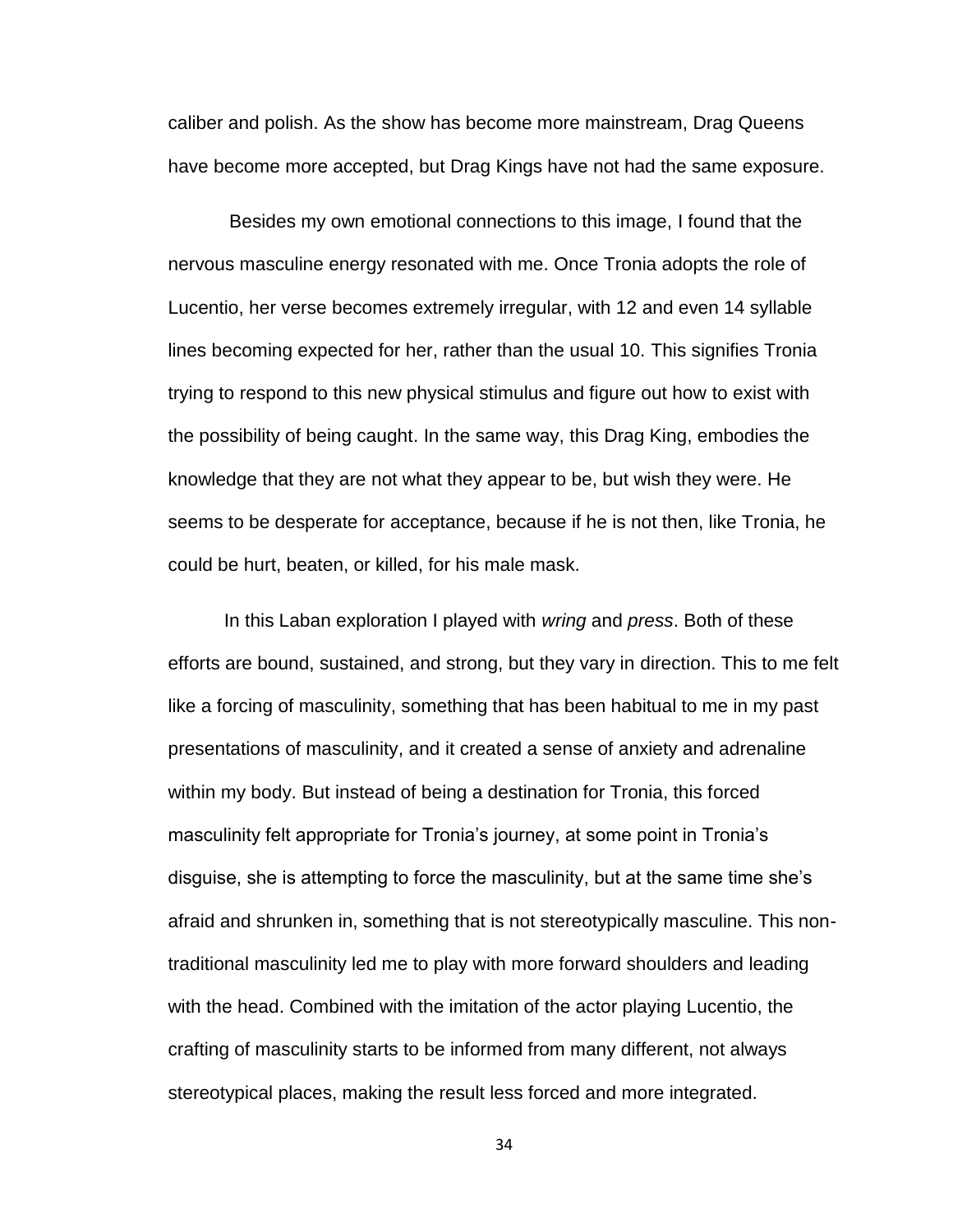caliber and polish. As the show has become more mainstream, Drag Queens have become more accepted, but Drag Kings have not had the same exposure.

Besides my own emotional connections to this image, I found that the nervous masculine energy resonated with me. Once Tronia adopts the role of Lucentio, her verse becomes extremely irregular, with 12 and even 14 syllable lines becoming expected for her, rather than the usual 10. This signifies Tronia trying to respond to this new physical stimulus and figure out how to exist with the possibility of being caught. In the same way, this Drag King, embodies the knowledge that they are not what they appear to be, but wish they were. He seems to be desperate for acceptance, because if he is not then, like Tronia, he could be hurt, beaten, or killed, for his male mask.

In this Laban exploration I played with *wring* and *press*. Both of these efforts are bound, sustained, and strong, but they vary in direction. This to me felt like a forcing of masculinity, something that has been habitual to me in my past presentations of masculinity, and it created a sense of anxiety and adrenaline within my body. But instead of being a destination for Tronia, this forced masculinity felt appropriate for Tronia's journey, at some point in Tronia's disguise, she is attempting to force the masculinity, but at the same time she's afraid and shrunken in, something that is not stereotypically masculine. This non-traditional masculinity led me to play with more forward shoulders and leading with the head. Combined with the imitation of the actor playing Lucentio, the crafting of masculinity starts to be informed from many different, not always stereotypical places, making the result less forced and more integrated.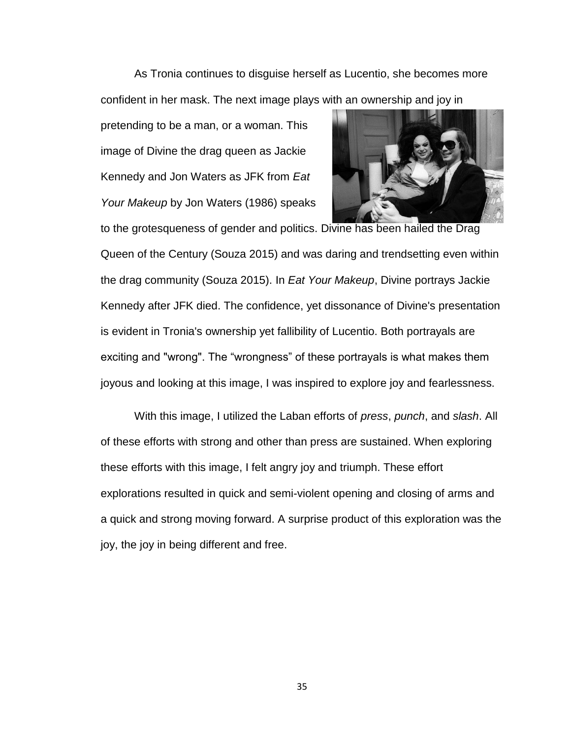As Tronia continues to disguise herself as Lucentio, she becomes more confident in her mask. The next image plays with an ownership and joy in pretending to be a man, or a woman. This image of Divine the drag queen as Jackie Kennedy and Jon Waters as JFK from *Eat Your Makeup* by Jon Waters (1986) speaks to the grotesqueness of gender and politics. Divine has been hailed the Drag Queen of the Century (Souza 2015) and was daring and trendsetting even within the drag community (Souza 2015). In *Eat Your Makeup*, Divine portrays Jackie Kennedy after JFK died. The confidence, yet dissonance of Divine's presentation is evident in Tronia's ownership yet fallibility of Lucentio. Both portrayals are exciting and "wrong". The "wrongness" of these portrayals is what makes them joyous and looking at this image, I was inspired to explore joy and fearlessness.

With this image, I utilized the Laban efforts of *press*, *punch*, and *slash*. All of these efforts with strong and other than press are sustained. When exploring these efforts with this image, I felt angry joy and triumph. These effort explorations resulted in quick and semi-violent opening and closing of arms and a quick and strong moving forward. A surprise product of this exploration was the joy, the joy in being different and free.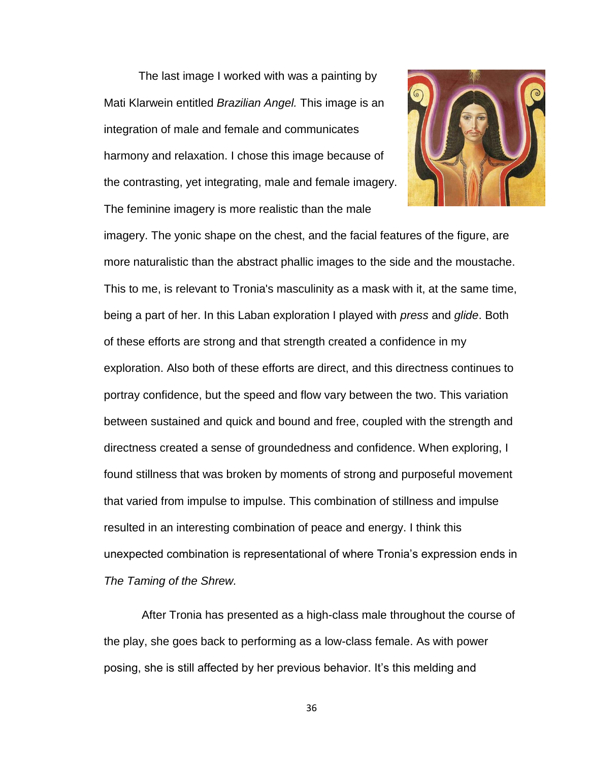The last image I worked with was a painting by Mati Klarwein entitled *Brazilian Angel.* This image is an integration of male and female and communicates harmony and relaxation. I chose this image because of the contrasting, yet integrating, male and female imagery. The feminine imagery is more realistic than the male imagery. The yonic shape on the chest, and the facial features of the figure, are more naturalistic than the abstract phallic images to the side and the moustache. This to me, is relevant to Tronia's masculinity as a mask with it, at the same time, being a part of her. In this Laban exploration I played with *press* and *glide*. Both of these efforts are strong and that strength created a confidence in my exploration. Also both of these efforts are direct, and this directness continues to portray confidence, but the speed and flow vary between the two. This variation between sustained and quick and bound and free, coupled with the strength and directness created a sense of groundedness and confidence. When exploring, I found stillness that was broken by moments of strong and purposeful movement that varied from impulse to impulse. This combination of stillness and impulse resulted in an interesting combination of peace and energy. I think this unexpected combination is representational of where Tronia's expression ends in *The Taming of the Shrew.*

After Tronia has presented as a high-class male throughout the course of the play, she goes back to performing as a low-class female. As with power posing, she is still affected by her previous behavior. It's this melding and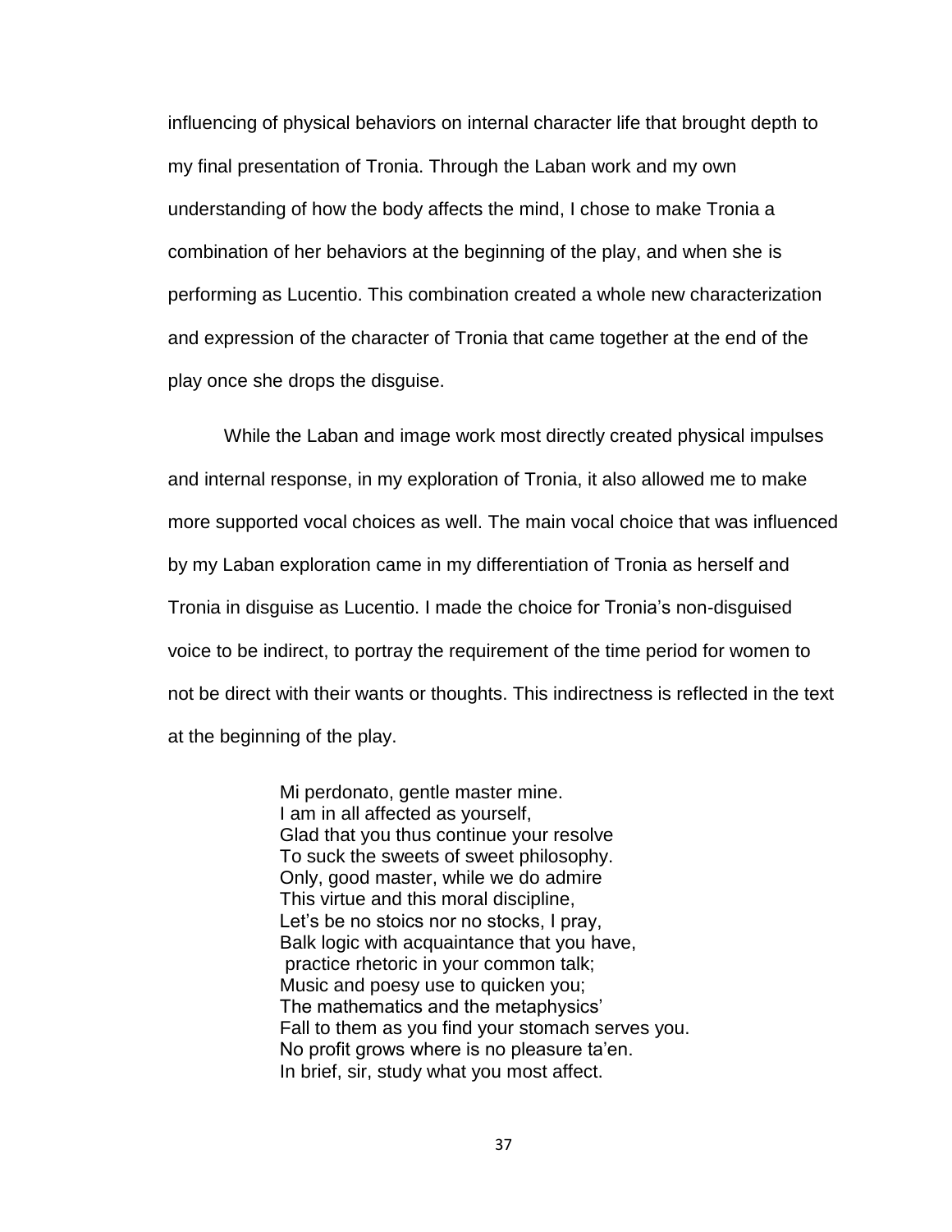influencing of physical behaviors on internal character life that brought depth to my final presentation of Tronia. Through the Laban work and my own understanding of how the body affects the mind, I chose to make Tronia a combination of her behaviors at the beginning of the play, and when she is performing as Lucentio. This combination created a whole new characterization and expression of the character of Tronia that came together at the end of the play once she drops the disguise.

While the Laban and image work most directly created physical impulses and internal response, in my exploration of Tronia, it also allowed me to make more supported vocal choices as well. The main vocal choice that was influenced by my Laban exploration came in my differentiation of Tronia as herself and Tronia in disguise as Lucentio. I made the choice for Tronia's non-disguised voice to be indirect, to portray the requirement of the time period for women to not be direct with their wants or thoughts. This indirectness is reflected in the text at the beginning of the play.

> Mi perdonato, gentle master mine.  
> I am in all affected as yourself,  
> Glad that you thus continue your resolve  
> To suck the sweets of sweet philosophy.  
> Only, good master, while we do admire  
> This virtue and this moral discipline,  
> Let's be no stoics nor no stocks, I pray,  
> Balk logic with acquaintance that you have,  
> practice rhetoric in your common talk;  
> Music and poesy use to quicken you;  
> The mathematics and the metaphysics'  
> Fall to them as you find your stomach serves you.  
> No profit grows where is no pleasure ta'en.  
> In brief, sir, study what you most affect.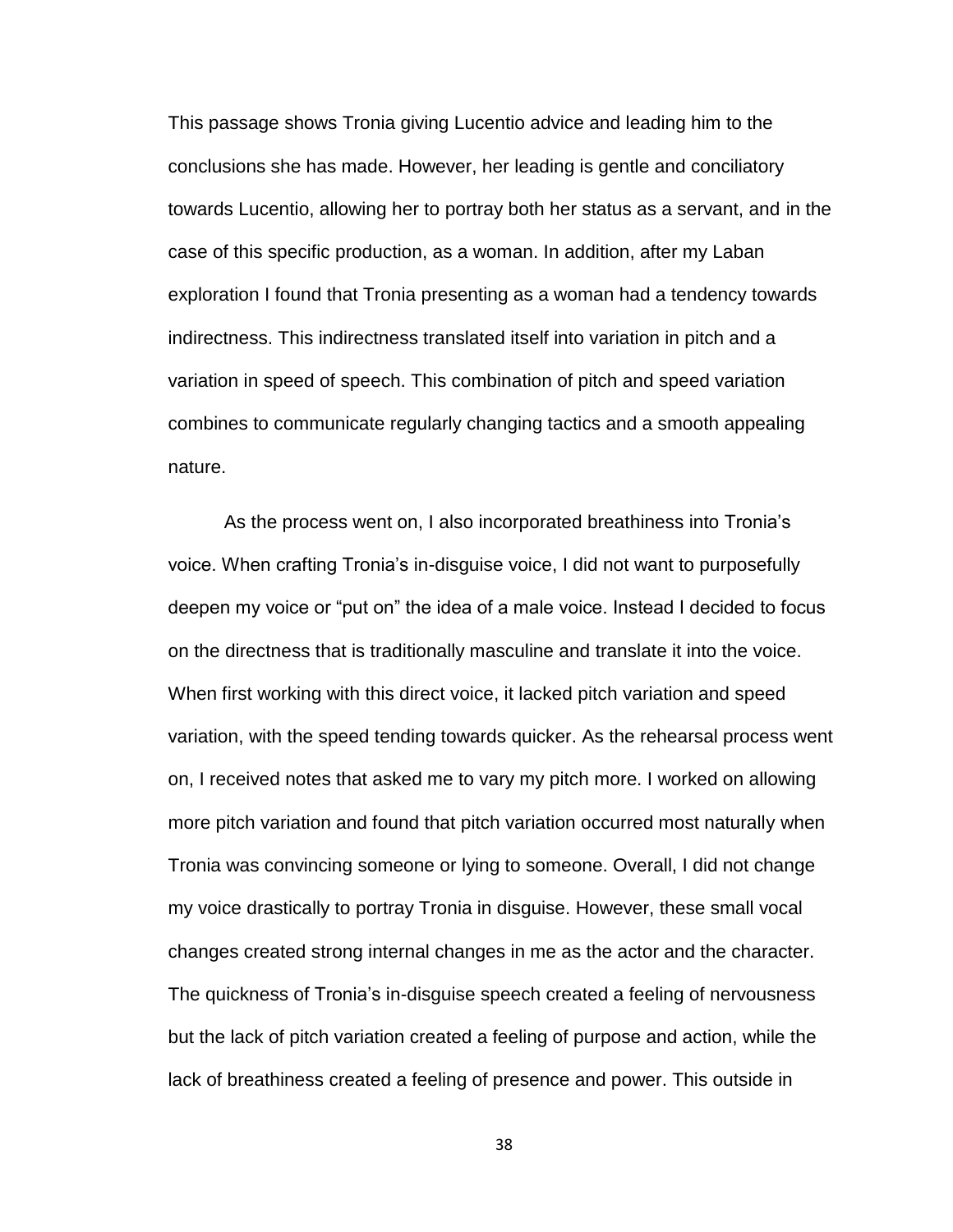This passage shows Tronia giving Lucentio advice and leading him to the conclusions she has made. However, her leading is gentle and conciliatory towards Lucentio, allowing her to portray both her status as a servant, and in the case of this specific production, as a woman. In addition, after my Laban exploration I found that Tronia presenting as a woman had a tendency towards indirectness. This indirectness translated itself into variation in pitch and a variation in speed of speech. This combination of pitch and speed variation combines to communicate regularly changing tactics and a smooth appealing nature.

As the process went on, I also incorporated breathiness into Tronia's voice. When crafting Tronia's in-disguise voice, I did not want to purposefully deepen my voice or "put on" the idea of a male voice. Instead I decided to focus on the directness that is traditionally masculine and translate it into the voice. When first working with this direct voice, it lacked pitch variation and speed variation, with the speed tending towards quicker. As the rehearsal process went on, I received notes that asked me to vary my pitch more. I worked on allowing more pitch variation and found that pitch variation occurred most naturally when Tronia was convincing someone or lying to someone. Overall, I did not change my voice drastically to portray Tronia in disguise. However, these small vocal changes created strong internal changes in me as the actor and the character. The quickness of Tronia's in-disguise speech created a feeling of nervousness but the lack of pitch variation created a feeling of purpose and action, while the lack of breathiness created a feeling of presence and power. This outside in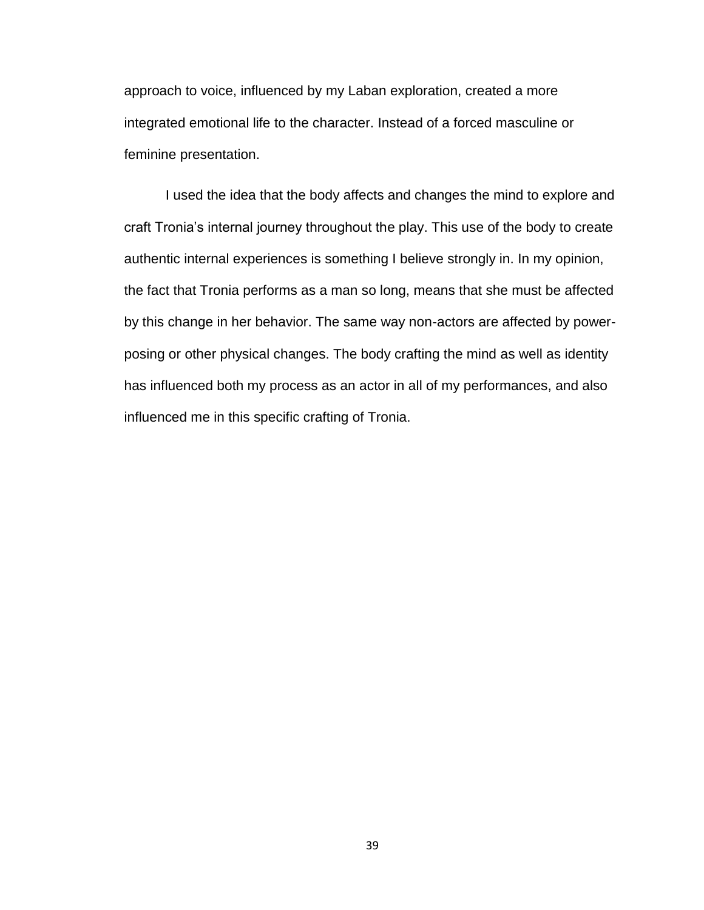approach to voice, influenced by my Laban exploration, created a more integrated emotional life to the character. Instead of a forced masculine or feminine presentation.

I used the idea that the body affects and changes the mind to explore and craft Tronia's internal journey throughout the play. This use of the body to create authentic internal experiences is something I believe strongly in. In my opinion, the fact that Tronia performs as a man so long, means that she must be affected by this change in her behavior. The same way non-actors are affected by power-posing or other physical changes. The body crafting the mind as well as identity has influenced both my process as an actor in all of my performances, and also influenced me in this specific crafting of Tronia.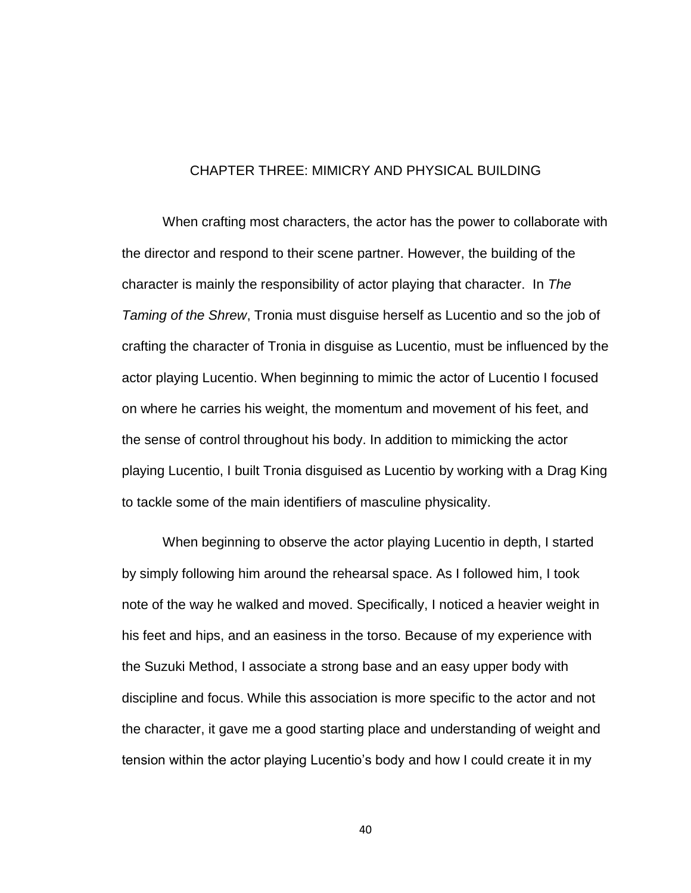# CHAPTER THREE: MIMICRY AND PHYSICAL BUILDING

When crafting most characters, the actor has the power to collaborate with the director and respond to their scene partner. However, the building of the character is mainly the responsibility of actor playing that character. In *The Taming of the Shrew*, Tronia must disguise herself as Lucentio and so the job of crafting the character of Tronia in disguise as Lucentio, must be influenced by the actor playing Lucentio. When beginning to mimic the actor of Lucentio I focused on where he carries his weight, the momentum and movement of his feet, and the sense of control throughout his body. In addition to mimicking the actor playing Lucentio, I built Tronia disguised as Lucentio by working with a Drag King to tackle some of the main identifiers of masculine physicality.

When beginning to observe the actor playing Lucentio in depth, I started by simply following him around the rehearsal space. As I followed him, I took note of the way he walked and moved. Specifically, I noticed a heavier weight in his feet and hips, and an easiness in the torso. Because of my experience with the Suzuki Method, I associate a strong base and an easy upper body with discipline and focus. While this association is more specific to the actor and not the character, it gave me a good starting place and understanding of weight and tension within the actor playing Lucentio's body and how I could create it in my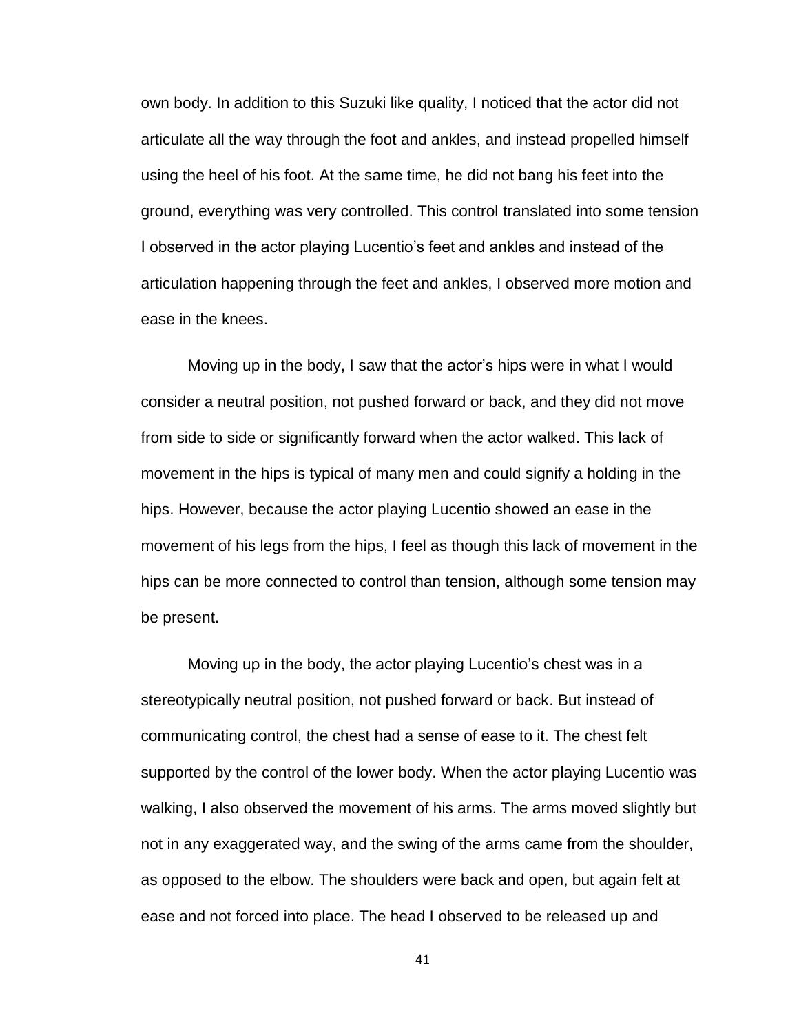own body. In addition to this Suzuki like quality, I noticed that the actor did not articulate all the way through the foot and ankles, and instead propelled himself using the heel of his foot. At the same time, he did not bang his feet into the ground, everything was very controlled. This control translated into some tension I observed in the actor playing Lucentio's feet and ankles and instead of the articulation happening through the feet and ankles, I observed more motion and ease in the knees.

Moving up in the body, I saw that the actor's hips were in what I would consider a neutral position, not pushed forward or back, and they did not move from side to side or significantly forward when the actor walked. This lack of movement in the hips is typical of many men and could signify a holding in the hips. However, because the actor playing Lucentio showed an ease in the movement of his legs from the hips, I feel as though this lack of movement in the hips can be more connected to control than tension, although some tension may be present.

Moving up in the body, the actor playing Lucentio's chest was in a stereotypically neutral position, not pushed forward or back. But instead of communicating control, the chest had a sense of ease to it. The chest felt supported by the control of the lower body. When the actor playing Lucentio was walking, I also observed the movement of his arms. The arms moved slightly but not in any exaggerated way, and the swing of the arms came from the shoulder, as opposed to the elbow. The shoulders were back and open, but again felt at ease and not forced into place. The head I observed to be released up and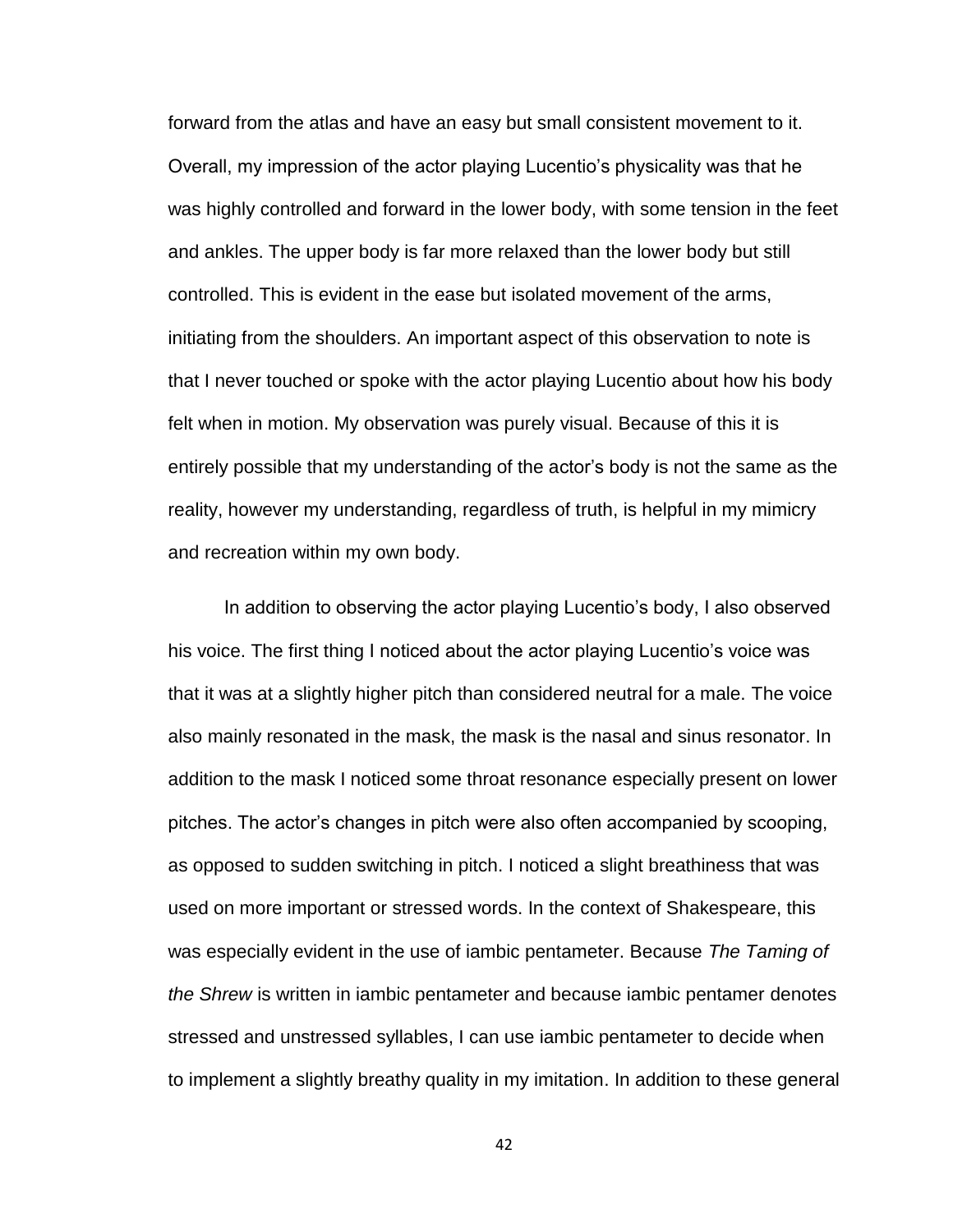forward from the atlas and have an easy but small consistent movement to it. Overall, my impression of the actor playing Lucentio's physicality was that he was highly controlled and forward in the lower body, with some tension in the feet and ankles. The upper body is far more relaxed than the lower body but still controlled. This is evident in the ease but isolated movement of the arms, initiating from the shoulders. An important aspect of this observation to note is that I never touched or spoke with the actor playing Lucentio about how his body felt when in motion. My observation was purely visual. Because of this it is entirely possible that my understanding of the actor's body is not the same as the reality, however my understanding, regardless of truth, is helpful in my mimicry and recreation within my own body.

In addition to observing the actor playing Lucentio's body, I also observed his voice. The first thing I noticed about the actor playing Lucentio's voice was that it was at a slightly higher pitch than considered neutral for a male. The voice also mainly resonated in the mask, the mask is the nasal and sinus resonator. In addition to the mask I noticed some throat resonance especially present on lower pitches. The actor's changes in pitch were also often accompanied by scooping, as opposed to sudden switching in pitch. I noticed a slight breathiness that was used on more important or stressed words. In the context of Shakespeare, this was especially evident in the use of iambic pentameter. Because *The Taming of the Shrew* is written in iambic pentameter and because iambic pentamer denotes stressed and unstressed syllables, I can use iambic pentameter to decide when to implement a slightly breathy quality in my imitation. In addition to these general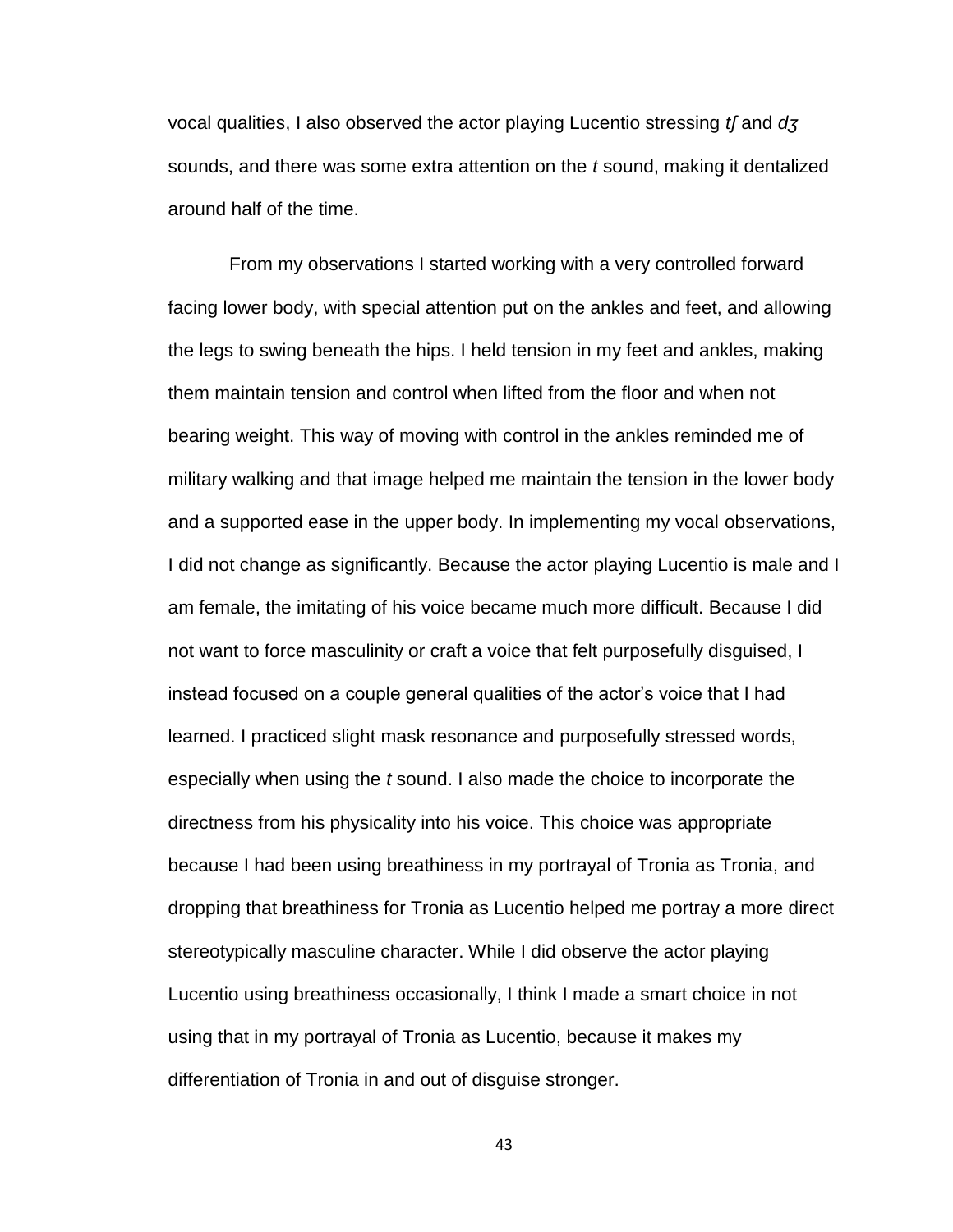vocal qualities, I also observed the actor playing Lucentio stressing *tʃ* and *dʒ* sounds, and there was some extra attention on the *t* sound, making it dentalized around half of the time.

From my observations I started working with a very controlled forward facing lower body, with special attention put on the ankles and feet, and allowing the legs to swing beneath the hips. I held tension in my feet and ankles, making them maintain tension and control when lifted from the floor and when not bearing weight. This way of moving with control in the ankles reminded me of military walking and that image helped me maintain the tension in the lower body and a supported ease in the upper body. In implementing my vocal observations, I did not change as significantly. Because the actor playing Lucentio is male and I am female, the imitating of his voice became much more difficult. Because I did not want to force masculinity or craft a voice that felt purposefully disguised, I instead focused on a couple general qualities of the actor's voice that I had learned. I practiced slight mask resonance and purposefully stressed words, especially when using the *t* sound. I also made the choice to incorporate the directness from his physicality into his voice. This choice was appropriate because I had been using breathiness in my portrayal of Tronia as Tronia, and dropping that breathiness for Tronia as Lucentio helped me portray a more direct stereotypically masculine character. While I did observe the actor playing Lucentio using breathiness occasionally, I think I made a smart choice in not using that in my portrayal of Tronia as Lucentio, because it makes my differentiation of Tronia in and out of disguise stronger.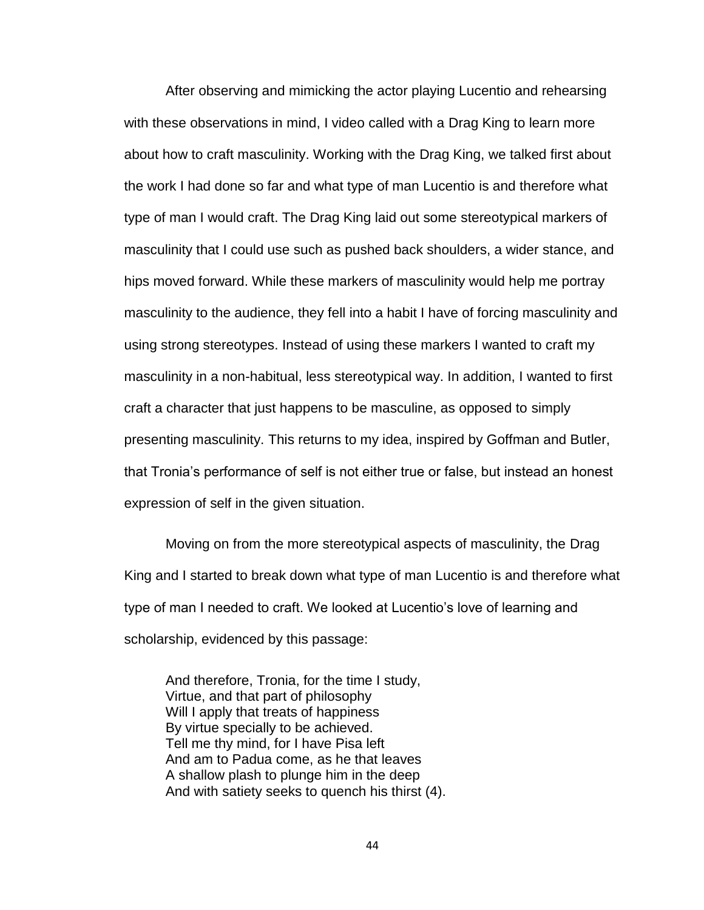After observing and mimicking the actor playing Lucentio and rehearsing with these observations in mind, I video called with a Drag King to learn more about how to craft masculinity. Working with the Drag King, we talked first about the work I had done so far and what type of man Lucentio is and therefore what type of man I would craft. The Drag King laid out some stereotypical markers of masculinity that I could use such as pushed back shoulders, a wider stance, and hips moved forward. While these markers of masculinity would help me portray masculinity to the audience, they fell into a habit I have of forcing masculinity and using strong stereotypes. Instead of using these markers I wanted to craft my masculinity in a non-habitual, less stereotypical way. In addition, I wanted to first craft a character that just happens to be masculine, as opposed to simply presenting masculinity. This returns to my idea, inspired by Goffman and Butler, that Tronia's performance of self is not either true or false, but instead an honest expression of self in the given situation.

Moving on from the more stereotypical aspects of masculinity, the Drag King and I started to break down what type of man Lucentio is and therefore what type of man I needed to craft. We looked at Lucentio's love of learning and scholarship, evidenced by this passage:

> And therefore, Tronia, for the time I study,
> Virtue, and that part of philosophy
> Will I apply that treats of happiness
> By virtue specially to be achieved.
> Tell me thy mind, for I have Pisa left
> And am to Padua come, as he that leaves
> A shallow plash to plunge him in the deep
> And with satiety seeks to quench his thirst (4).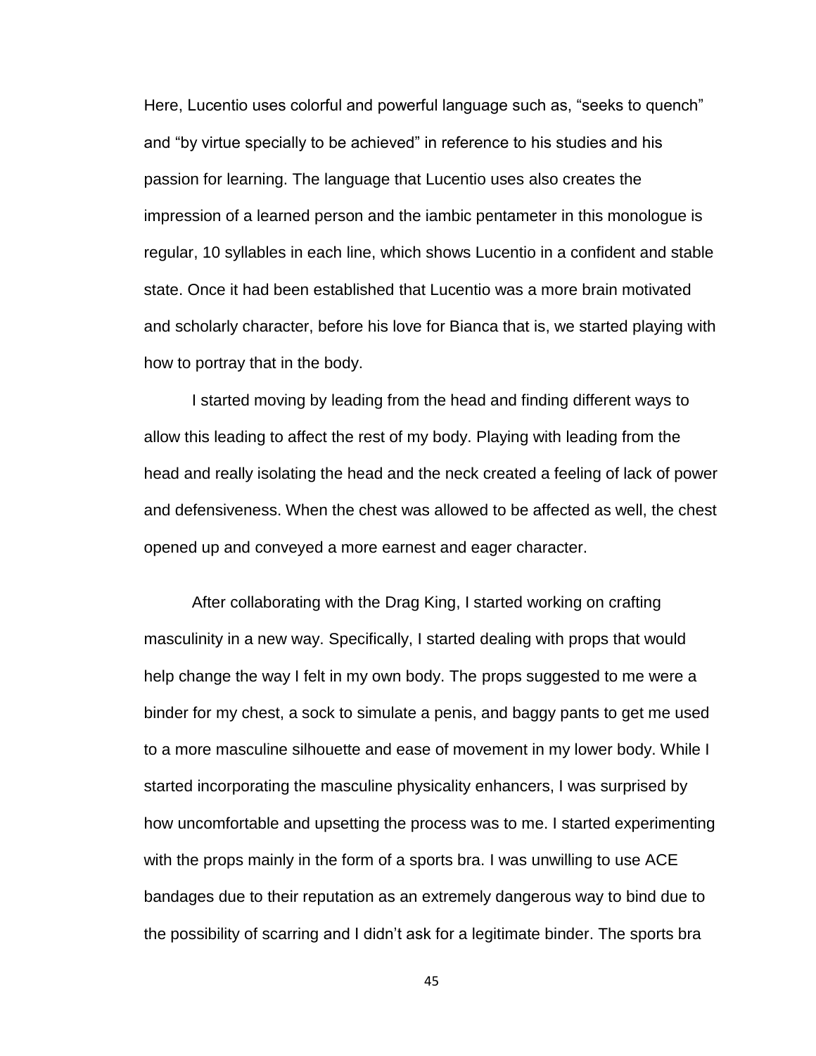Here, Lucentio uses colorful and powerful language such as, “seeks to quench” and “by virtue specially to be achieved” in reference to his studies and his passion for learning. The language that Lucentio uses also creates the impression of a learned person and the iambic pentameter in this monologue is regular, 10 syllables in each line, which shows Lucentio in a confident and stable state. Once it had been established that Lucentio was a more brain motivated and scholarly character, before his love for Bianca that is, we started playing with how to portray that in the body.

I started moving by leading from the head and finding different ways to allow this leading to affect the rest of my body. Playing with leading from the head and really isolating the head and the neck created a feeling of lack of power and defensiveness. When the chest was allowed to be affected as well, the chest opened up and conveyed a more earnest and eager character.

After collaborating with the Drag King, I started working on crafting masculinity in a new way. Specifically, I started dealing with props that would help change the way I felt in my own body. The props suggested to me were a binder for my chest, a sock to simulate a penis, and baggy pants to get me used to a more masculine silhouette and ease of movement in my lower body. While I started incorporating the masculine physicality enhancers, I was surprised by how uncomfortable and upsetting the process was to me. I started experimenting with the props mainly in the form of a sports bra. I was unwilling to use ACE bandages due to their reputation as an extremely dangerous way to bind due to the possibility of scarring and I didn’t ask for a legitimate binder. The sports bra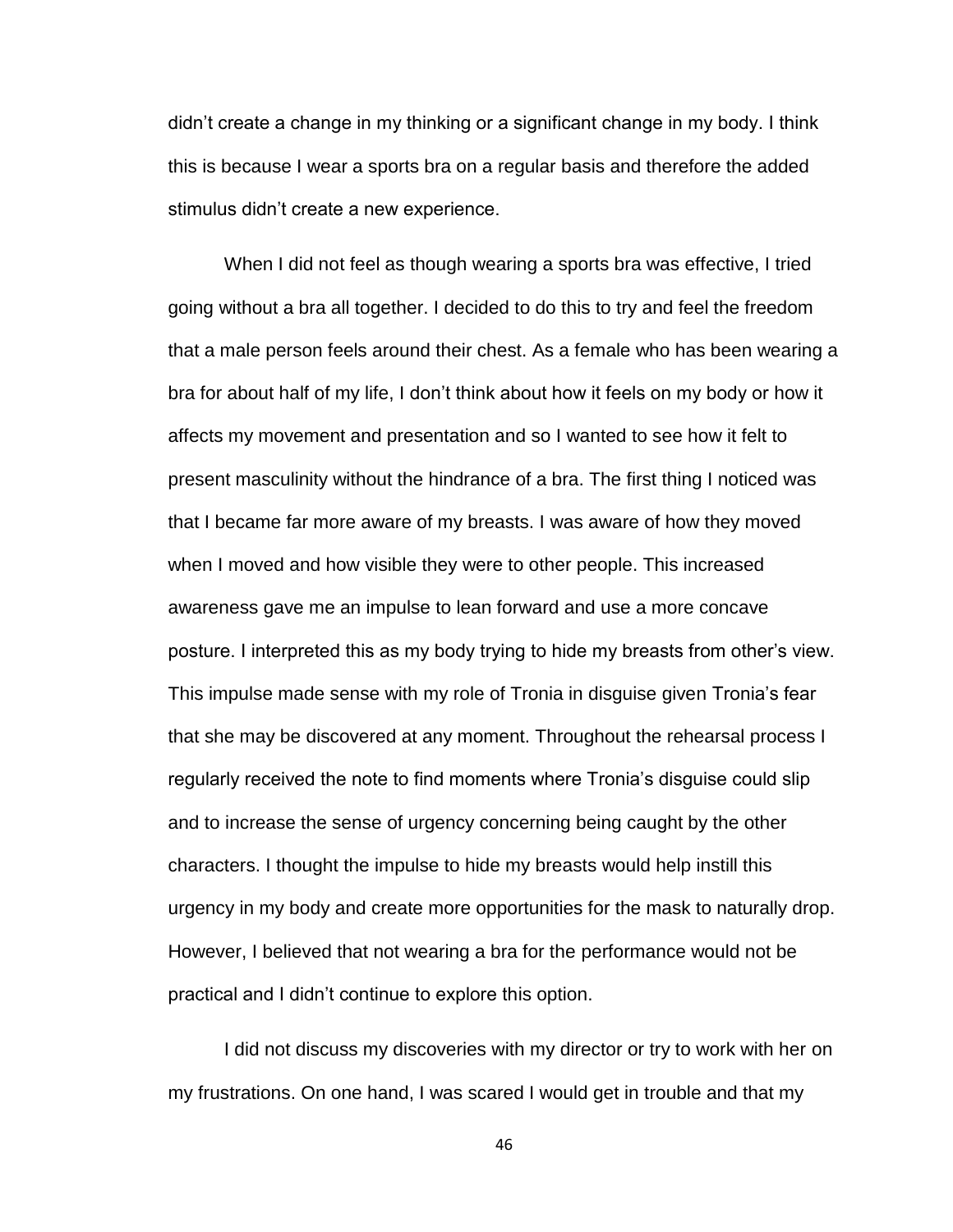didn't create a change in my thinking or a significant change in my body. I think this is because I wear a sports bra on a regular basis and therefore the added stimulus didn't create a new experience.

When I did not feel as though wearing a sports bra was effective, I tried going without a bra all together. I decided to do this to try and feel the freedom that a male person feels around their chest. As a female who has been wearing a bra for about half of my life, I don't think about how it feels on my body or how it affects my movement and presentation and so I wanted to see how it felt to present masculinity without the hindrance of a bra. The first thing I noticed was that I became far more aware of my breasts. I was aware of how they moved when I moved and how visible they were to other people. This increased awareness gave me an impulse to lean forward and use a more concave posture. I interpreted this as my body trying to hide my breasts from other's view. This impulse made sense with my role of Tronia in disguise given Tronia's fear that she may be discovered at any moment. Throughout the rehearsal process I regularly received the note to find moments where Tronia's disguise could slip and to increase the sense of urgency concerning being caught by the other characters. I thought the impulse to hide my breasts would help instill this urgency in my body and create more opportunities for the mask to naturally drop. However, I believed that not wearing a bra for the performance would not be practical and I didn't continue to explore this option.

I did not discuss my discoveries with my director or try to work with her on my frustrations. On one hand, I was scared I would get in trouble and that my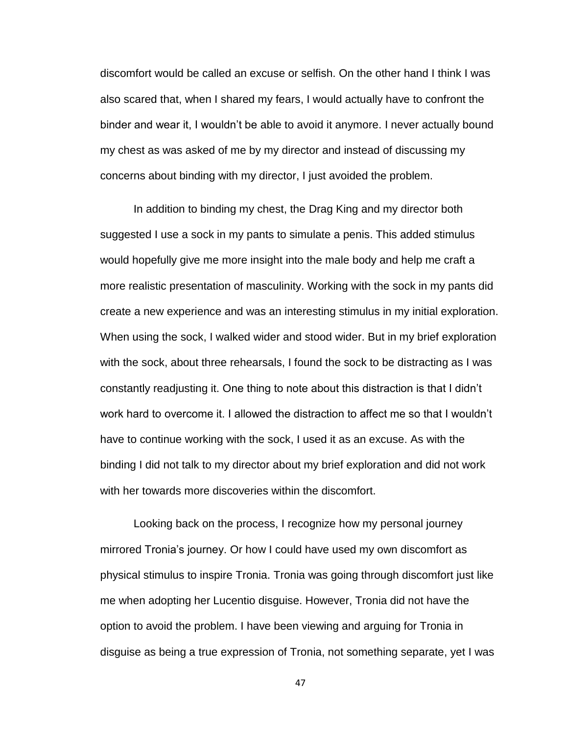discomfort would be called an excuse or selfish. On the other hand I think I was also scared that, when I shared my fears, I would actually have to confront the binder and wear it, I wouldn't be able to avoid it anymore. I never actually bound my chest as was asked of me by my director and instead of discussing my concerns about binding with my director, I just avoided the problem.

In addition to binding my chest, the Drag King and my director both suggested I use a sock in my pants to simulate a penis. This added stimulus would hopefully give me more insight into the male body and help me craft a more realistic presentation of masculinity. Working with the sock in my pants did create a new experience and was an interesting stimulus in my initial exploration. When using the sock, I walked wider and stood wider. But in my brief exploration with the sock, about three rehearsals, I found the sock to be distracting as I was constantly readjusting it. One thing to note about this distraction is that I didn't work hard to overcome it. I allowed the distraction to affect me so that I wouldn't have to continue working with the sock, I used it as an excuse. As with the binding I did not talk to my director about my brief exploration and did not work with her towards more discoveries within the discomfort.

Looking back on the process, I recognize how my personal journey mirrored Tronia's journey. Or how I could have used my own discomfort as physical stimulus to inspire Tronia. Tronia was going through discomfort just like me when adopting her Lucentio disguise. However, Tronia did not have the option to avoid the problem. I have been viewing and arguing for Tronia in disguise as being a true expression of Tronia, not something separate, yet I was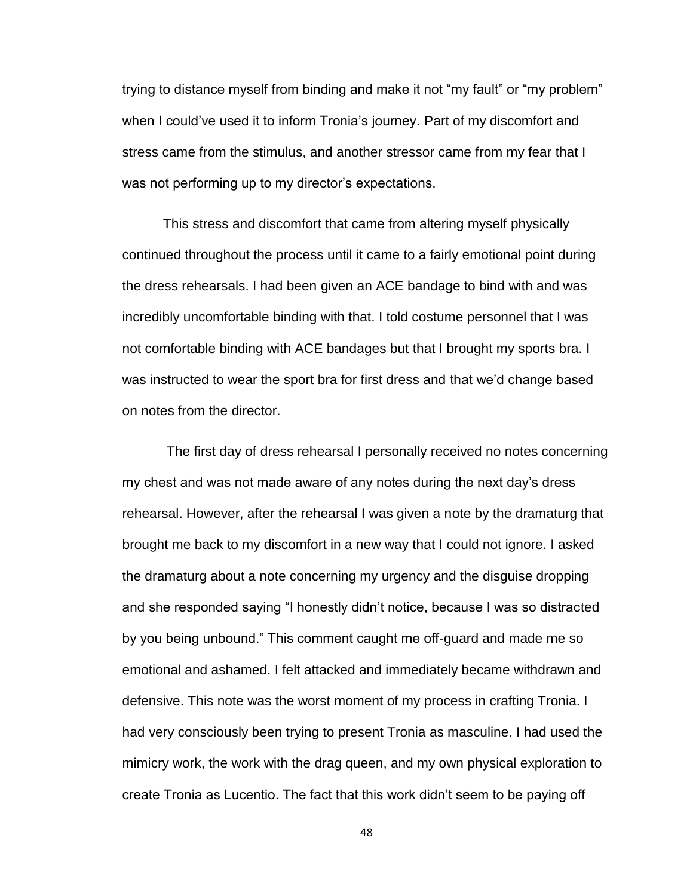trying to distance myself from binding and make it not "my fault" or "my problem" when I could've used it to inform Tronia's journey. Part of my discomfort and stress came from the stimulus, and another stressor came from my fear that I was not performing up to my director's expectations.

This stress and discomfort that came from altering myself physically continued throughout the process until it came to a fairly emotional point during the dress rehearsals. I had been given an ACE bandage to bind with and was incredibly uncomfortable binding with that. I told costume personnel that I was not comfortable binding with ACE bandages but that I brought my sports bra. I was instructed to wear the sport bra for first dress and that we'd change based on notes from the director.

The first day of dress rehearsal I personally received no notes concerning my chest and was not made aware of any notes during the next day's dress rehearsal. However, after the rehearsal I was given a note by the dramaturg that brought me back to my discomfort in a new way that I could not ignore. I asked the dramaturg about a note concerning my urgency and the disguise dropping and she responded saying "I honestly didn't notice, because I was so distracted by you being unbound." This comment caught me off-guard and made me so emotional and ashamed. I felt attacked and immediately became withdrawn and defensive. This note was the worst moment of my process in crafting Tronia. I had very consciously been trying to present Tronia as masculine. I had used the mimicry work, the work with the drag queen, and my own physical exploration to create Tronia as Lucentio. The fact that this work didn't seem to be paying off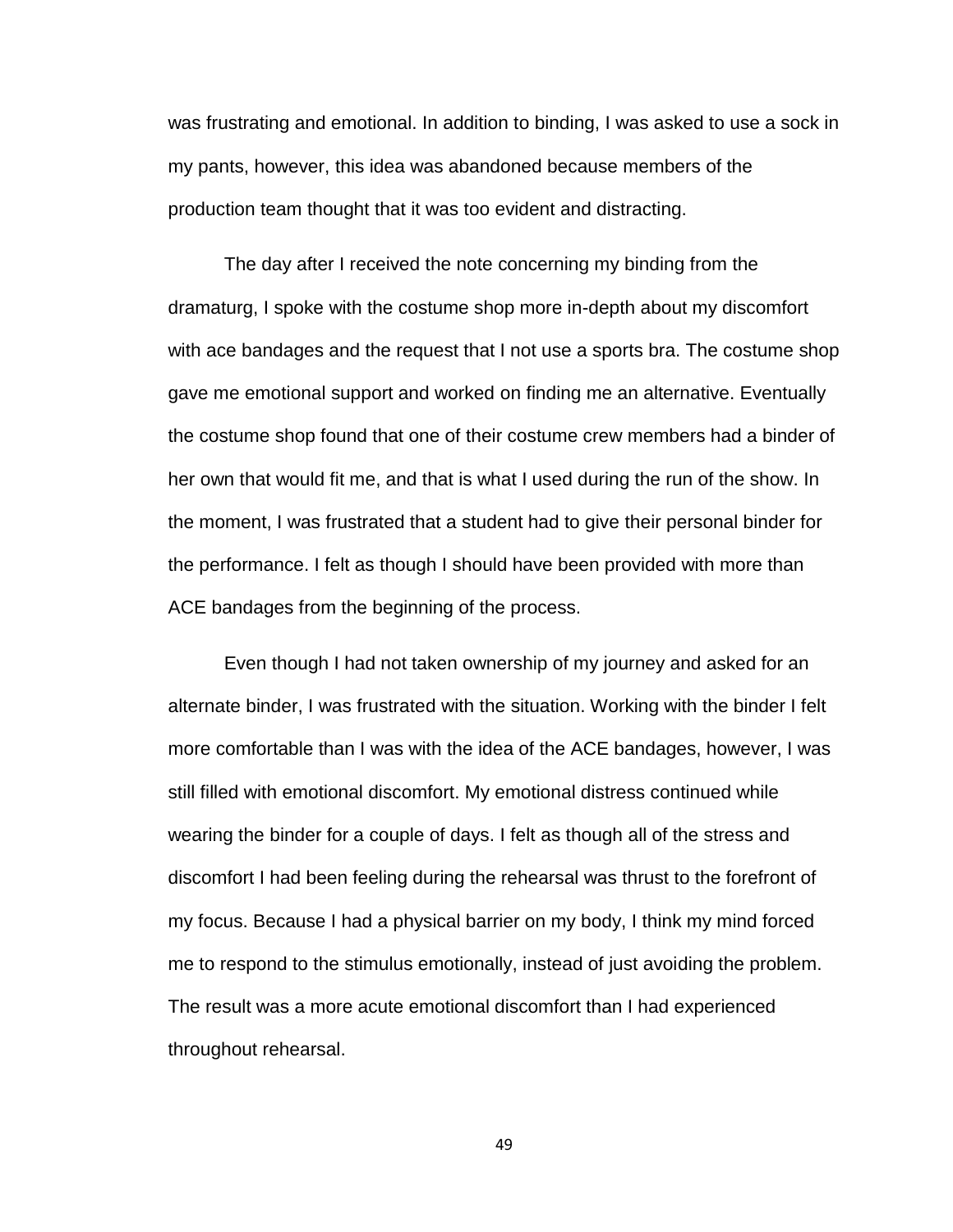was frustrating and emotional. In addition to binding, I was asked to use a sock in my pants, however, this idea was abandoned because members of the production team thought that it was too evident and distracting.

The day after I received the note concerning my binding from the dramaturg, I spoke with the costume shop more in-depth about my discomfort with ace bandages and the request that I not use a sports bra. The costume shop gave me emotional support and worked on finding me an alternative. Eventually the costume shop found that one of their costume crew members had a binder of her own that would fit me, and that is what I used during the run of the show. In the moment, I was frustrated that a student had to give their personal binder for the performance. I felt as though I should have been provided with more than ACE bandages from the beginning of the process.

Even though I had not taken ownership of my journey and asked for an alternate binder, I was frustrated with the situation. Working with the binder I felt more comfortable than I was with the idea of the ACE bandages, however, I was still filled with emotional discomfort. My emotional distress continued while wearing the binder for a couple of days. I felt as though all of the stress and discomfort I had been feeling during the rehearsal was thrust to the forefront of my focus. Because I had a physical barrier on my body, I think my mind forced me to respond to the stimulus emotionally, instead of just avoiding the problem. The result was a more acute emotional discomfort than I had experienced throughout rehearsal.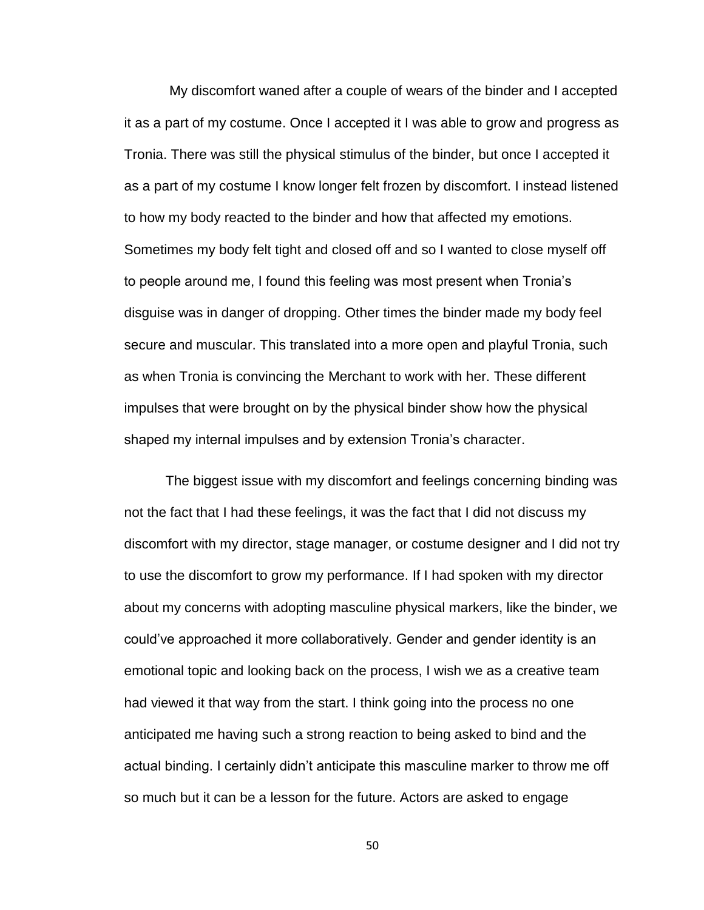My discomfort waned after a couple of wears of the binder and I accepted it as a part of my costume. Once I accepted it I was able to grow and progress as Tronia. There was still the physical stimulus of the binder, but once I accepted it as a part of my costume I know longer felt frozen by discomfort. I instead listened to how my body reacted to the binder and how that affected my emotions. Sometimes my body felt tight and closed off and so I wanted to close myself off to people around me, I found this feeling was most present when Tronia's disguise was in danger of dropping. Other times the binder made my body feel secure and muscular. This translated into a more open and playful Tronia, such as when Tronia is convincing the Merchant to work with her. These different impulses that were brought on by the physical binder show how the physical shaped my internal impulses and by extension Tronia's character.

The biggest issue with my discomfort and feelings concerning binding was not the fact that I had these feelings, it was the fact that I did not discuss my discomfort with my director, stage manager, or costume designer and I did not try to use the discomfort to grow my performance. If I had spoken with my director about my concerns with adopting masculine physical markers, like the binder, we could've approached it more collaboratively. Gender and gender identity is an emotional topic and looking back on the process, I wish we as a creative team had viewed it that way from the start. I think going into the process no one anticipated me having such a strong reaction to being asked to bind and the actual binding. I certainly didn't anticipate this masculine marker to throw me off so much but it can be a lesson for the future. Actors are asked to engage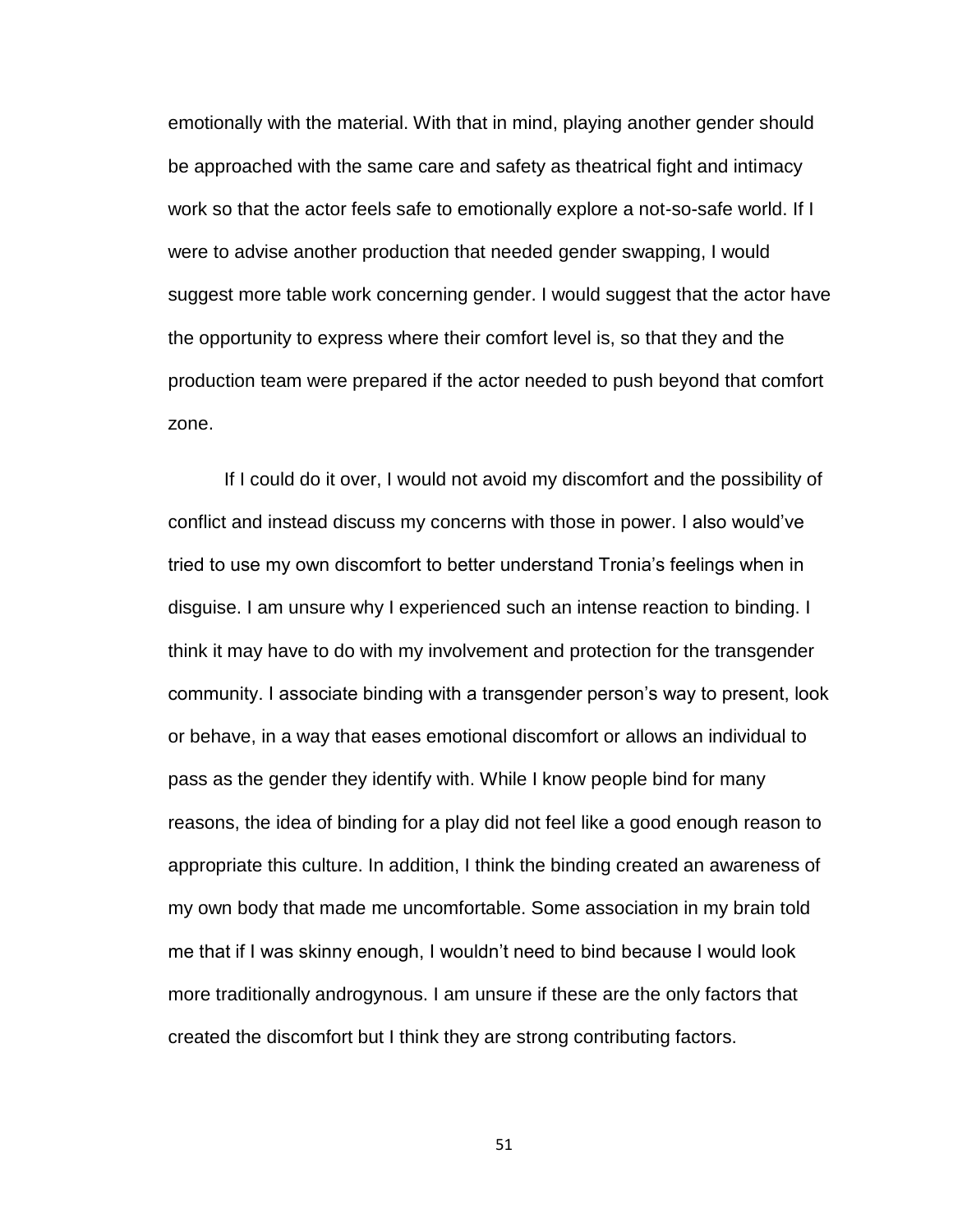emotionally with the material. With that in mind, playing another gender should be approached with the same care and safety as theatrical fight and intimacy work so that the actor feels safe to emotionally explore a not-so-safe world. If I were to advise another production that needed gender swapping, I would suggest more table work concerning gender. I would suggest that the actor have the opportunity to express where their comfort level is, so that they and the production team were prepared if the actor needed to push beyond that comfort zone.

If I could do it over, I would not avoid my discomfort and the possibility of conflict and instead discuss my concerns with those in power. I also would've tried to use my own discomfort to better understand Tronia's feelings when in disguise. I am unsure why I experienced such an intense reaction to binding. I think it may have to do with my involvement and protection for the transgender community. I associate binding with a transgender person's way to present, look or behave, in a way that eases emotional discomfort or allows an individual to pass as the gender they identify with. While I know people bind for many reasons, the idea of binding for a play did not feel like a good enough reason to appropriate this culture. In addition, I think the binding created an awareness of my own body that made me uncomfortable. Some association in my brain told me that if I was skinny enough, I wouldn't need to bind because I would look more traditionally androgynous. I am unsure if these are the only factors that created the discomfort but I think they are strong contributing factors.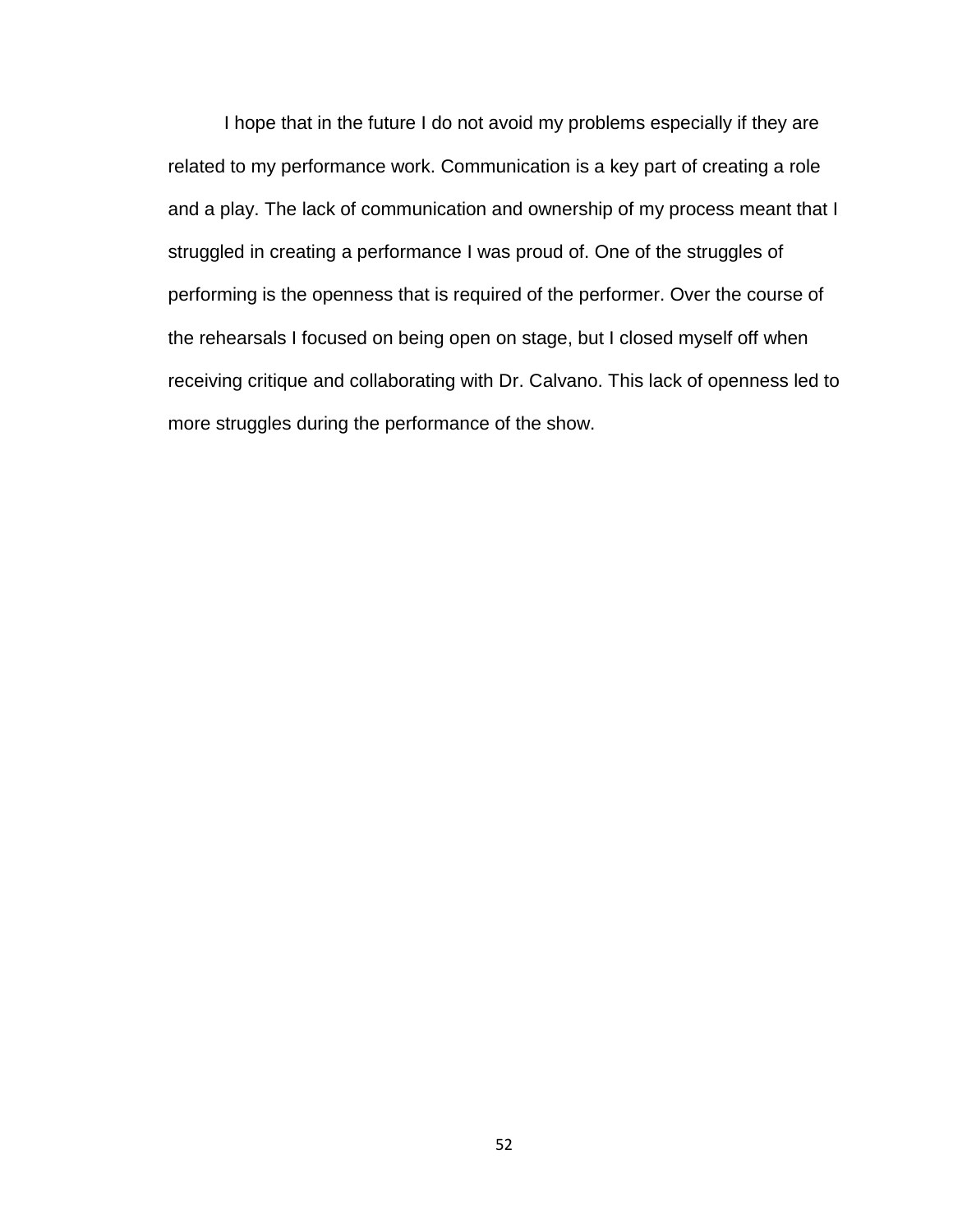I hope that in the future I do not avoid my problems especially if they are related to my performance work. Communication is a key part of creating a role and a play. The lack of communication and ownership of my process meant that I struggled in creating a performance I was proud of. One of the struggles of performing is the openness that is required of the performer. Over the course of the rehearsals I focused on being open on stage, but I closed myself off when receiving critique and collaborating with Dr. Calvano. This lack of openness led to more struggles during the performance of the show.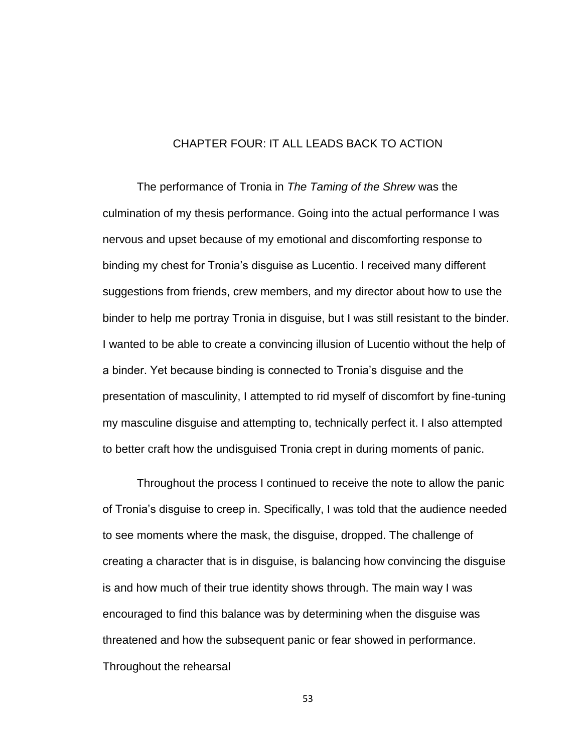# CHAPTER FOUR: IT ALL LEADS BACK TO ACTION

The performance of Tronia in *The Taming of the Shrew* was the culmination of my thesis performance. Going into the actual performance I was nervous and upset because of my emotional and discomforting response to binding my chest for Tronia's disguise as Lucentio. I received many different suggestions from friends, crew members, and my director about how to use the binder to help me portray Tronia in disguise, but I was still resistant to the binder. I wanted to be able to create a convincing illusion of Lucentio without the help of a binder. Yet because binding is connected to Tronia's disguise and the presentation of masculinity, I attempted to rid myself of discomfort by fine-tuning my masculine disguise and attempting to, technically perfect it. I also attempted to better craft how the undisguised Tronia crept in during moments of panic.

Throughout the process I continued to receive the note to allow the panic of Tronia's disguise to creep in. Specifically, I was told that the audience needed to see moments where the mask, the disguise, dropped. The challenge of creating a character that is in disguise, is balancing how convincing the disguise is and how much of their true identity shows through. The main way I was encouraged to find this balance was by determining when the disguise was threatened and how the subsequent panic or fear showed in performance. Throughout the rehearsal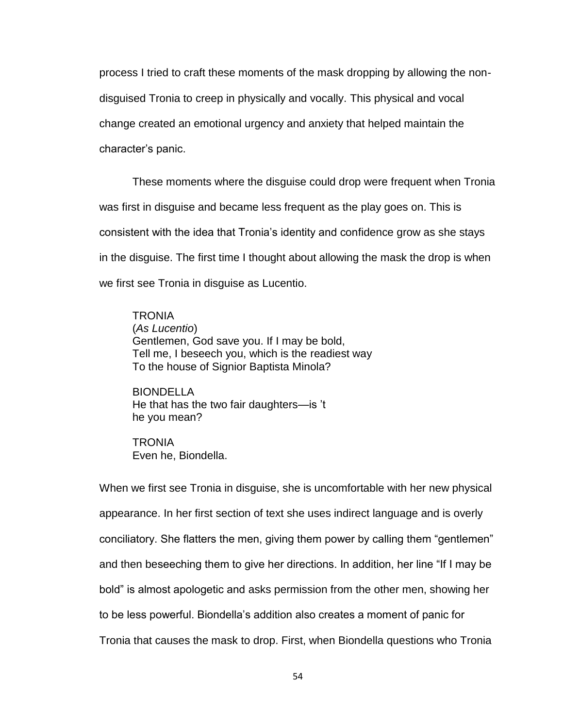process I tried to craft these moments of the mask dropping by allowing the non-disguised Tronia to creep in physically and vocally. This physical and vocal change created an emotional urgency and anxiety that helped maintain the character's panic.

These moments where the disguise could drop were frequent when Tronia was first in disguise and became less frequent as the play goes on. This is consistent with the idea that Tronia's identity and confidence grow as she stays in the disguise. The first time I thought about allowing the mask the drop is when we first see Tronia in disguise as Lucentio.

> TRONIA
> (*As Lucentio*)
> Gentlemen, God save you. If I may be bold,
> Tell me, I beseech you, which is the readiest way
> To the house of Signior Baptista Minola?
>
> BIONDELLA
> He that has the two fair daughters—is 't
> he you mean?
>
> TRONIA
> Even he, Biondella.

When we first see Tronia in disguise, she is uncomfortable with her new physical appearance. In her first section of text she uses indirect language and is overly conciliatory. She flatters the men, giving them power by calling them "gentlemen" and then beseeching them to give her directions. In addition, her line "If I may be bold" is almost apologetic and asks permission from the other men, showing her to be less powerful. Biondella's addition also creates a moment of panic for Tronia that causes the mask to drop. First, when Biondella questions who Tronia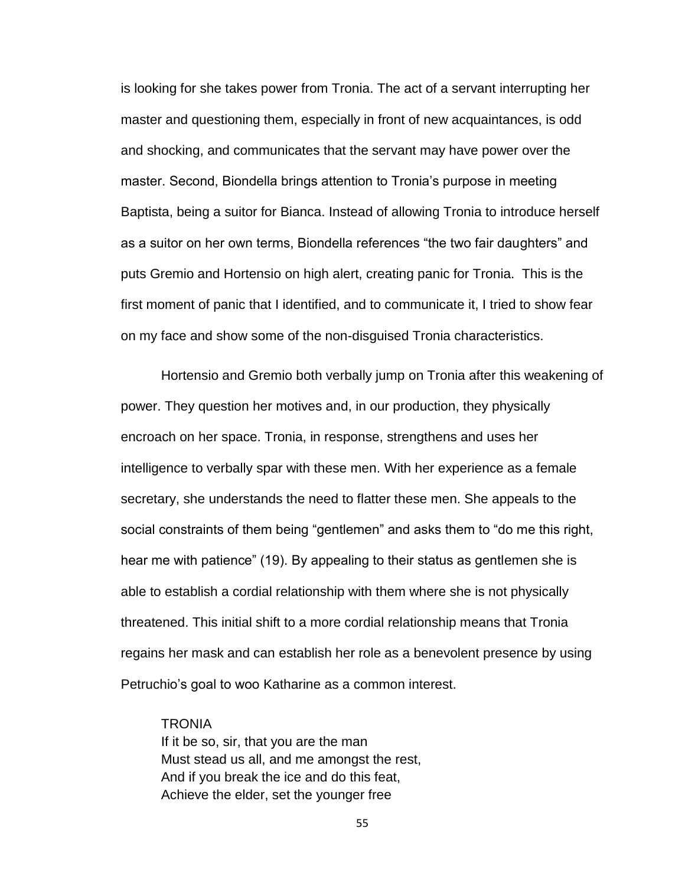is looking for she takes power from Tronia. The act of a servant interrupting her master and questioning them, especially in front of new acquaintances, is odd and shocking, and communicates that the servant may have power over the master. Second, Biondella brings attention to Tronia's purpose in meeting Baptista, being a suitor for Bianca. Instead of allowing Tronia to introduce herself as a suitor on her own terms, Biondella references "the two fair daughters" and puts Gremio and Hortensio on high alert, creating panic for Tronia. This is the first moment of panic that I identified, and to communicate it, I tried to show fear on my face and show some of the non-disguised Tronia characteristics.

Hortensio and Gremio both verbally jump on Tronia after this weakening of power. They question her motives and, in our production, they physically encroach on her space. Tronia, in response, strengthens and uses her intelligence to verbally spar with these men. With her experience as a female secretary, she understands the need to flatter these men. She appeals to the social constraints of them being "gentlemen" and asks them to "do me this right, hear me with patience" (19). By appealing to their status as gentlemen she is able to establish a cordial relationship with them where she is not physically threatened. This initial shift to a more cordial relationship means that Tronia regains her mask and can establish her role as a benevolent presence by using Petruchio's goal to woo Katharine as a common interest.

> TRONIA
> If it be so, sir, that you are the man
> Must stead us all, and me amongst the rest,
> And if you break the ice and do this feat,
> Achieve the elder, set the younger free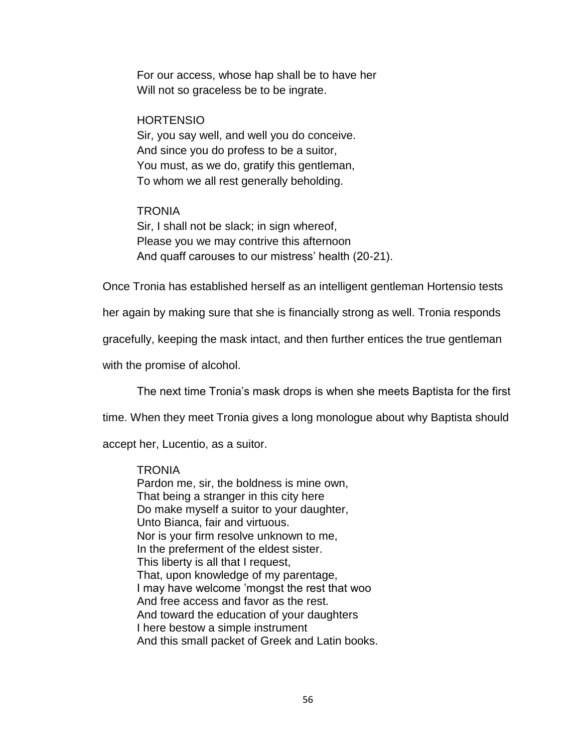For our access, whose hap shall be to have her  
Will not so graceless be to be ingrate.

HORTENSIO  
Sir, you say well, and well you do conceive.  
And since you do profess to be a suitor,  
You must, as we do, gratify this gentleman,  
To whom we all rest generally beholding.

TRONIA  
Sir, I shall not be slack; in sign whereof,  
Please you we may contrive this afternoon  
And quaff carouses to our mistress' health (20-21).

Once Tronia has established herself as an intelligent gentleman Hortensio tests her again by making sure that she is financially strong as well. Tronia responds gracefully, keeping the mask intact, and then further entices the true gentleman with the promise of alcohol.

The next time Tronia's mask drops is when she meets Baptista for the first time. When they meet Tronia gives a long monologue about why Baptista should accept her, Lucentio, as a suitor.

TRONIA  
Pardon me, sir, the boldness is mine own,  
That being a stranger in this city here  
Do make myself a suitor to your daughter,  
Unto Bianca, fair and virtuous.  
Nor is your firm resolve unknown to me,  
In the preferment of the eldest sister.  
This liberty is all that I request,  
That, upon knowledge of my parentage,  
I may have welcome 'mongst the rest that woo  
And free access and favor as the rest.  
And toward the education of your daughters  
I here bestow a simple instrument  
And this small packet of Greek and Latin books.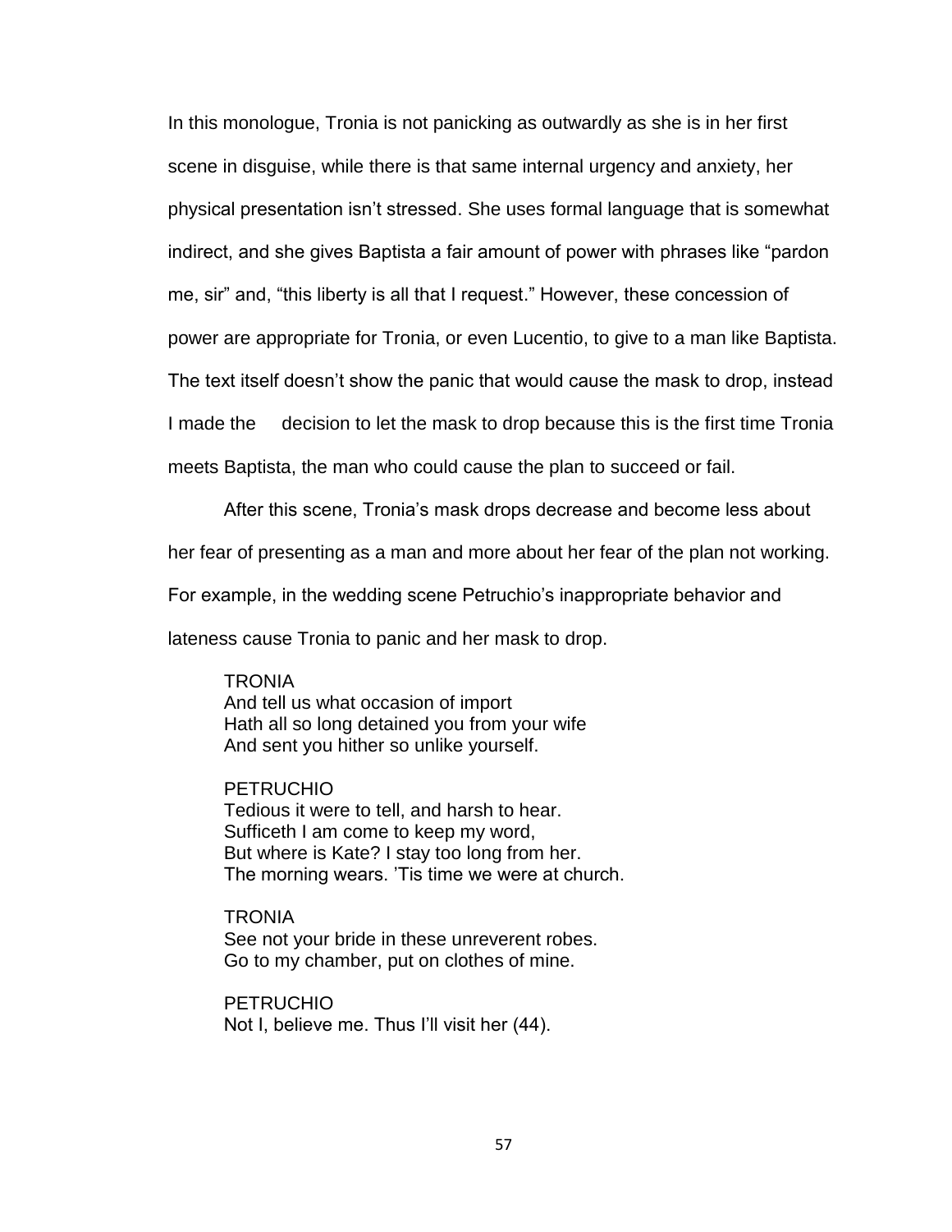In this monologue, Tronia is not panicking as outwardly as she is in her first scene in disguise, while there is that same internal urgency and anxiety, her physical presentation isn't stressed. She uses formal language that is somewhat indirect, and she gives Baptista a fair amount of power with phrases like "pardon me, sir" and, "this liberty is all that I request." However, these concession of power are appropriate for Tronia, or even Lucentio, to give to a man like Baptista. The text itself doesn't show the panic that would cause the mask to drop, instead I made the decision to let the mask to drop because this is the first time Tronia meets Baptista, the man who could cause the plan to succeed or fail.

After this scene, Tronia's mask drops decrease and become less about her fear of presenting as a man and more about her fear of the plan not working. For example, in the wedding scene Petruchio's inappropriate behavior and lateness cause Tronia to panic and her mask to drop.

> TRONIA
> And tell us what occasion of import
> Hath all so long detained you from your wife
> And sent you hither so unlike yourself.
>
> PETRUCHIO
> Tedious it were to tell, and harsh to hear.
> Sufficeth I am come to keep my word,
> But where is Kate? I stay too long from her.
> The morning wears. 'Tis time we were at church.
>
> TRONIA
> See not your bride in these unreverent robes.
> Go to my chamber, put on clothes of mine.
>
> PETRUCHIO
> Not I, believe me. Thus I'll visit her (44).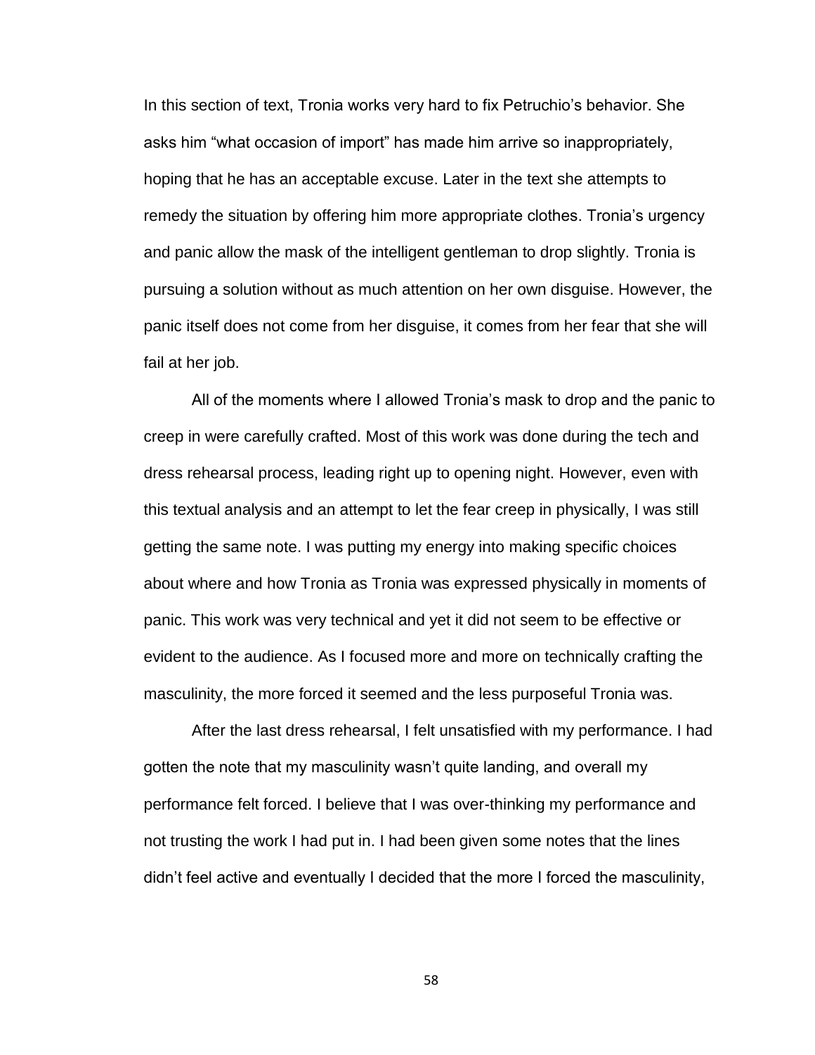In this section of text, Tronia works very hard to fix Petruchio's behavior. She asks him "what occasion of import" has made him arrive so inappropriately, hoping that he has an acceptable excuse. Later in the text she attempts to remedy the situation by offering him more appropriate clothes. Tronia's urgency and panic allow the mask of the intelligent gentleman to drop slightly. Tronia is pursuing a solution without as much attention on her own disguise. However, the panic itself does not come from her disguise, it comes from her fear that she will fail at her job.

All of the moments where I allowed Tronia's mask to drop and the panic to creep in were carefully crafted. Most of this work was done during the tech and dress rehearsal process, leading right up to opening night. However, even with this textual analysis and an attempt to let the fear creep in physically, I was still getting the same note. I was putting my energy into making specific choices about where and how Tronia as Tronia was expressed physically in moments of panic. This work was very technical and yet it did not seem to be effective or evident to the audience. As I focused more and more on technically crafting the masculinity, the more forced it seemed and the less purposeful Tronia was.

After the last dress rehearsal, I felt unsatisfied with my performance. I had gotten the note that my masculinity wasn't quite landing, and overall my performance felt forced. I believe that I was over-thinking my performance and not trusting the work I had put in. I had been given some notes that the lines didn't feel active and eventually I decided that the more I forced the masculinity,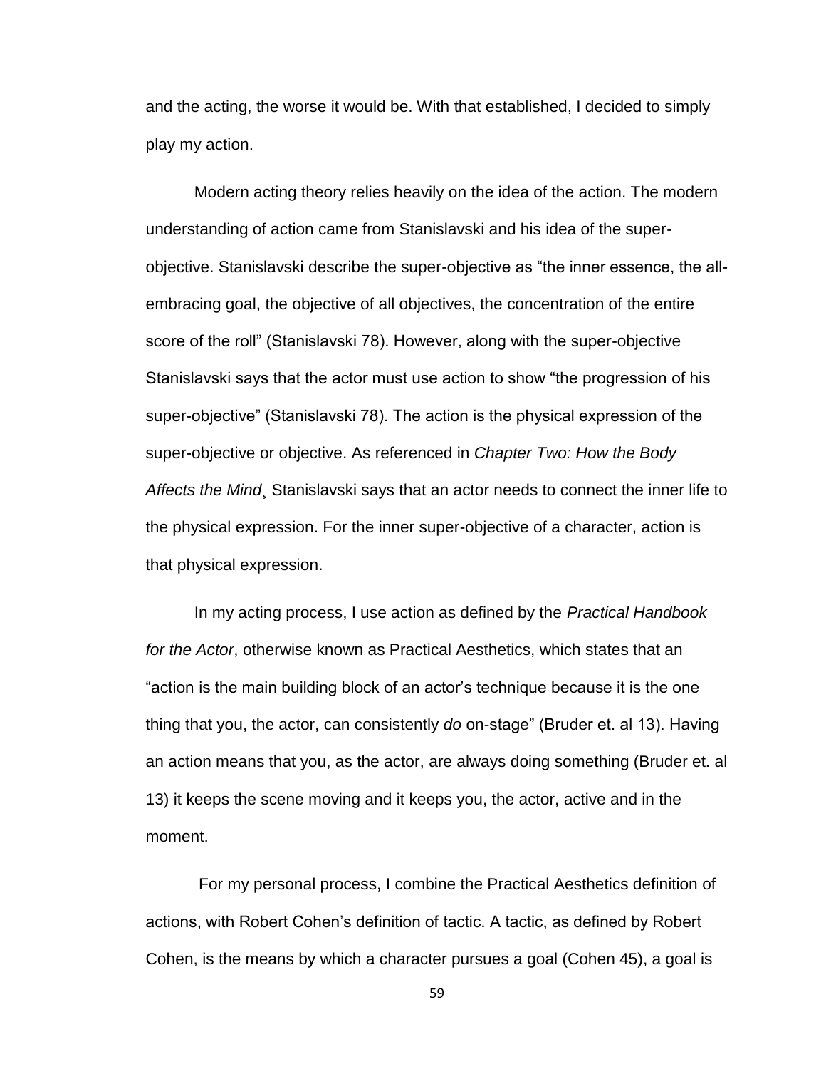and the acting, the worse it would be. With that established, I decided to simply play my action.

Modern acting theory relies heavily on the idea of the action. The modern understanding of action came from Stanislavski and his idea of the super-objective. Stanislavski describe the super-objective as "the inner essence, the all-embracing goal, the objective of all objectives, the concentration of the entire score of the roll" (Stanislavski 78). However, along with the super-objective Stanislavski says that the actor must use action to show "the progression of his super-objective" (Stanislavski 78). The action is the physical expression of the super-objective or objective. As referenced in *Chapter Two: How the Body Affects the Mind*¸ Stanislavski says that an actor needs to connect the inner life to the physical expression. For the inner super-objective of a character, action is that physical expression.

In my acting process, I use action as defined by the *Practical Handbook for the Actor*, otherwise known as Practical Aesthetics, which states that an "action is the main building block of an actor's technique because it is the one thing that you, the actor, can consistently *do* on-stage" (Bruder et. al 13). Having an action means that you, as the actor, are always doing something (Bruder et. al 13) it keeps the scene moving and it keeps you, the actor, active and in the moment.

For my personal process, I combine the Practical Aesthetics definition of actions, with Robert Cohen's definition of tactic. A tactic, as defined by Robert Cohen, is the means by which a character pursues a goal (Cohen 45), a goal is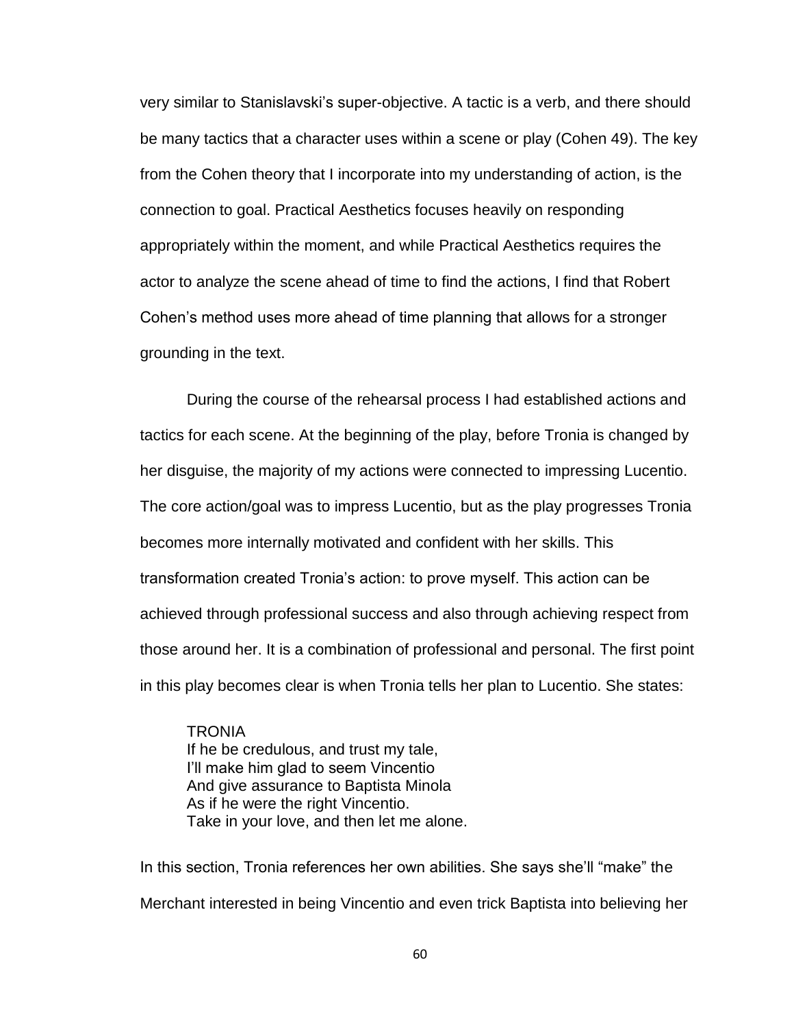very similar to Stanislavski's super-objective. A tactic is a verb, and there should be many tactics that a character uses within a scene or play (Cohen 49). The key from the Cohen theory that I incorporate into my understanding of action, is the connection to goal. Practical Aesthetics focuses heavily on responding appropriately within the moment, and while Practical Aesthetics requires the actor to analyze the scene ahead of time to find the actions, I find that Robert Cohen's method uses more ahead of time planning that allows for a stronger grounding in the text.

During the course of the rehearsal process I had established actions and tactics for each scene. At the beginning of the play, before Tronia is changed by her disguise, the majority of my actions were connected to impressing Lucentio. The core action/goal was to impress Lucentio, but as the play progresses Tronia becomes more internally motivated and confident with her skills. This transformation created Tronia's action: to prove myself. This action can be achieved through professional success and also through achieving respect from those around her. It is a combination of professional and personal. The first point in this play becomes clear is when Tronia tells her plan to Lucentio. She states:

> TRONIA
> If he be credulous, and trust my tale,
> I'll make him glad to seem Vincentio
> And give assurance to Baptista Minola
> As if he were the right Vincentio.
> Take in your love, and then let me alone.

In this section, Tronia references her own abilities. She says she'll "make" the Merchant interested in being Vincentio and even trick Baptista into believing her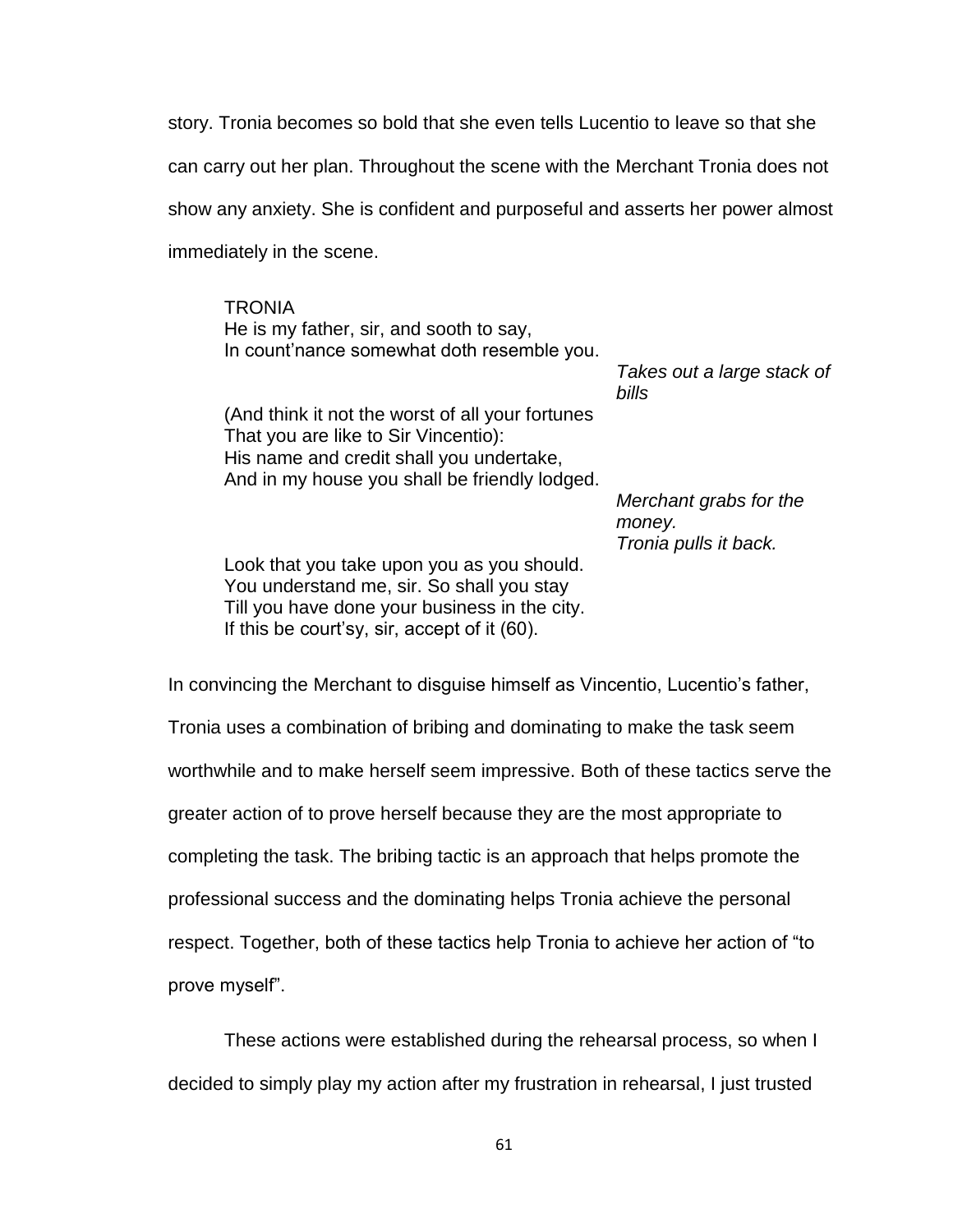story. Tronia becomes so bold that she even tells Lucentio to leave so that she can carry out her plan. Throughout the scene with the Merchant Tronia does not show any anxiety. She is confident and purposeful and asserts her power almost immediately in the scene.

> TRONIA
> He is my father, sir, and sooth to say,
> In count'nance somewhat doth resemble you.
>
> *Takes out a large stack of bills*
>
> (And think it not the worst of all your fortunes
> That you are like to Sir Vincentio):
> His name and credit shall you undertake,
> And in my house you shall be friendly lodged.
>
> *Merchant grabs for the money.*
> *Tronia pulls it back.*
>
> Look that you take upon you as you should.
> You understand me, sir. So shall you stay
> Till you have done your business in the city.
> If this be court'sy, sir, accept of it (60).

In convincing the Merchant to disguise himself as Vincentio, Lucentio's father, Tronia uses a combination of bribing and dominating to make the task seem worthwhile and to make herself seem impressive. Both of these tactics serve the greater action of to prove herself because they are the most appropriate to completing the task. The bribing tactic is an approach that helps promote the professional success and the dominating helps Tronia achieve the personal respect. Together, both of these tactics help Tronia to achieve her action of "to prove myself".

These actions were established during the rehearsal process, so when I decided to simply play my action after my frustration in rehearsal, I just trusted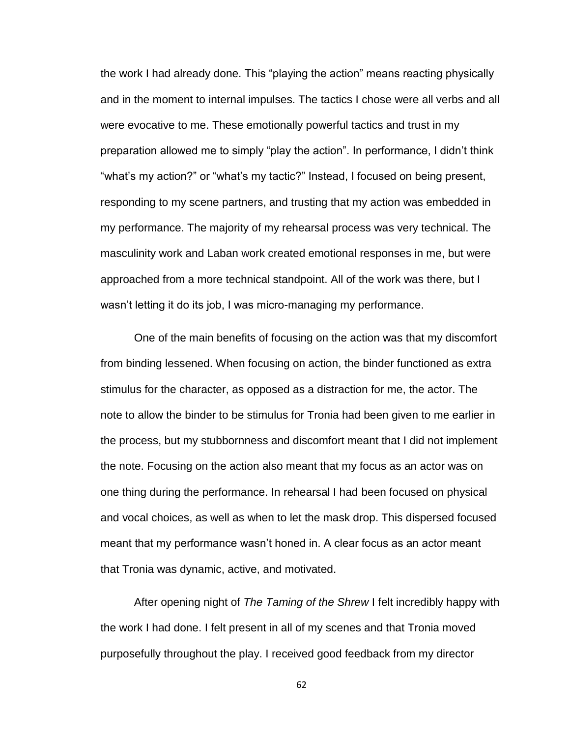the work I had already done. This "playing the action" means reacting physically and in the moment to internal impulses. The tactics I chose were all verbs and all were evocative to me. These emotionally powerful tactics and trust in my preparation allowed me to simply "play the action". In performance, I didn't think "what's my action?" or "what's my tactic?" Instead, I focused on being present, responding to my scene partners, and trusting that my action was embedded in my performance. The majority of my rehearsal process was very technical. The masculinity work and Laban work created emotional responses in me, but were approached from a more technical standpoint. All of the work was there, but I wasn't letting it do its job, I was micro-managing my performance.

One of the main benefits of focusing on the action was that my discomfort from binding lessened. When focusing on action, the binder functioned as extra stimulus for the character, as opposed as a distraction for me, the actor. The note to allow the binder to be stimulus for Tronia had been given to me earlier in the process, but my stubbornness and discomfort meant that I did not implement the note. Focusing on the action also meant that my focus as an actor was on one thing during the performance. In rehearsal I had been focused on physical and vocal choices, as well as when to let the mask drop. This dispersed focused meant that my performance wasn't honed in. A clear focus as an actor meant that Tronia was dynamic, active, and motivated.

After opening night of *The Taming of the Shrew* I felt incredibly happy with the work I had done. I felt present in all of my scenes and that Tronia moved purposefully throughout the play. I received good feedback from my director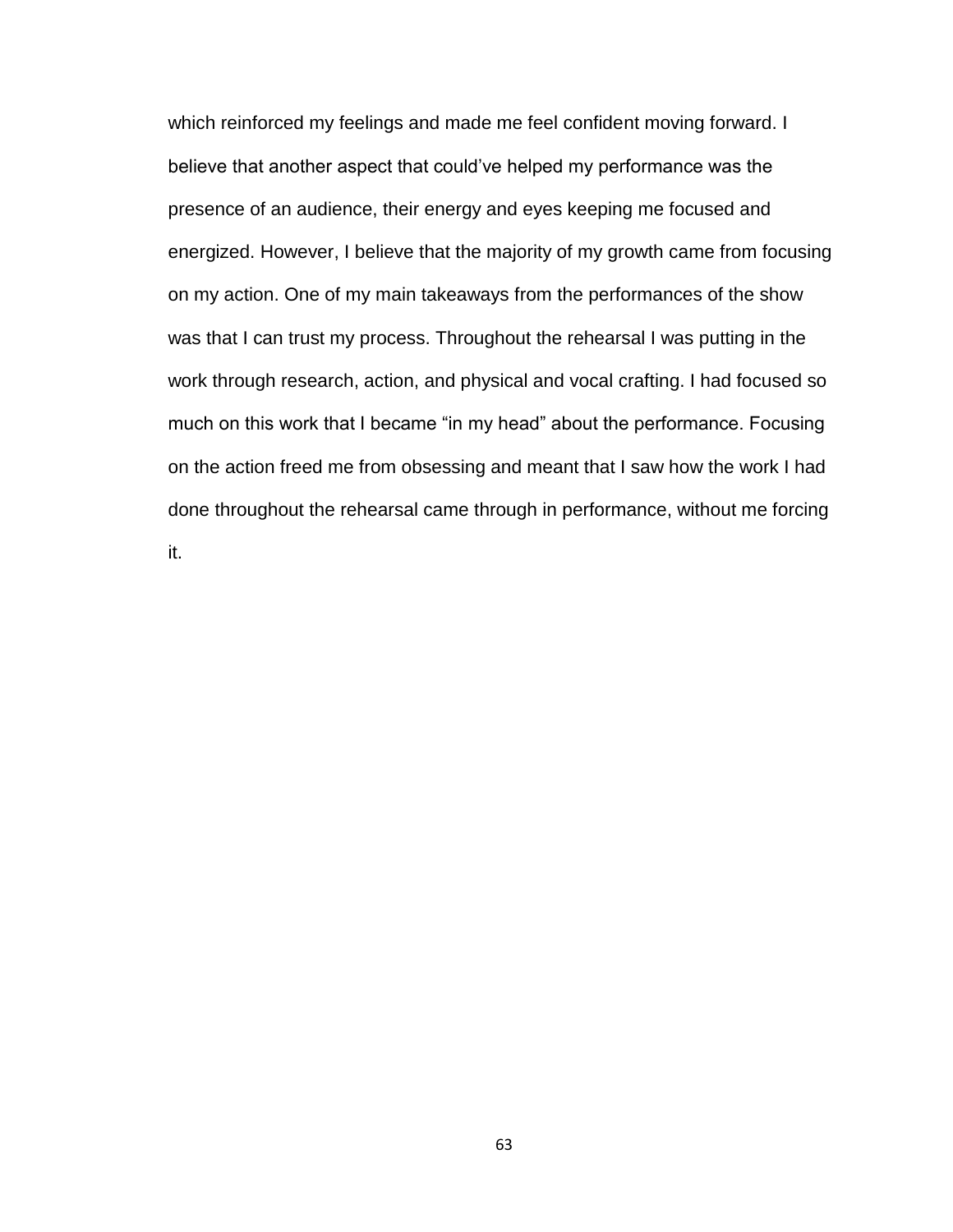which reinforced my feelings and made me feel confident moving forward. I believe that another aspect that could've helped my performance was the presence of an audience, their energy and eyes keeping me focused and energized. However, I believe that the majority of my growth came from focusing on my action. One of my main takeaways from the performances of the show was that I can trust my process. Throughout the rehearsal I was putting in the work through research, action, and physical and vocal crafting. I had focused so much on this work that I became "in my head" about the performance. Focusing on the action freed me from obsessing and meant that I saw how the work I had done throughout the rehearsal came through in performance, without me forcing it.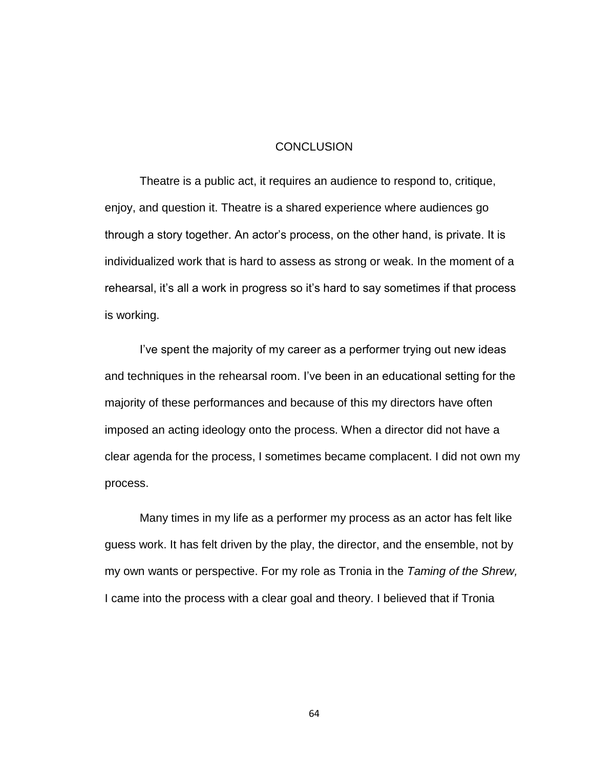# CONCLUSION

Theatre is a public act, it requires an audience to respond to, critique, enjoy, and question it. Theatre is a shared experience where audiences go through a story together. An actor's process, on the other hand, is private. It is individualized work that is hard to assess as strong or weak. In the moment of a rehearsal, it's all a work in progress so it's hard to say sometimes if that process is working.

I've spent the majority of my career as a performer trying out new ideas and techniques in the rehearsal room. I've been in an educational setting for the majority of these performances and because of this my directors have often imposed an acting ideology onto the process. When a director did not have a clear agenda for the process, I sometimes became complacent. I did not own my process.

Many times in my life as a performer my process as an actor has felt like guess work. It has felt driven by the play, the director, and the ensemble, not by my own wants or perspective. For my role as Tronia in the *Taming of the Shrew,* I came into the process with a clear goal and theory. I believed that if Tronia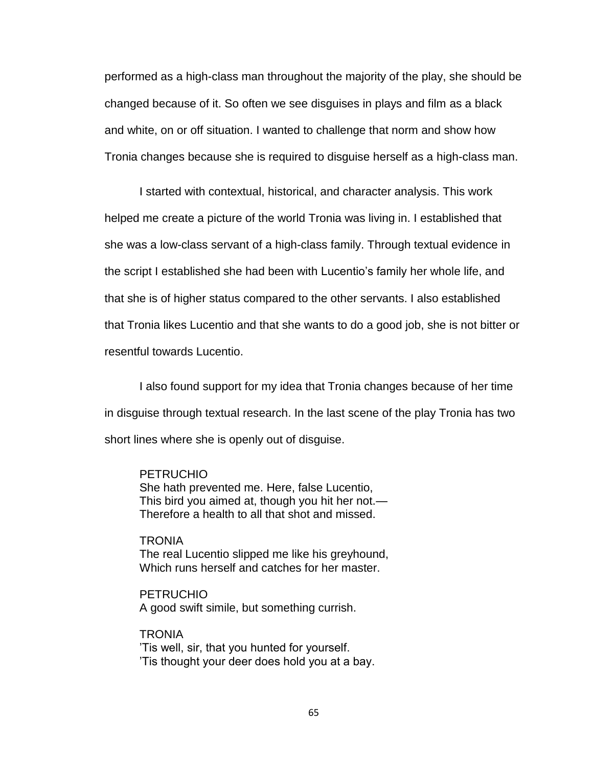performed as a high-class man throughout the majority of the play, she should be changed because of it. So often we see disguises in plays and film as a black and white, on or off situation. I wanted to challenge that norm and show how Tronia changes because she is required to disguise herself as a high-class man.

I started with contextual, historical, and character analysis. This work helped me create a picture of the world Tronia was living in. I established that she was a low-class servant of a high-class family. Through textual evidence in the script I established she had been with Lucentio's family her whole life, and that she is of higher status compared to the other servants. I also established that Tronia likes Lucentio and that she wants to do a good job, she is not bitter or resentful towards Lucentio.

I also found support for my idea that Tronia changes because of her time in disguise through textual research. In the last scene of the play Tronia has two short lines where she is openly out of disguise.

> PETRUCHIO
> She hath prevented me. Here, false Lucentio,
> This bird you aimed at, though you hit her not.—
> Therefore a health to all that shot and missed.
>
> TRONIA
> The real Lucentio slipped me like his greyhound,
> Which runs herself and catches for her master.
>
> PETRUCHIO
> A good swift simile, but something currish.
>
> TRONIA
> 'Tis well, sir, that you hunted for yourself.
> 'Tis thought your deer does hold you at a bay.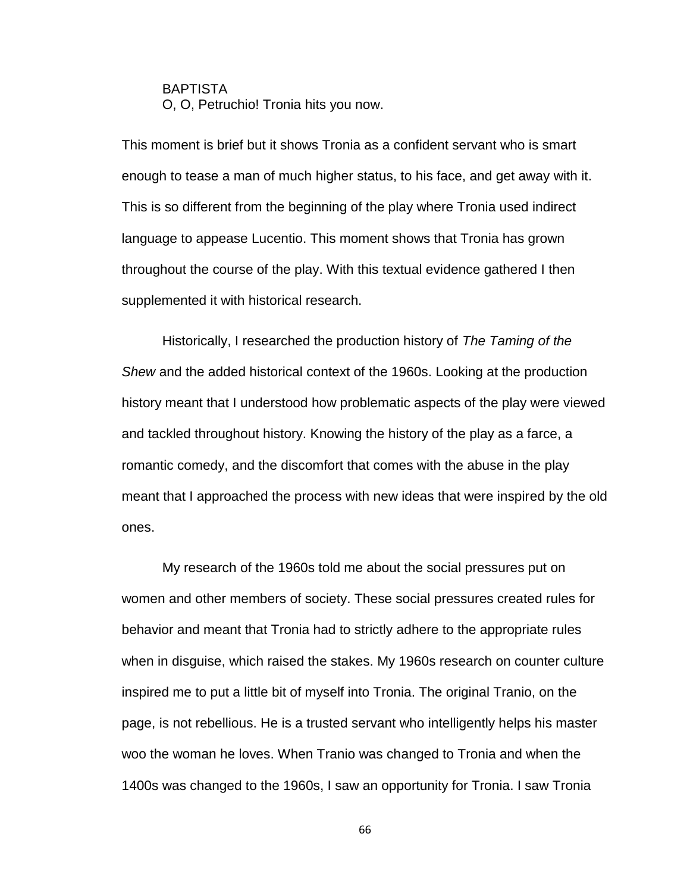BAPTISTA  
O, O, Petruchio! Tronia hits you now.

This moment is brief but it shows Tronia as a confident servant who is smart enough to tease a man of much higher status, to his face, and get away with it. This is so different from the beginning of the play where Tronia used indirect language to appease Lucentio. This moment shows that Tronia has grown throughout the course of the play. With this textual evidence gathered I then supplemented it with historical research.

Historically, I researched the production history of *The Taming of the Shew* and the added historical context of the 1960s. Looking at the production history meant that I understood how problematic aspects of the play were viewed and tackled throughout history. Knowing the history of the play as a farce, a romantic comedy, and the discomfort that comes with the abuse in the play meant that I approached the process with new ideas that were inspired by the old ones.

My research of the 1960s told me about the social pressures put on women and other members of society. These social pressures created rules for behavior and meant that Tronia had to strictly adhere to the appropriate rules when in disguise, which raised the stakes. My 1960s research on counter culture inspired me to put a little bit of myself into Tronia. The original Tranio, on the page, is not rebellious. He is a trusted servant who intelligently helps his master woo the woman he loves. When Tranio was changed to Tronia and when the 1400s was changed to the 1960s, I saw an opportunity for Tronia. I saw Tronia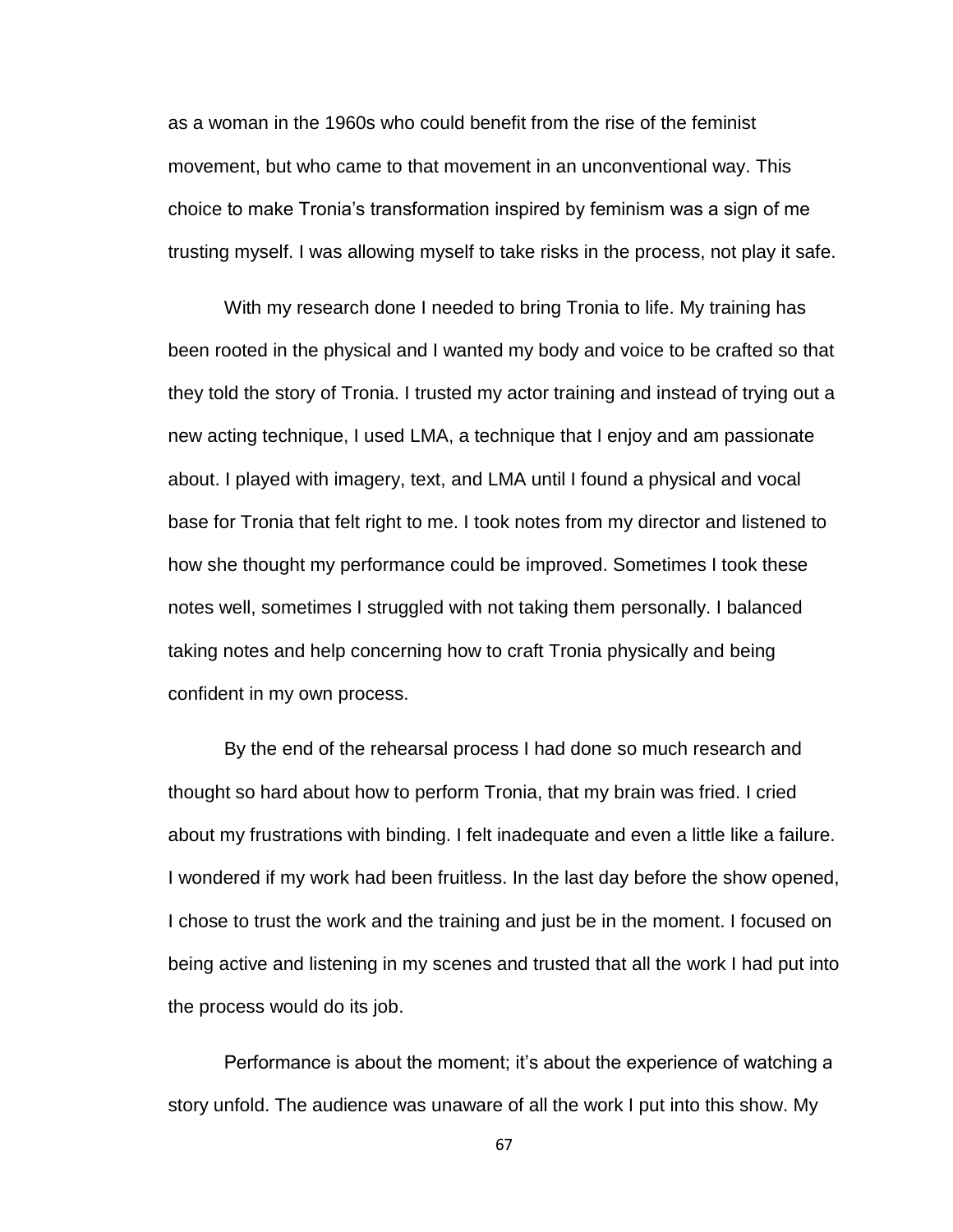as a woman in the 1960s who could benefit from the rise of the feminist movement, but who came to that movement in an unconventional way. This choice to make Tronia's transformation inspired by feminism was a sign of me trusting myself. I was allowing myself to take risks in the process, not play it safe.

With my research done I needed to bring Tronia to life. My training has been rooted in the physical and I wanted my body and voice to be crafted so that they told the story of Tronia. I trusted my actor training and instead of trying out a new acting technique, I used LMA, a technique that I enjoy and am passionate about. I played with imagery, text, and LMA until I found a physical and vocal base for Tronia that felt right to me. I took notes from my director and listened to how she thought my performance could be improved. Sometimes I took these notes well, sometimes I struggled with not taking them personally. I balanced taking notes and help concerning how to craft Tronia physically and being confident in my own process.

By the end of the rehearsal process I had done so much research and thought so hard about how to perform Tronia, that my brain was fried. I cried about my frustrations with binding. I felt inadequate and even a little like a failure. I wondered if my work had been fruitless. In the last day before the show opened, I chose to trust the work and the training and just be in the moment. I focused on being active and listening in my scenes and trusted that all the work I had put into the process would do its job.

Performance is about the moment; it's about the experience of watching a story unfold. The audience was unaware of all the work I put into this show. My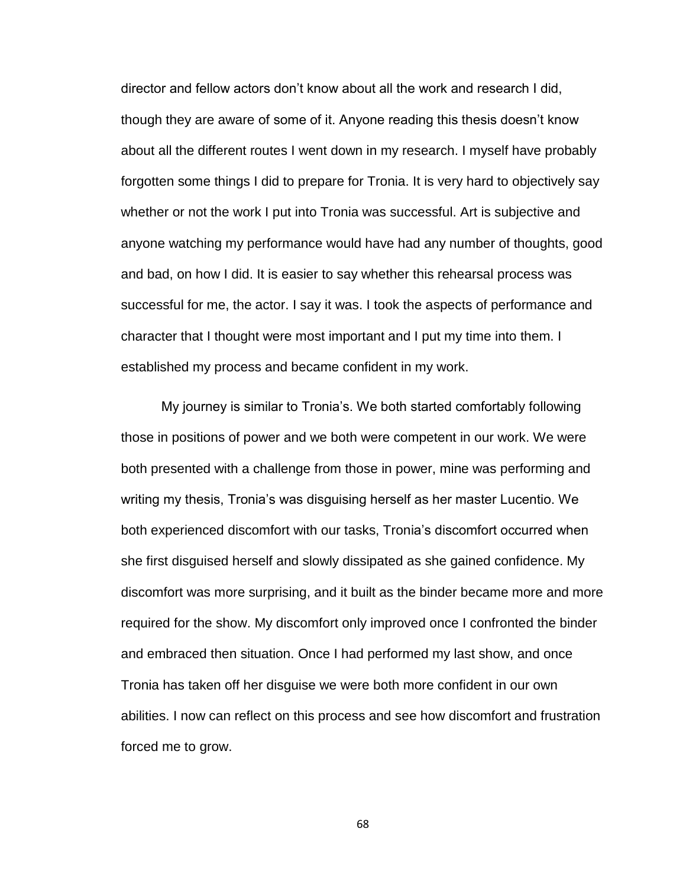director and fellow actors don't know about all the work and research I did, though they are aware of some of it. Anyone reading this thesis doesn't know about all the different routes I went down in my research. I myself have probably forgotten some things I did to prepare for Tronia. It is very hard to objectively say whether or not the work I put into Tronia was successful. Art is subjective and anyone watching my performance would have had any number of thoughts, good and bad, on how I did. It is easier to say whether this rehearsal process was successful for me, the actor. I say it was. I took the aspects of performance and character that I thought were most important and I put my time into them. I established my process and became confident in my work.

My journey is similar to Tronia's. We both started comfortably following those in positions of power and we both were competent in our work. We were both presented with a challenge from those in power, mine was performing and writing my thesis, Tronia's was disguising herself as her master Lucentio. We both experienced discomfort with our tasks, Tronia's discomfort occurred when she first disguised herself and slowly dissipated as she gained confidence. My discomfort was more surprising, and it built as the binder became more and more required for the show. My discomfort only improved once I confronted the binder and embraced then situation. Once I had performed my last show, and once Tronia has taken off her disguise we were both more confident in our own abilities. I now can reflect on this process and see how discomfort and frustration forced me to grow.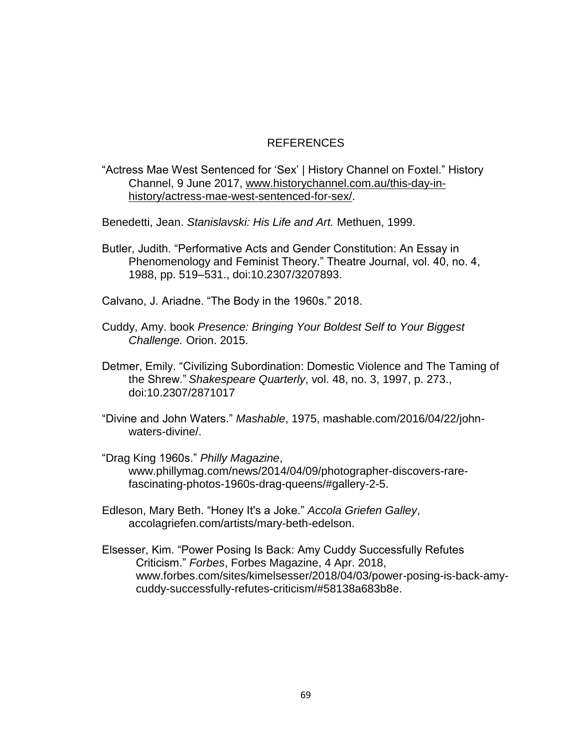# REFERENCES

"Actress Mae West Sentenced for 'Sex' | History Channel on Foxtel." History Channel, 9 June 2017, www.historychannel.com.au/this-day-in-history/actress-mae-west-sentenced-for-sex/.

Benedetti, Jean. *Stanislavski: His Life and Art.* Methuen, 1999.

Butler, Judith. "Performative Acts and Gender Constitution: An Essay in Phenomenology and Feminist Theory." Theatre Journal, vol. 40, no. 4, 1988, pp. 519–531., doi:10.2307/3207893.

Calvano, J. Ariadne. "The Body in the 1960s." 2018.

Cuddy, Amy. book *Presence: Bringing Your Boldest Self to Your Biggest Challenge.* Orion. 2015.

Detmer, Emily. "Civilizing Subordination: Domestic Violence and The Taming of the Shrew." *Shakespeare Quarterly*, vol. 48, no. 3, 1997, p. 273., doi:10.2307/2871017

"Divine and John Waters." *Mashable*, 1975, mashable.com/2016/04/22/john-waters-divine/.

"Drag King 1960s." *Philly Magazine*, www.phillymag.com/news/2014/04/09/photographer-discovers-rare-fascinating-photos-1960s-drag-queens/#gallery-2-5.

Edleson, Mary Beth. "Honey It's a Joke." *Accola Griefen Galley*, accolagriefen.com/artists/mary-beth-edelson.

Elsesser, Kim. "Power Posing Is Back: Amy Cuddy Successfully Refutes Criticism." *Forbes*, Forbes Magazine, 4 Apr. 2018, www.forbes.com/sites/kimelsesser/2018/04/03/power-posing-is-back-amy-cuddy-successfully-refutes-criticism/#58138a683b8e.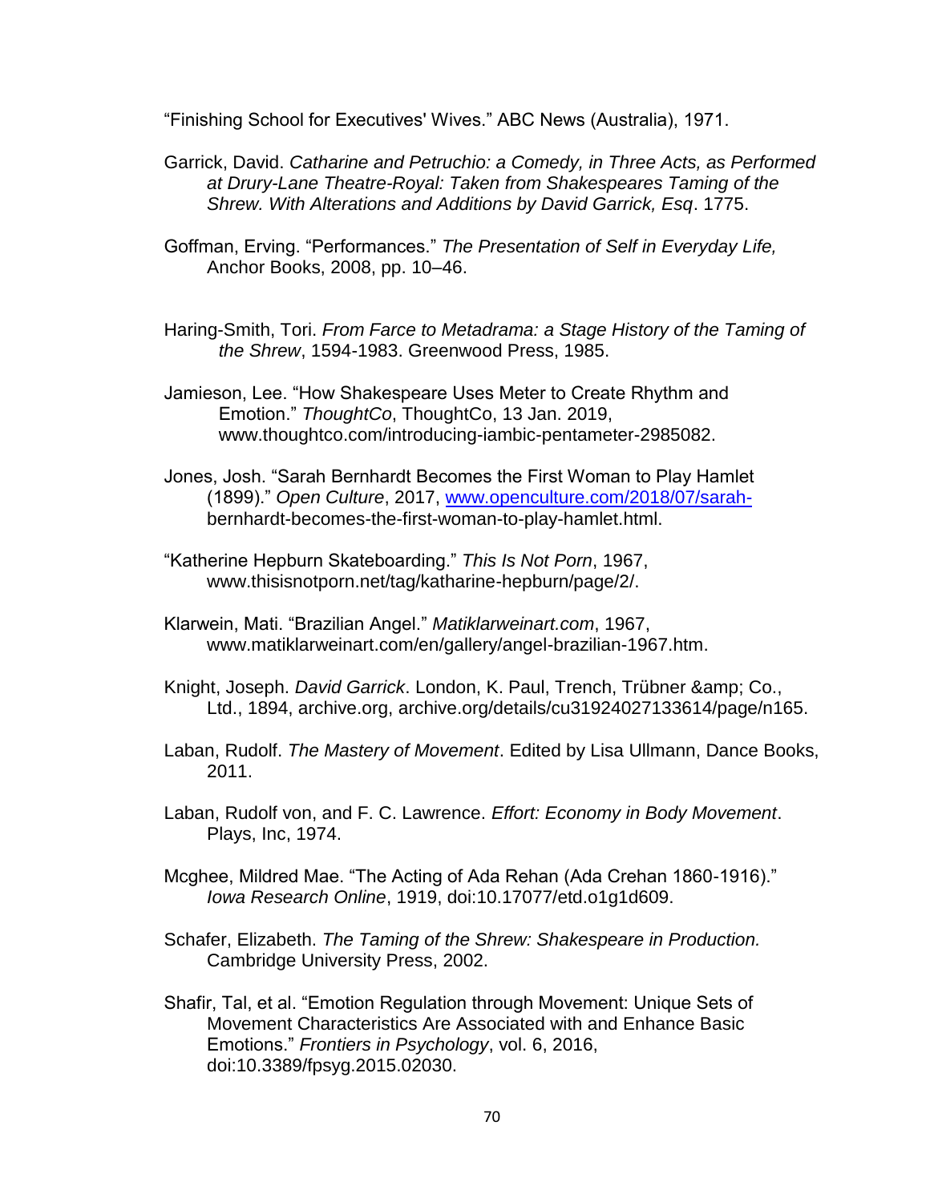"Finishing School for Executives' Wives." ABC News (Australia), 1971.

Garrick, David. *Catharine and Petruchio: a Comedy, in Three Acts, as Performed at Drury-Lane Theatre-Royal: Taken from Shakespeares Taming of the Shrew. With Alterations and Additions by David Garrick, Esq*. 1775.

Goffman, Erving. "Performances." *The Presentation of Self in Everyday Life,* Anchor Books, 2008, pp. 10–46.

Haring-Smith, Tori. *From Farce to Metadrama: a Stage History of the Taming of the Shrew*, 1594-1983. Greenwood Press, 1985.

Jamieson, Lee. "How Shakespeare Uses Meter to Create Rhythm and Emotion." *ThoughtCo*, ThoughtCo, 13 Jan. 2019, www.thoughtco.com/introducing-iambic-pentameter-2985082.

Jones, Josh. "Sarah Bernhardt Becomes the First Woman to Play Hamlet (1899)." *Open Culture*, 2017, www.openculture.com/2018/07/sarah-bernhardt-becomes-the-first-woman-to-play-hamlet.html.

"Katherine Hepburn Skateboarding." *This Is Not Porn*, 1967, www.thisisnotporn.net/tag/katharine-hepburn/page/2/.

Klarwein, Mati. "Brazilian Angel." *Matiklarweinart.com*, 1967, www.matiklarweinart.com/en/gallery/angel-brazilian-1967.htm.

Knight, Joseph. *David Garrick*. London, K. Paul, Trench, Trübner &amp; Co., Ltd., 1894, archive.org, archive.org/details/cu31924027133614/page/n165.

Laban, Rudolf. *The Mastery of Movement*. Edited by Lisa Ullmann, Dance Books, 2011.

Laban, Rudolf von, and F. C. Lawrence. *Effort: Economy in Body Movement*. Plays, Inc, 1974.

Mcghee, Mildred Mae. "The Acting of Ada Rehan (Ada Crehan 1860-1916)." *Iowa Research Online*, 1919, doi:10.17077/etd.o1g1d609.

Schafer, Elizabeth. *The Taming of the Shrew: Shakespeare in Production.* Cambridge University Press, 2002.

Shafir, Tal, et al. "Emotion Regulation through Movement: Unique Sets of Movement Characteristics Are Associated with and Enhance Basic Emotions." *Frontiers in Psychology*, vol. 6, 2016, doi:10.3389/fpsyg.2015.02030.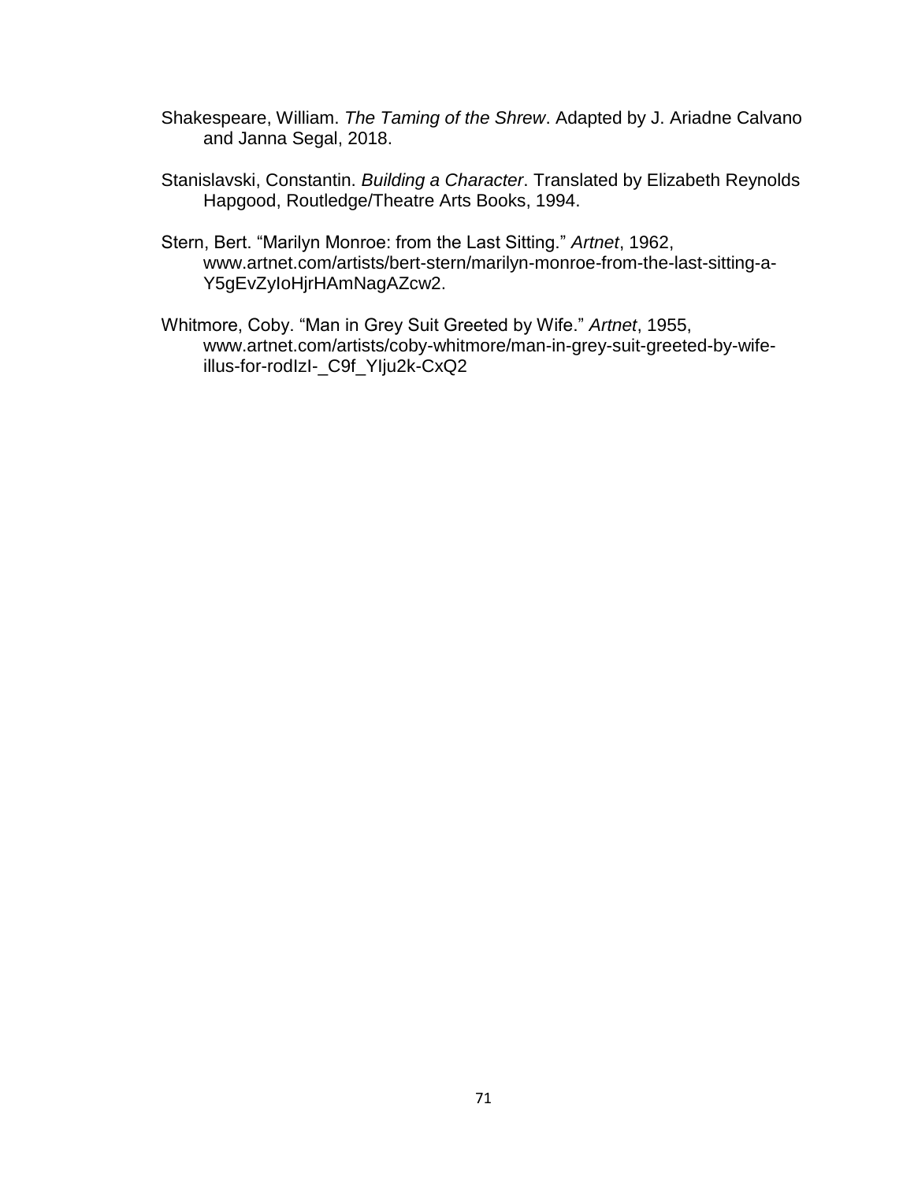Shakespeare, William. *The Taming of the Shrew*. Adapted by J. Ariadne Calvano and Janna Segal, 2018.

Stanislavski, Constantin. *Building a Character*. Translated by Elizabeth Reynolds Hapgood, Routledge/Theatre Arts Books, 1994.

Stern, Bert. "Marilyn Monroe: from the Last Sitting." *Artnet*, 1962, www.artnet.com/artists/bert-stern/marilyn-monroe-from-the-last-sitting-a-Y5gEvZyIoHjrHAmNagAZcw2.

Whitmore, Coby. "Man in Grey Suit Greeted by Wife." *Artnet*, 1955, www.artnet.com/artists/coby-whitmore/man-in-grey-suit-greeted-by-wife-illus-for-rodIzI-_C9f_YIju2k-CxQ2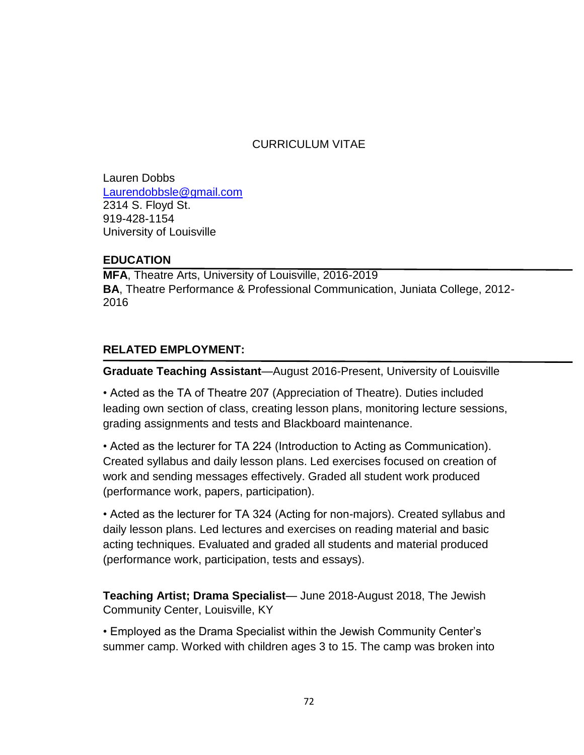# CURRICULUM VITAE

Lauren Dobbs
Laurendobbsle@gmail.com
2314 S. Floyd St.
919-428-1154
University of Louisville

## EDUCATION

**MFA**, Theatre Arts, University of Louisville, 2016-2019
**BA**, Theatre Performance & Professional Communication, Juniata College, 2012-2016

## RELATED EMPLOYMENT:

**Graduate Teaching Assistant**—August 2016-Present, University of Louisville

• Acted as the TA of Theatre 207 (Appreciation of Theatre). Duties included leading own section of class, creating lesson plans, monitoring lecture sessions, grading assignments and tests and Blackboard maintenance.

• Acted as the lecturer for TA 224 (Introduction to Acting as Communication). Created syllabus and daily lesson plans. Led exercises focused on creation of work and sending messages effectively. Graded all student work produced (performance work, papers, participation).

• Acted as the lecturer for TA 324 (Acting for non-majors). Created syllabus and daily lesson plans. Led lectures and exercises on reading material and basic acting techniques. Evaluated and graded all students and material produced (performance work, participation, tests and essays).

**Teaching Artist; Drama Specialist**— June 2018-August 2018, The Jewish Community Center, Louisville, KY

• Employed as the Drama Specialist within the Jewish Community Center's summer camp. Worked with children ages 3 to 15. The camp was broken into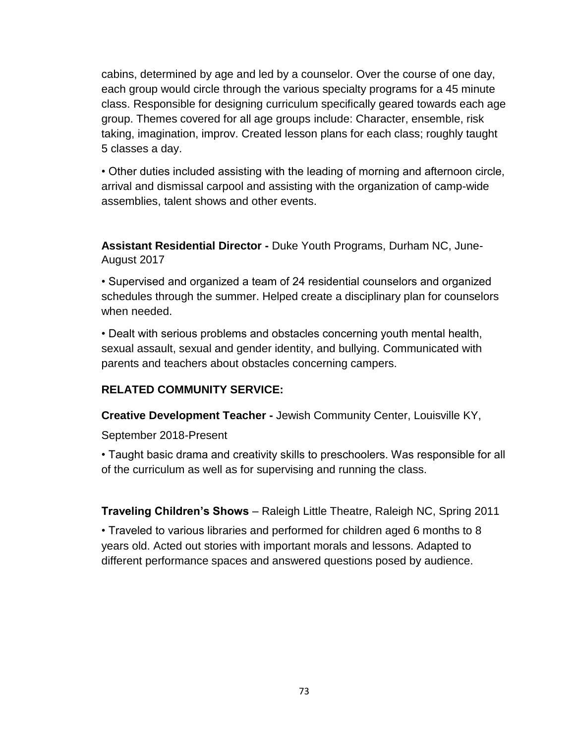cabins, determined by age and led by a counselor. Over the course of one day, each group would circle through the various specialty programs for a 45 minute class. Responsible for designing curriculum specifically geared towards each age group. Themes covered for all age groups include: Character, ensemble, risk taking, imagination, improv. Created lesson plans for each class; roughly taught 5 classes a day.

• Other duties included assisting with the leading of morning and afternoon circle, arrival and dismissal carpool and assisting with the organization of camp-wide assemblies, talent shows and other events.

**Assistant Residential Director -** Duke Youth Programs, Durham NC, June-August 2017

• Supervised and organized a team of 24 residential counselors and organized schedules through the summer. Helped create a disciplinary plan for counselors when needed.

• Dealt with serious problems and obstacles concerning youth mental health, sexual assault, sexual and gender identity, and bullying. Communicated with parents and teachers about obstacles concerning campers.

**RELATED COMMUNITY SERVICE:**

**Creative Development Teacher -** Jewish Community Center, Louisville KY,

September 2018-Present

• Taught basic drama and creativity skills to preschoolers. Was responsible for all of the curriculum as well as for supervising and running the class.

**Traveling Children's Shows** – Raleigh Little Theatre, Raleigh NC, Spring 2011

• Traveled to various libraries and performed for children aged 6 months to 8 years old. Acted out stories with important morals and lessons. Adapted to different performance spaces and answered questions posed by audience.